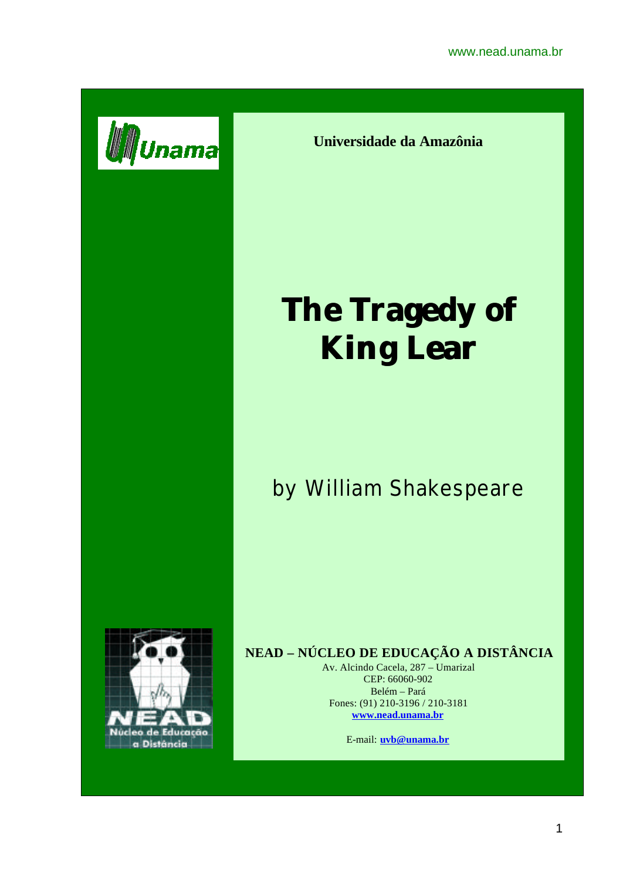**Universidade da Amazônia**

# The Tragedy of King Lear

## by William Shakespeare

**NEAD – NÚCLEO DE EDUCAÇÃO A DISTÂNCIA**

Av. Alcindo Cacela, 287 – Umarizal
CEP: 66060-902
Belém – Pará
Fones: (91) 210-3196 / 210-3181
**www.nead.unama.br**

E-mail: **uvb@unama.br**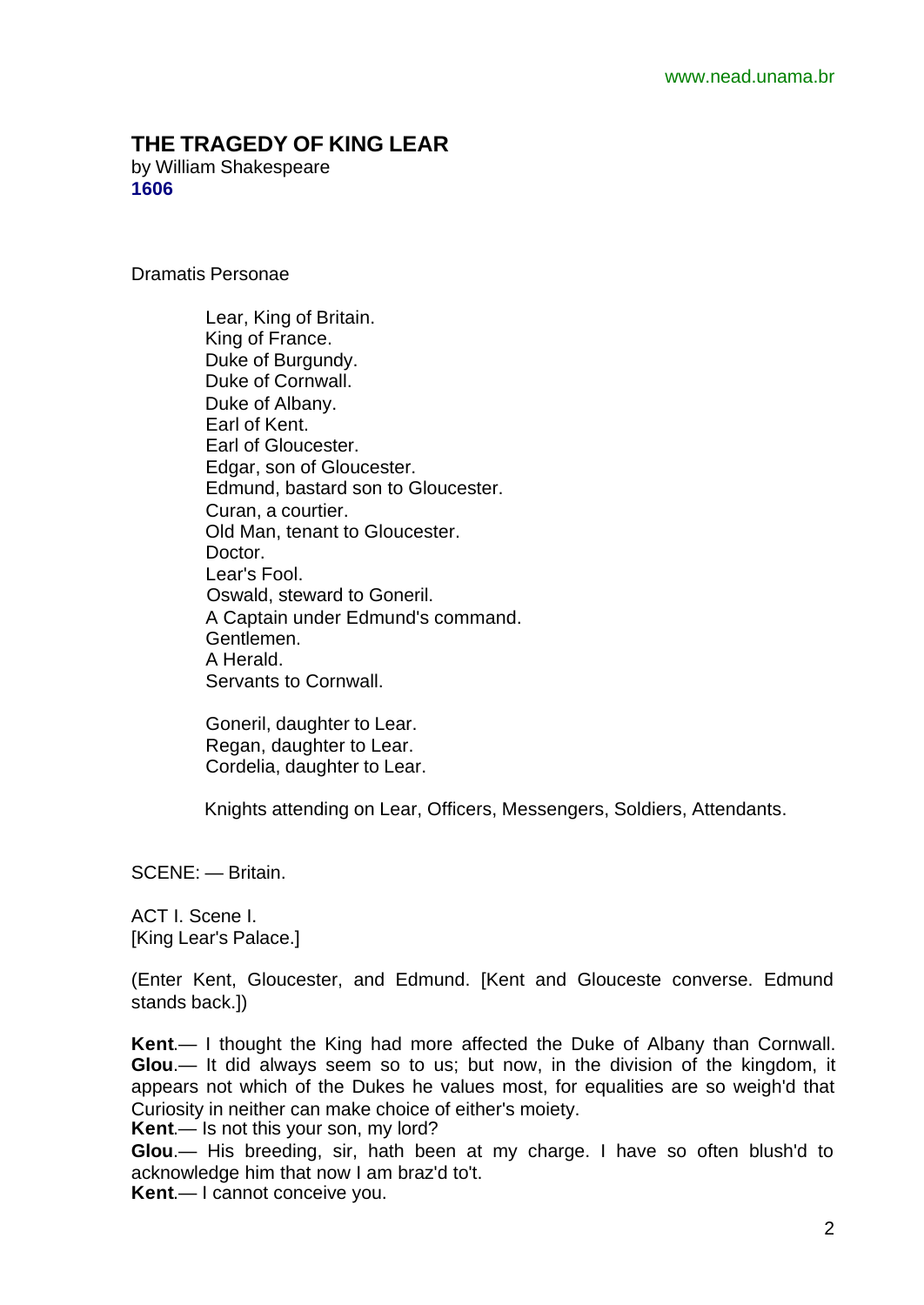# THE TRAGEDY OF KING LEAR

by William Shakespeare
**1606**

Dramatis Personae

Lear, King of Britain.
King of France.
Duke of Burgundy.
Duke of Cornwall.
Duke of Albany.
Earl of Kent.
Earl of Gloucester.
Edgar, son of Gloucester.
Edmund, bastard son to Gloucester.
Curan, a courtier.
Old Man, tenant to Gloucester.
Doctor.
Lear's Fool.
Oswald, steward to Goneril.
A Captain under Edmund's command.
Gentlemen.
A Herald.
Servants to Cornwall.

Goneril, daughter to Lear.
Regan, daughter to Lear.
Cordelia, daughter to Lear.

Knights attending on Lear, Officers, Messengers, Soldiers, Attendants.

SCENE: — Britain.

ACT I. Scene I.
[King Lear's Palace.]

(Enter Kent, Gloucester, and Edmund. [Kent and Glouceste converse. Edmund stands back.])

**Kent**.— I thought the King had more affected the Duke of Albany than Cornwall.
**Glou**.— It did always seem so to us; but now, in the division of the kingdom, it appears not which of the Dukes he values most, for equalities are so weigh'd that Curiosity in neither can make choice of either's moiety.
**Kent**.— Is not this your son, my lord?
**Glou**.— His breeding, sir, hath been at my charge. I have so often blush'd to acknowledge him that now I am braz'd to't.
**Kent**.— I cannot conceive you.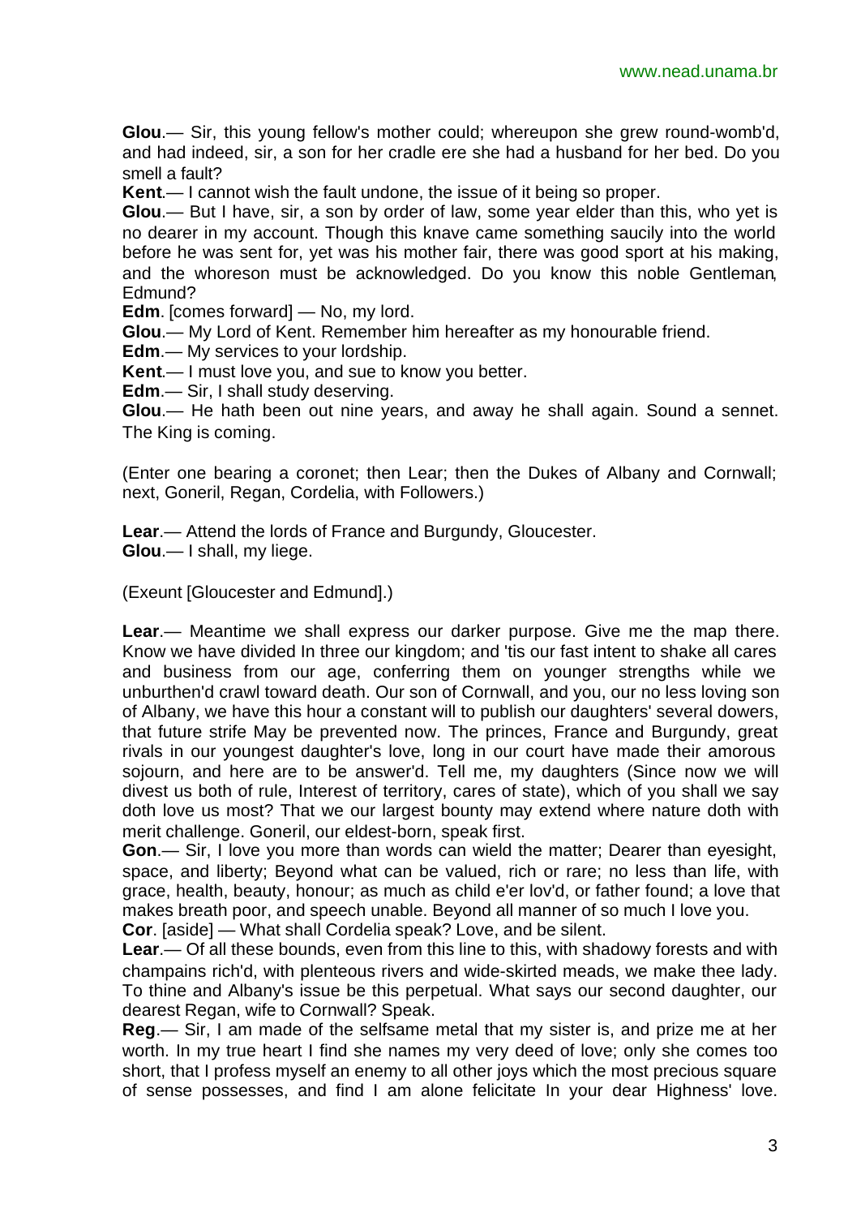**Glou**.— Sir, this young fellow's mother could; whereupon she grew round-womb'd, and had indeed, sir, a son for her cradle ere she had a husband for her bed. Do you smell a fault?

**Kent**.— I cannot wish the fault undone, the issue of it being so proper.

**Glou**.— But I have, sir, a son by order of law, some year elder than this, who yet is no dearer in my account. Though this knave came something saucily into the world before he was sent for, yet was his mother fair, there was good sport at his making, and the whoreson must be acknowledged. Do you know this noble Gentleman, Edmund?

**Edm**. [comes forward] — No, my lord.

**Glou**.— My Lord of Kent. Remember him hereafter as my honourable friend.

**Edm**.— My services to your lordship.

**Kent**.— I must love you, and sue to know you better.

**Edm**.— Sir, I shall study deserving.

**Glou**.— He hath been out nine years, and away he shall again. Sound a sennet. The King is coming.

(Enter one bearing a coronet; then Lear; then the Dukes of Albany and Cornwall; next, Goneril, Regan, Cordelia, with Followers.)

**Lear**.— Attend the lords of France and Burgundy, Gloucester.

**Glou**.— I shall, my liege.

(Exeunt [Gloucester and Edmund].)

**Lear**.— Meantime we shall express our darker purpose. Give me the map there. Know we have divided In three our kingdom; and 'tis our fast intent to shake all cares and business from our age, conferring them on younger strengths while we unburthen'd crawl toward death. Our son of Cornwall, and you, our no less loving son of Albany, we have this hour a constant will to publish our daughters' several dowers, that future strife May be prevented now. The princes, France and Burgundy, great rivals in our youngest daughter's love, long in our court have made their amorous sojourn, and here are to be answer'd. Tell me, my daughters (Since now we will divest us both of rule, Interest of territory, cares of state), which of you shall we say doth love us most? That we our largest bounty may extend where nature doth with merit challenge. Goneril, our eldest-born, speak first.

**Gon**.— Sir, I love you more than words can wield the matter; Dearer than eyesight, space, and liberty; Beyond what can be valued, rich or rare; no less than life, with grace, health, beauty, honour; as much as child e'er lov'd, or father found; a love that makes breath poor, and speech unable. Beyond all manner of so much I love you.

**Cor**. [aside] — What shall Cordelia speak? Love, and be silent.

**Lear**.— Of all these bounds, even from this line to this, with shadowy forests and with champains rich'd, with plenteous rivers and wide-skirted meads, we make thee lady. To thine and Albany's issue be this perpetual. What says our second daughter, our dearest Regan, wife to Cornwall? Speak.

**Reg**.— Sir, I am made of the selfsame metal that my sister is, and prize me at her worth. In my true heart I find she names my very deed of love; only she comes too short, that I profess myself an enemy to all other joys which the most precious square of sense possesses, and find I am alone felicitate In your dear Highness' love.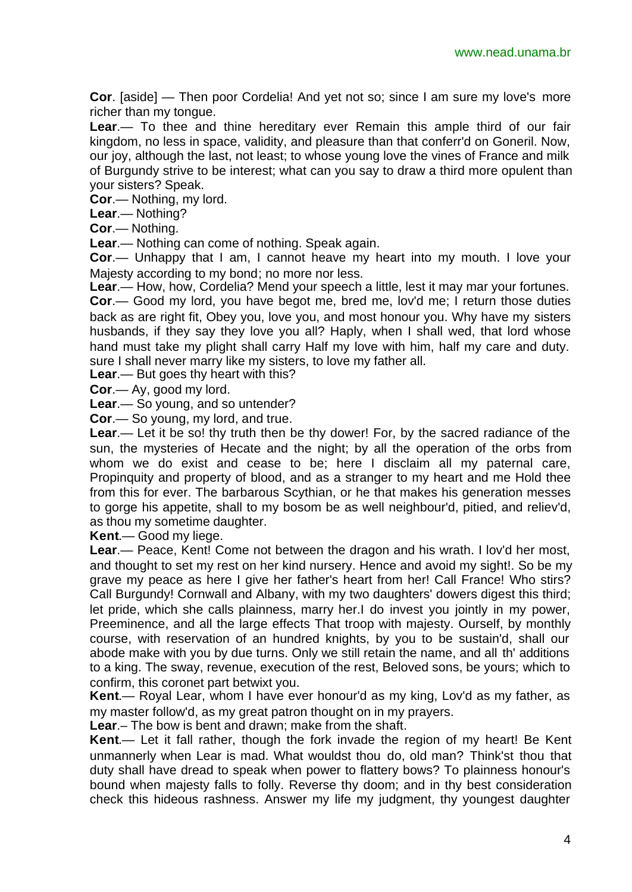**Cor**. [aside] — Then poor Cordelia! And yet not so; since I am sure my love's more richer than my tongue.

**Lear**.— To thee and thine hereditary ever Remain this ample third of our fair kingdom, no less in space, validity, and pleasure than that conferr'd on Goneril. Now, our joy, although the last, not least; to whose young love the vines of France and milk of Burgundy strive to be interest; what can you say to draw a third more opulent than your sisters? Speak.

**Cor**.— Nothing, my lord.

**Lear**.— Nothing?

**Cor**.— Nothing.

**Lear**.— Nothing can come of nothing. Speak again.

**Cor**.— Unhappy that I am, I cannot heave my heart into my mouth. I love your Majesty according to my bond; no more nor less.

**Lear**.— How, how, Cordelia? Mend your speech a little, lest it may mar your fortunes.

**Cor**.— Good my lord, you have begot me, bred me, lov'd me; I return those duties back as are right fit, Obey you, love you, and most honour you. Why have my sisters husbands, if they say they love you all? Haply, when I shall wed, that lord whose hand must take my plight shall carry Half my love with him, half my care and duty. sure I shall never marry like my sisters, to love my father all.

**Lear**.— But goes thy heart with this?

**Cor**.— Ay, good my lord.

**Lear**.— So young, and so untender?

**Cor**.— So young, my lord, and true.

**Lear**.— Let it be so! thy truth then be thy dower! For, by the sacred radiance of the sun, the mysteries of Hecate and the night; by all the operation of the orbs from whom we do exist and cease to be; here I disclaim all my paternal care, Propinquity and property of blood, and as a stranger to my heart and me Hold thee from this for ever. The barbarous Scythian, or he that makes his generation messes to gorge his appetite, shall to my bosom be as well neighbour'd, pitied, and reliev'd, as thou my sometime daughter.

**Kent**.— Good my liege.

**Lear**.— Peace, Kent! Come not between the dragon and his wrath. I lov'd her most, and thought to set my rest on her kind nursery. Hence and avoid my sight!. So be my grave my peace as here I give her father's heart from her! Call France! Who stirs? Call Burgundy! Cornwall and Albany, with my two daughters' dowers digest this third; let pride, which she calls plainness, marry her.I do invest you jointly in my power, Preeminence, and all the large effects That troop with majesty. Ourself, by monthly course, with reservation of an hundred knights, by you to be sustain'd, shall our abode make with you by due turns. Only we still retain the name, and all th' additions to a king. The sway, revenue, execution of the rest, Beloved sons, be yours; which to confirm, this coronet part betwixt you.

**Kent**.— Royal Lear, whom I have ever honour'd as my king, Lov'd as my father, as my master follow'd, as my great patron thought on in my prayers.

**Lear**.– The bow is bent and drawn; make from the shaft.

**Kent**.— Let it fall rather, though the fork invade the region of my heart! Be Kent unmannerly when Lear is mad. What wouldst thou do, old man? Think'st thou that duty shall have dread to speak when power to flattery bows? To plainness honour's bound when majesty falls to folly. Reverse thy doom; and in thy best consideration check this hideous rashness. Answer my life my judgment, thy youngest daughter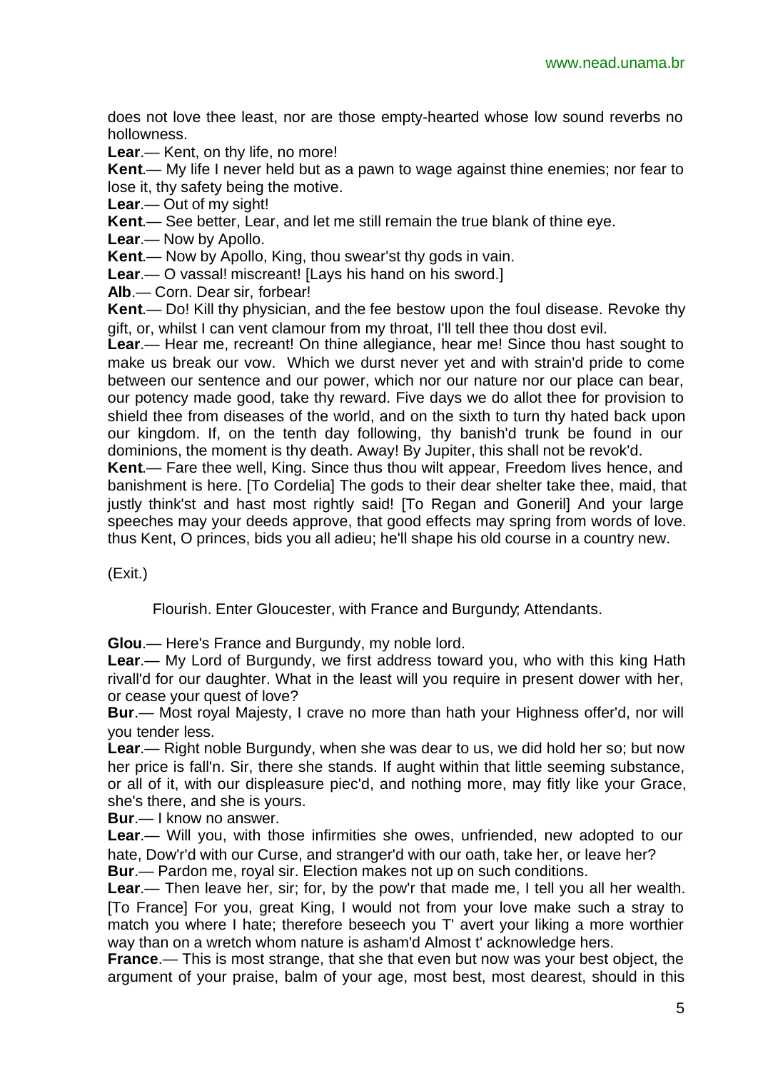does not love thee least, nor are those empty-hearted whose low sound reverbs no hollowness.

**Lear**.— Kent, on thy life, no more!

**Kent**.— My life I never held but as a pawn to wage against thine enemies; nor fear to lose it, thy safety being the motive.

**Lear**.— Out of my sight!

**Kent**.— See better, Lear, and let me still remain the true blank of thine eye.

**Lear**.— Now by Apollo.

**Kent**.— Now by Apollo, King, thou swear'st thy gods in vain.

**Lear**.— O vassal! miscreant! [Lays his hand on his sword.]

**Alb**.— Corn. Dear sir, forbear!

**Kent**.— Do! Kill thy physician, and the fee bestow upon the foul disease. Revoke thy gift, or, whilst I can vent clamour from my throat, I'll tell thee thou dost evil.

**Lear**.— Hear me, recreant! On thine allegiance, hear me! Since thou hast sought to make us break our vow. Which we durst never yet and with strain'd pride to come between our sentence and our power, which nor our nature nor our place can bear, our potency made good, take thy reward. Five days we do allot thee for provision to shield thee from diseases of the world, and on the sixth to turn thy hated back upon our kingdom. If, on the tenth day following, thy banish'd trunk be found in our dominions, the moment is thy death. Away! By Jupiter, this shall not be revok'd.

**Kent**.— Fare thee well, King. Since thus thou wilt appear, Freedom lives hence, and banishment is here. [To Cordelia] The gods to their dear shelter take thee, maid, that justly think'st and hast most rightly said! [To Regan and Goneril] And your large speeches may your deeds approve, that good effects may spring from words of love. thus Kent, O princes, bids you all adieu; he'll shape his old course in a country new.

(Exit.)

Flourish. Enter Gloucester, with France and Burgundy; Attendants.

**Glou**.— Here's France and Burgundy, my noble lord.

**Lear**.— My Lord of Burgundy, we first address toward you, who with this king Hath rivall'd for our daughter. What in the least will you require in present dower with her, or cease your quest of love?

**Bur**.— Most royal Majesty, I crave no more than hath your Highness offer'd, nor will you tender less.

**Lear**.— Right noble Burgundy, when she was dear to us, we did hold her so; but now her price is fall'n. Sir, there she stands. If aught within that little seeming substance, or all of it, with our displeasure piec'd, and nothing more, may fitly like your Grace, she's there, and she is yours.

**Bur**.— I know no answer.

**Lear**.— Will you, with those infirmities she owes, unfriended, new adopted to our hate, Dow'r'd with our Curse, and stranger'd with our oath, take her, or leave her?

**Bur**.— Pardon me, royal sir. Election makes not up on such conditions.

**Lear**.— Then leave her, sir; for, by the pow'r that made me, I tell you all her wealth. [To France] For you, great King, I would not from your love make such a stray to match you where I hate; therefore beseech you T' avert your liking a more worthier way than on a wretch whom nature is asham'd Almost t' acknowledge hers.

**France**.— This is most strange, that she that even but now was your best object, the argument of your praise, balm of your age, most best, most dearest, should in this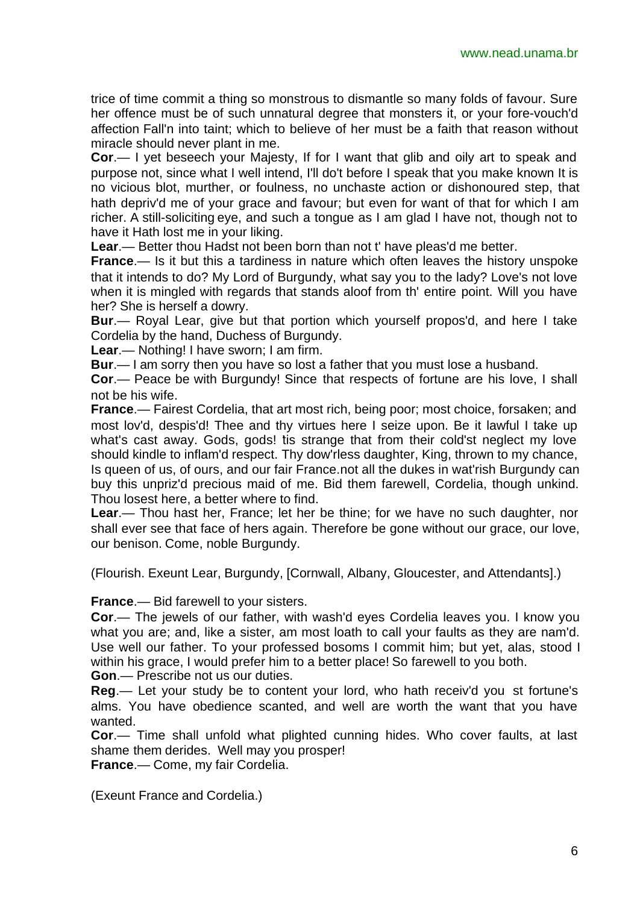trice of time commit a thing so monstrous to dismantle so many folds of favour. Sure her offence must be of such unnatural degree that monsters it, or your fore-vouch'd affection Fall'n into taint; which to believe of her must be a faith that reason without miracle should never plant in me.

**Cor**.— I yet beseech your Majesty, If for I want that glib and oily art to speak and purpose not, since what I well intend, I'll do't before I speak that you make known It is no vicious blot, murther, or foulness, no unchaste action or dishonoured step, that hath depriv'd me of your grace and favour; but even for want of that for which I am richer. A still-soliciting eye, and such a tongue as I am glad I have not, though not to have it Hath lost me in your liking.

**Lear**.— Better thou Hadst not been born than not t' have pleas'd me better.

**France**.— Is it but this a tardiness in nature which often leaves the history unspoke that it intends to do? My Lord of Burgundy, what say you to the lady? Love's not love when it is mingled with regards that stands aloof from th' entire point. Will you have her? She is herself a dowry.

**Bur**.— Royal Lear, give but that portion which yourself propos'd, and here I take Cordelia by the hand, Duchess of Burgundy.

**Lear**.— Nothing! I have sworn; I am firm.

**Bur**.— I am sorry then you have so lost a father that you must lose a husband.

**Cor**.— Peace be with Burgundy! Since that respects of fortune are his love, I shall not be his wife.

**France**.— Fairest Cordelia, that art most rich, being poor; most choice, forsaken; and most lov'd, despis'd! Thee and thy virtues here I seize upon. Be it lawful I take up what's cast away. Gods, gods! tis strange that from their cold'st neglect my love should kindle to inflam'd respect. Thy dow'rless daughter, King, thrown to my chance, Is queen of us, of ours, and our fair France.not all the dukes in wat'rish Burgundy can buy this unpriz'd precious maid of me. Bid them farewell, Cordelia, though unkind. Thou losest here, a better where to find.

**Lear**.— Thou hast her, France; let her be thine; for we have no such daughter, nor shall ever see that face of hers again. Therefore be gone without our grace, our love, our benison. Come, noble Burgundy.

(Flourish. Exeunt Lear, Burgundy, [Cornwall, Albany, Gloucester, and Attendants].)

**France**.— Bid farewell to your sisters.

**Cor**.— The jewels of our father, with wash'd eyes Cordelia leaves you. I know you what you are; and, like a sister, am most loath to call your faults as they are nam'd. Use well our father. To your professed bosoms I commit him; but yet, alas, stood I within his grace, I would prefer him to a better place! So farewell to you both.

**Gon**.— Prescribe not us our duties.

**Reg**.— Let your study be to content your lord, who hath receiv'd you st fortune's alms. You have obedience scanted, and well are worth the want that you have wanted.

**Cor**.— Time shall unfold what plighted cunning hides. Who cover faults, at last shame them derides. Well may you prosper!

**France**.— Come, my fair Cordelia.

(Exeunt France and Cordelia.)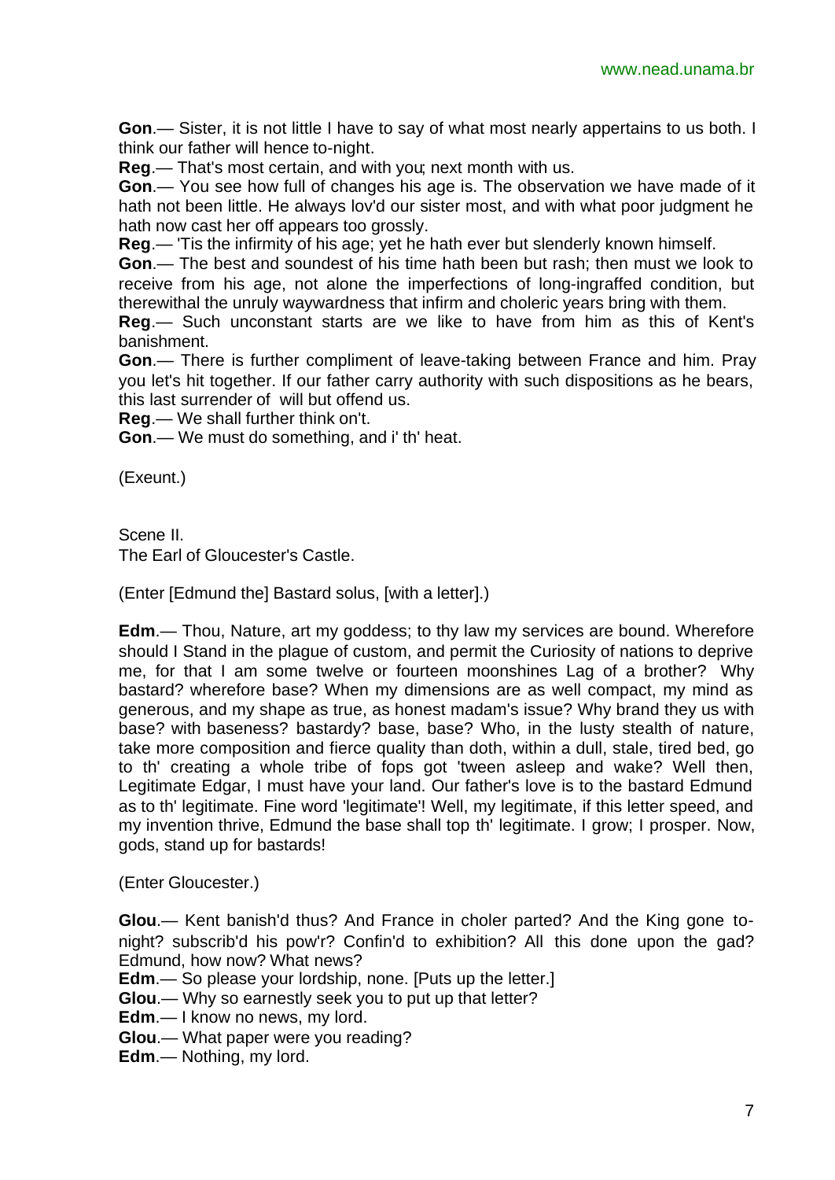**Gon**.— Sister, it is not little I have to say of what most nearly appertains to us both. I think our father will hence to-night.

**Reg**.— That's most certain, and with you; next month with us.

**Gon**.— You see how full of changes his age is. The observation we have made of it hath not been little. He always lov'd our sister most, and with what poor judgment he hath now cast her off appears too grossly.

**Reg**.— 'Tis the infirmity of his age; yet he hath ever but slenderly known himself.

**Gon**.— The best and soundest of his time hath been but rash; then must we look to receive from his age, not alone the imperfections of long-ingraffed condition, but therewithal the unruly waywardness that infirm and choleric years bring with them.

**Reg**.— Such unconstant starts are we like to have from him as this of Kent's banishment.

**Gon**.— There is further compliment of leave-taking between France and him. Pray you let's hit together. If our father carry authority with such dispositions as he bears, this last surrender of will but offend us.

**Reg**.— We shall further think on't.

**Gon**.— We must do something, and i' th' heat.

(Exeunt.)

Scene II.
The Earl of Gloucester's Castle.

(Enter [Edmund the] Bastard solus, [with a letter].)

**Edm**.— Thou, Nature, art my goddess; to thy law my services are bound. Wherefore should I Stand in the plague of custom, and permit the Curiosity of nations to deprive me, for that I am some twelve or fourteen moonshines Lag of a brother? Why bastard? wherefore base? When my dimensions are as well compact, my mind as generous, and my shape as true, as honest madam's issue? Why brand they us with base? with baseness? bastardy? base, base? Who, in the lusty stealth of nature, take more composition and fierce quality than doth, within a dull, stale, tired bed, go to th' creating a whole tribe of fops got 'tween asleep and wake? Well then, Legitimate Edgar, I must have your land. Our father's love is to the bastard Edmund as to th' legitimate. Fine word 'legitimate'! Well, my legitimate, if this letter speed, and my invention thrive, Edmund the base shall top th' legitimate. I grow; I prosper. Now, gods, stand up for bastards!

(Enter Gloucester.)

**Glou**.— Kent banish'd thus? And France in choler parted? And the King gone to-night? subscrib'd his pow'r? Confin'd to exhibition? All this done upon the gad? Edmund, how now? What news?

**Edm**.— So please your lordship, none. [Puts up the letter.]

**Glou**.— Why so earnestly seek you to put up that letter?

**Edm**.— I know no news, my lord.

**Glou**.— What paper were you reading?

**Edm**.— Nothing, my lord.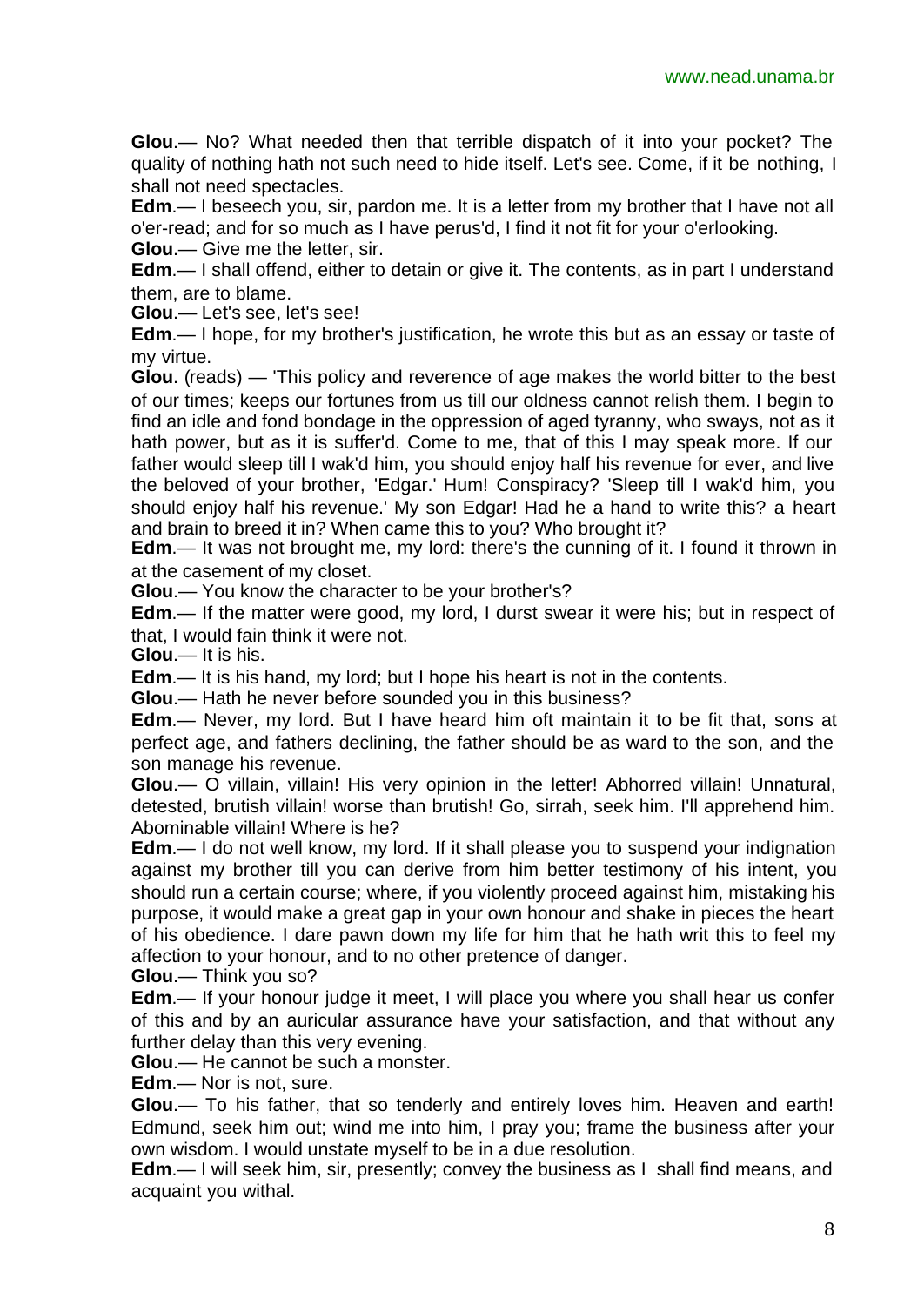**Glou**.— No? What needed then that terrible dispatch of it into your pocket? The quality of nothing hath not such need to hide itself. Let's see. Come, if it be nothing, I shall not need spectacles.

**Edm**.— I beseech you, sir, pardon me. It is a letter from my brother that I have not all o'er-read; and for so much as I have perus'd, I find it not fit for your o'erlooking.

**Glou**.— Give me the letter, sir.

**Edm**.— I shall offend, either to detain or give it. The contents, as in part I understand them, are to blame.

**Glou**.— Let's see, let's see!

**Edm**.— I hope, for my brother's justification, he wrote this but as an essay or taste of my virtue.

**Glou**. (reads) — 'This policy and reverence of age makes the world bitter to the best of our times; keeps our fortunes from us till our oldness cannot relish them. I begin to find an idle and fond bondage in the oppression of aged tyranny, who sways, not as it hath power, but as it is suffer'd. Come to me, that of this I may speak more. If our father would sleep till I wak'd him, you should enjoy half his revenue for ever, and live the beloved of your brother, 'Edgar.' Hum! Conspiracy? 'Sleep till I wak'd him, you should enjoy half his revenue.' My son Edgar! Had he a hand to write this? a heart and brain to breed it in? When came this to you? Who brought it?

**Edm**.— It was not brought me, my lord: there's the cunning of it. I found it thrown in at the casement of my closet.

**Glou**.— You know the character to be your brother's?

**Edm**.— If the matter were good, my lord, I durst swear it were his; but in respect of that, I would fain think it were not.

**Glou**.— It is his.

**Edm**.— It is his hand, my lord; but I hope his heart is not in the contents.

**Glou**.— Hath he never before sounded you in this business?

**Edm**.— Never, my lord. But I have heard him oft maintain it to be fit that, sons at perfect age, and fathers declining, the father should be as ward to the son, and the son manage his revenue.

**Glou**.— O villain, villain! His very opinion in the letter! Abhorred villain! Unnatural, detested, brutish villain! worse than brutish! Go, sirrah, seek him. I'll apprehend him. Abominable villain! Where is he?

**Edm**.— I do not well know, my lord. If it shall please you to suspend your indignation against my brother till you can derive from him better testimony of his intent, you should run a certain course; where, if you violently proceed against him, mistaking his purpose, it would make a great gap in your own honour and shake in pieces the heart of his obedience. I dare pawn down my life for him that he hath writ this to feel my affection to your honour, and to no other pretence of danger.

**Glou**.— Think you so?

**Edm**.— If your honour judge it meet, I will place you where you shall hear us confer of this and by an auricular assurance have your satisfaction, and that without any further delay than this very evening.

**Glou**.— He cannot be such a monster.

**Edm**.— Nor is not, sure.

**Glou**.— To his father, that so tenderly and entirely loves him. Heaven and earth! Edmund, seek him out; wind me into him, I pray you; frame the business after your own wisdom. I would unstate myself to be in a due resolution.

**Edm**.— I will seek him, sir, presently; convey the business as I shall find means, and acquaint you withal.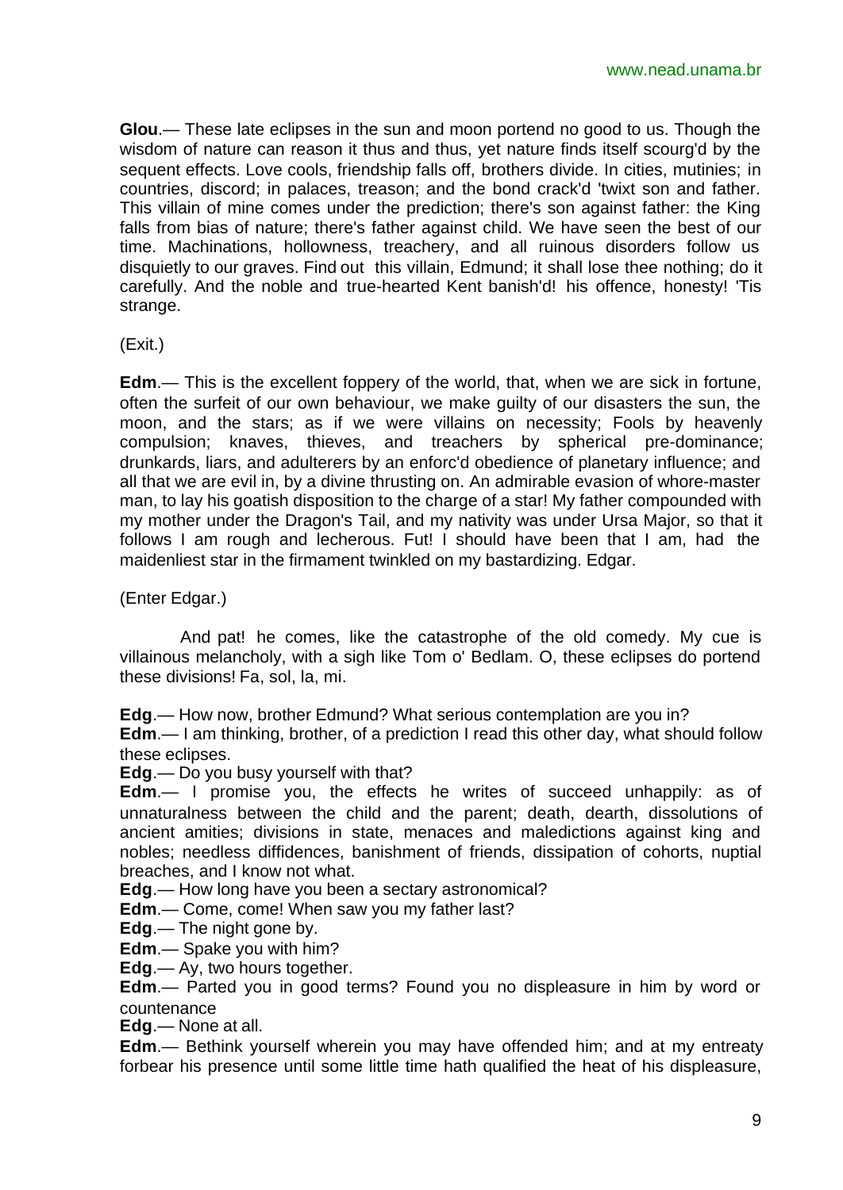**Glou**.— These late eclipses in the sun and moon portend no good to us. Though the wisdom of nature can reason it thus and thus, yet nature finds itself scourg'd by the sequent effects. Love cools, friendship falls off, brothers divide. In cities, mutinies; in countries, discord; in palaces, treason; and the bond crack'd 'twixt son and father. This villain of mine comes under the prediction; there's son against father: the King falls from bias of nature; there's father against child. We have seen the best of our time. Machinations, hollowness, treachery, and all ruinous disorders follow us disquietly to our graves. Find out this villain, Edmund; it shall lose thee nothing; do it carefully. And the noble and true-hearted Kent banish'd! his offence, honesty! 'Tis strange.

(Exit.)

**Edm**.— This is the excellent foppery of the world, that, when we are sick in fortune, often the surfeit of our own behaviour, we make guilty of our disasters the sun, the moon, and the stars; as if we were villains on necessity; Fools by heavenly compulsion; knaves, thieves, and treachers by spherical pre-dominance; drunkards, liars, and adulterers by an enforc'd obedience of planetary influence; and all that we are evil in, by a divine thrusting on. An admirable evasion of whore-master man, to lay his goatish disposition to the charge of a star! My father compounded with my mother under the Dragon's Tail, and my nativity was under Ursa Major, so that it follows I am rough and lecherous. Fut! I should have been that I am, had the maidenliest star in the firmament twinkled on my bastardizing. Edgar.

(Enter Edgar.)

And pat! he comes, like the catastrophe of the old comedy. My cue is villainous melancholy, with a sigh like Tom o' Bedlam. O, these eclipses do portend these divisions! Fa, sol, la, mi.

**Edg**.— How now, brother Edmund? What serious contemplation are you in?
**Edm**.— I am thinking, brother, of a prediction I read this other day, what should follow these eclipses.
**Edg**.— Do you busy yourself with that?
**Edm**.— I promise you, the effects he writes of succeed unhappily: as of unnaturalness between the child and the parent; death, dearth, dissolutions of ancient amities; divisions in state, menaces and maledictions against king and nobles; needless diffidences, banishment of friends, dissipation of cohorts, nuptial breaches, and I know not what.
**Edg**.— How long have you been a sectary astronomical?
**Edm**.— Come, come! When saw you my father last?
**Edg**.— The night gone by.
**Edm**.— Spake you with him?
**Edg**.— Ay, two hours together.
**Edm**.— Parted you in good terms? Found you no displeasure in him by word or countenance
**Edg**.— None at all.
**Edm**.— Bethink yourself wherein you may have offended him; and at my entreaty forbear his presence until some little time hath qualified the heat of his displeasure,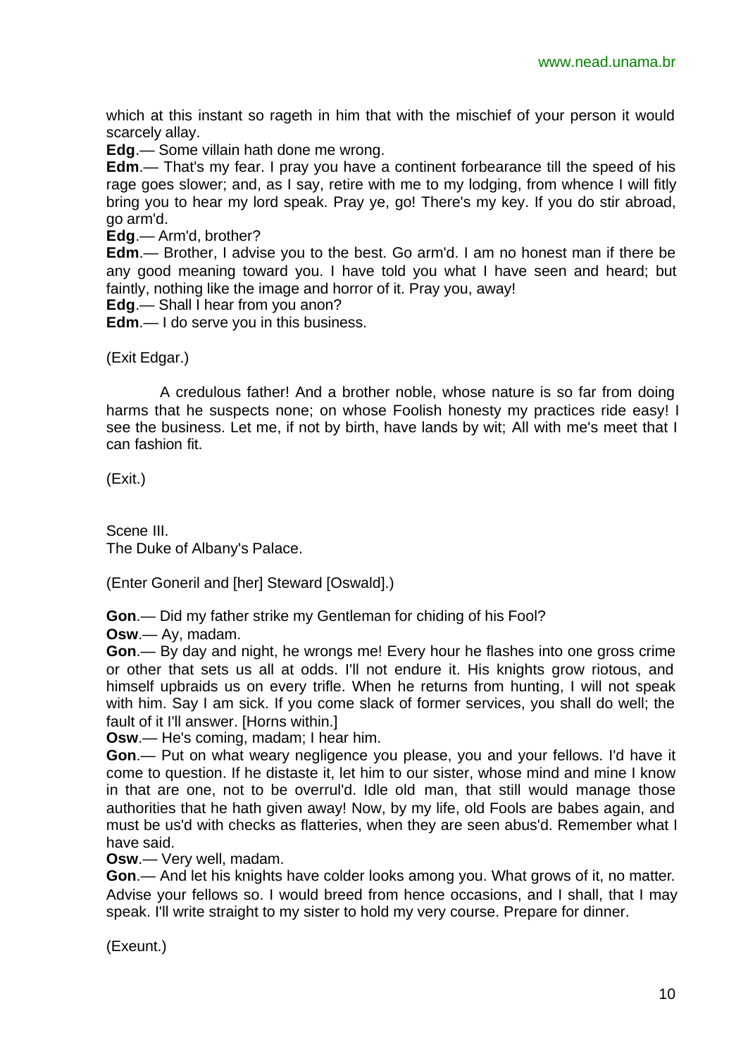which at this instant so rageth in him that with the mischief of your person it would scarcely allay.

**Edg**.— Some villain hath done me wrong.

**Edm**.— That's my fear. I pray you have a continent forbearance till the speed of his rage goes slower; and, as I say, retire with me to my lodging, from whence I will fitly bring you to hear my lord speak. Pray ye, go! There's my key. If you do stir abroad, go arm'd.

**Edg**.— Arm'd, brother?

**Edm**.— Brother, I advise you to the best. Go arm'd. I am no honest man if there be any good meaning toward you. I have told you what I have seen and heard; but faintly, nothing like the image and horror of it. Pray you, away!

**Edg**.— Shall I hear from you anon?

**Edm**.— I do serve you in this business.

(Exit Edgar.)

A credulous father! And a brother noble, whose nature is so far from doing harms that he suspects none; on whose Foolish honesty my practices ride easy! I see the business. Let me, if not by birth, have lands by wit; All with me's meet that I can fashion fit.

(Exit.)

Scene III.
The Duke of Albany's Palace.

(Enter Goneril and [her] Steward [Oswald].)

**Gon**.— Did my father strike my Gentleman for chiding of his Fool?

**Osw**.— Ay, madam.

**Gon**.— By day and night, he wrongs me! Every hour he flashes into one gross crime or other that sets us all at odds. I'll not endure it. His knights grow riotous, and himself upbraids us on every trifle. When he returns from hunting, I will not speak with him. Say I am sick. If you come slack of former services, you shall do well; the fault of it I'll answer. [Horns within.]

**Osw**.— He's coming, madam; I hear him.

**Gon**.— Put on what weary negligence you please, you and your fellows. I'd have it come to question. If he distaste it, let him to our sister, whose mind and mine I know in that are one, not to be overrul'd. Idle old man, that still would manage those authorities that he hath given away! Now, by my life, old Fools are babes again, and must be us'd with checks as flatteries, when they are seen abus'd. Remember what I have said.

**Osw**.— Very well, madam.

**Gon**.— And let his knights have colder looks among you. What grows of it, no matter. Advise your fellows so. I would breed from hence occasions, and I shall, that I may speak. I'll write straight to my sister to hold my very course. Prepare for dinner.

(Exeunt.)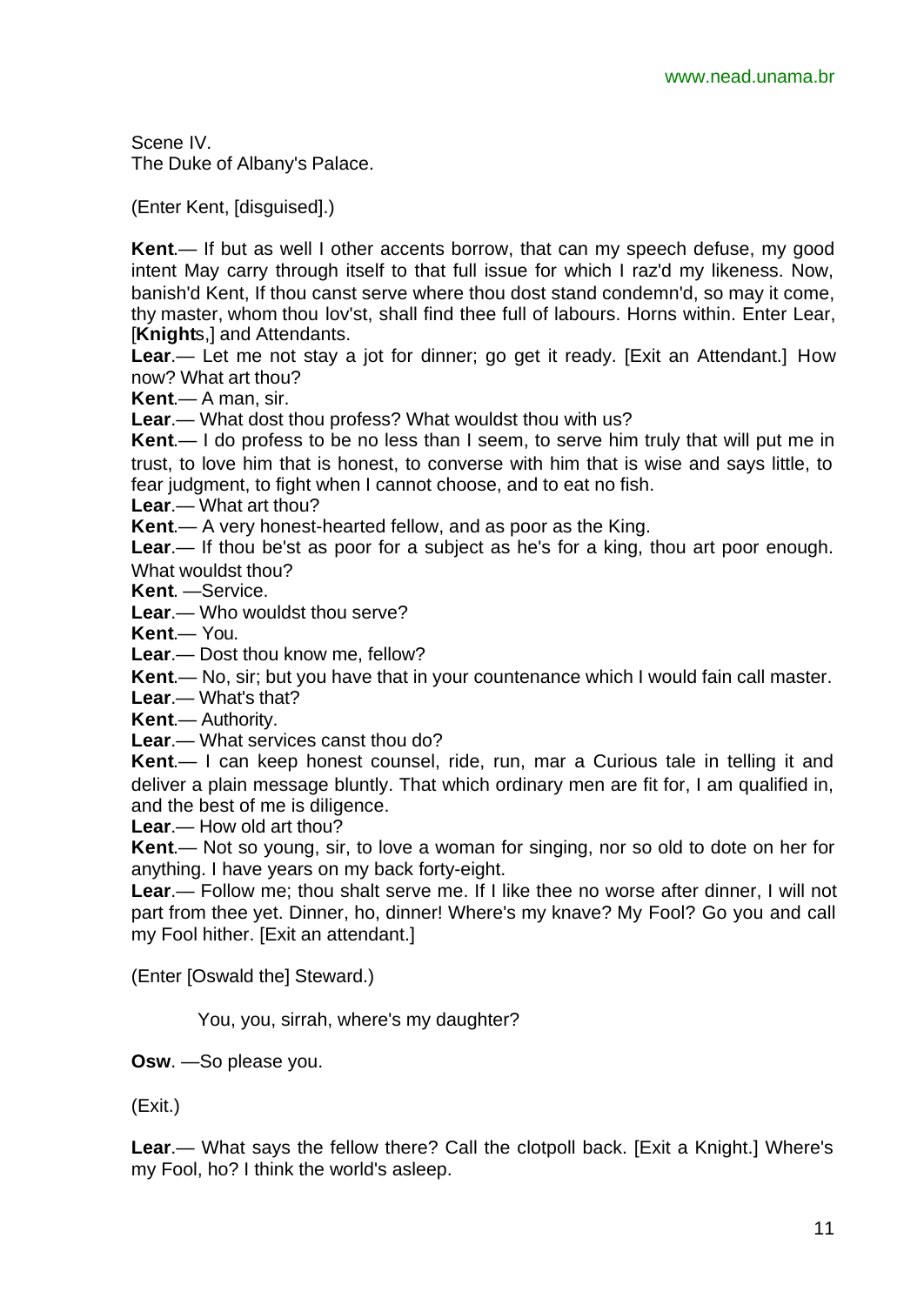Scene IV.
The Duke of Albany's Palace.

(Enter Kent, [disguised].)

**Kent**.— If but as well I other accents borrow, that can my speech defuse, my good intent May carry through itself to that full issue for which I raz'd my likeness. Now, banish'd Kent, If thou canst serve where thou dost stand condemn'd, so may it come, thy master, whom thou lov'st, shall find thee full of labours. Horns within. Enter Lear, [**Knight**s,] and Attendants.

**Lear**.— Let me not stay a jot for dinner; go get it ready. [Exit an Attendant.] How now? What art thou?

**Kent**.— A man, sir.

**Lear**.— What dost thou profess? What wouldst thou with us?

**Kent**.— I do profess to be no less than I seem, to serve him truly that will put me in trust, to love him that is honest, to converse with him that is wise and says little, to fear judgment, to fight when I cannot choose, and to eat no fish.

**Lear**.— What art thou?

**Kent**.— A very honest-hearted fellow, and as poor as the King.

**Lear**.— If thou be'st as poor for a subject as he's for a king, thou art poor enough. What wouldst thou?

**Kent**. —Service.

**Lear**.— Who wouldst thou serve?

**Kent**.— You.

**Lear**.— Dost thou know me, fellow?

**Kent**.— No, sir; but you have that in your countenance which I would fain call master.

**Lear**.— What's that?

**Kent**.— Authority.

**Lear**.— What services canst thou do?

**Kent**.— I can keep honest counsel, ride, run, mar a Curious tale in telling it and deliver a plain message bluntly. That which ordinary men are fit for, I am qualified in, and the best of me is diligence.

**Lear**.— How old art thou?

**Kent**.— Not so young, sir, to love a woman for singing, nor so old to dote on her for anything. I have years on my back forty-eight.

**Lear**.— Follow me; thou shalt serve me. If I like thee no worse after dinner, I will not part from thee yet. Dinner, ho, dinner! Where's my knave? My Fool? Go you and call my Fool hither. [Exit an attendant.]

(Enter [Oswald the] Steward.)

You, you, sirrah, where's my daughter?

**Osw**. —So please you.

(Exit.)

**Lear**.— What says the fellow there? Call the clotpoll back. [Exit a Knight.] Where's my Fool, ho? I think the world's asleep.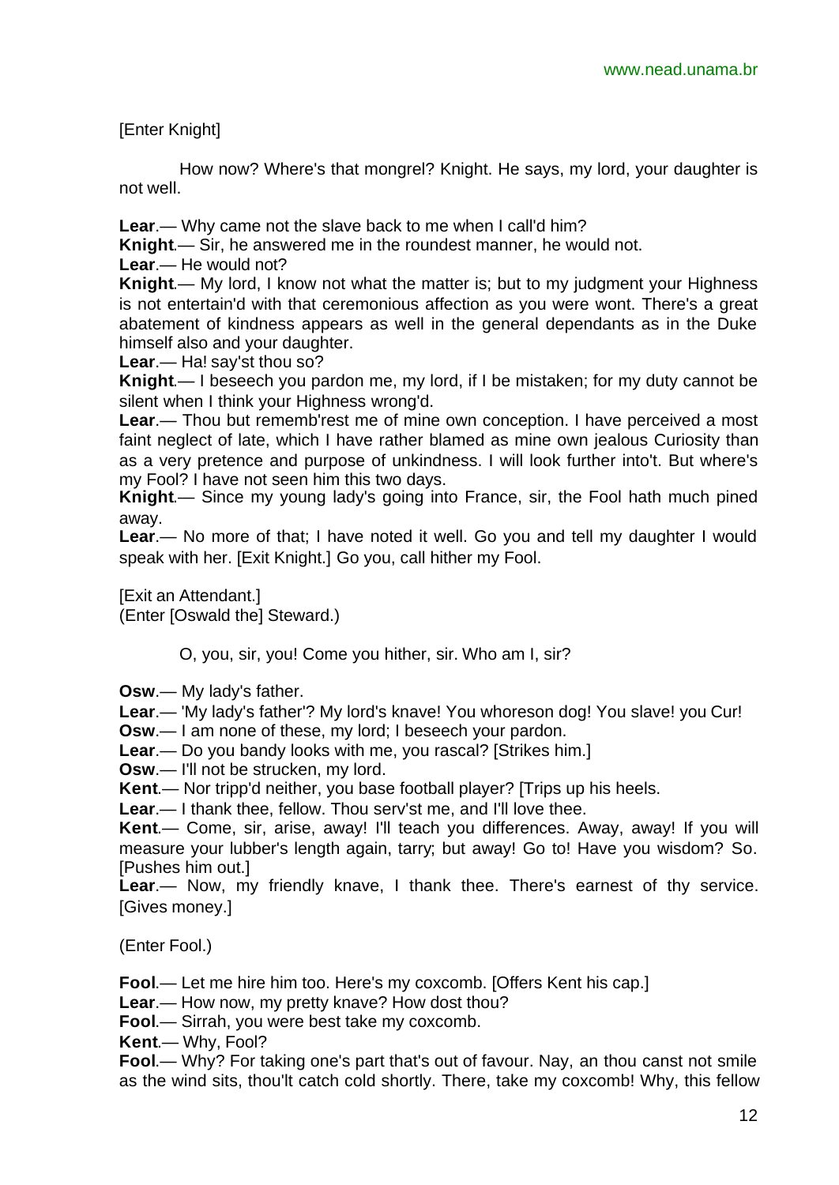[Enter Knight]

How now? Where's that mongrel? Knight. He says, my lord, your daughter is not well.

**Lear**.— Why came not the slave back to me when I call'd him?
**Knight**.— Sir, he answered me in the roundest manner, he would not.
**Lear**.— He would not?
**Knight**.— My lord, I know not what the matter is; but to my judgment your Highness is not entertain'd with that ceremonious affection as you were wont. There's a great abatement of kindness appears as well in the general dependants as in the Duke himself also and your daughter.
**Lear**.— Ha! say'st thou so?
**Knight**.— I beseech you pardon me, my lord, if I be mistaken; for my duty cannot be silent when I think your Highness wrong'd.
**Lear**.— Thou but remembr'rest me of mine own conception. I have perceived a most faint neglect of late, which I have rather blamed as mine own jealous Curiosity than as a very pretence and purpose of unkindness. I will look further into't. But where's my Fool? I have not seen him this two days.
**Knight**.— Since my young lady's going into France, sir, the Fool hath much pined away.
**Lear**.— No more of that; I have noted it well. Go you and tell my daughter I would speak with her. [Exit Knight.] Go you, call hither my Fool.

[Exit an Attendant.]
(Enter [Oswald the] Steward.)

O, you, sir, you! Come you hither, sir. Who am I, sir?

**Osw**.— My lady's father.
**Lear**.— 'My lady's father'? My lord's knave! You whoreson dog! You slave! you Cur!
**Osw**.— I am none of these, my lord; I beseech your pardon.
**Lear**.— Do you bandy looks with me, you rascal? [Strikes him.]
**Osw**.— I'll not be strucken, my lord.
**Kent**.— Nor tripp'd neither, you base football player? [Trips up his heels.
**Lear**.— I thank thee, fellow. Thou serv'st me, and I'll love thee.
**Kent**.— Come, sir, arise, away! I'll teach you differences. Away, away! If you will measure your lubber's length again, tarry; but away! Go to! Have you wisdom? So. [Pushes him out.]
**Lear**.— Now, my friendly knave, I thank thee. There's earnest of thy service. [Gives money.]

(Enter Fool.)

**Fool**.— Let me hire him too. Here's my coxcomb. [Offers Kent his cap.]
**Lear**.— How now, my pretty knave? How dost thou?
**Fool**.— Sirrah, you were best take my coxcomb.
**Kent**.— Why, Fool?
**Fool**.— Why? For taking one's part that's out of favour. Nay, an thou canst not smile as the wind sits, thou'lt catch cold shortly. There, take my coxcomb! Why, this fellow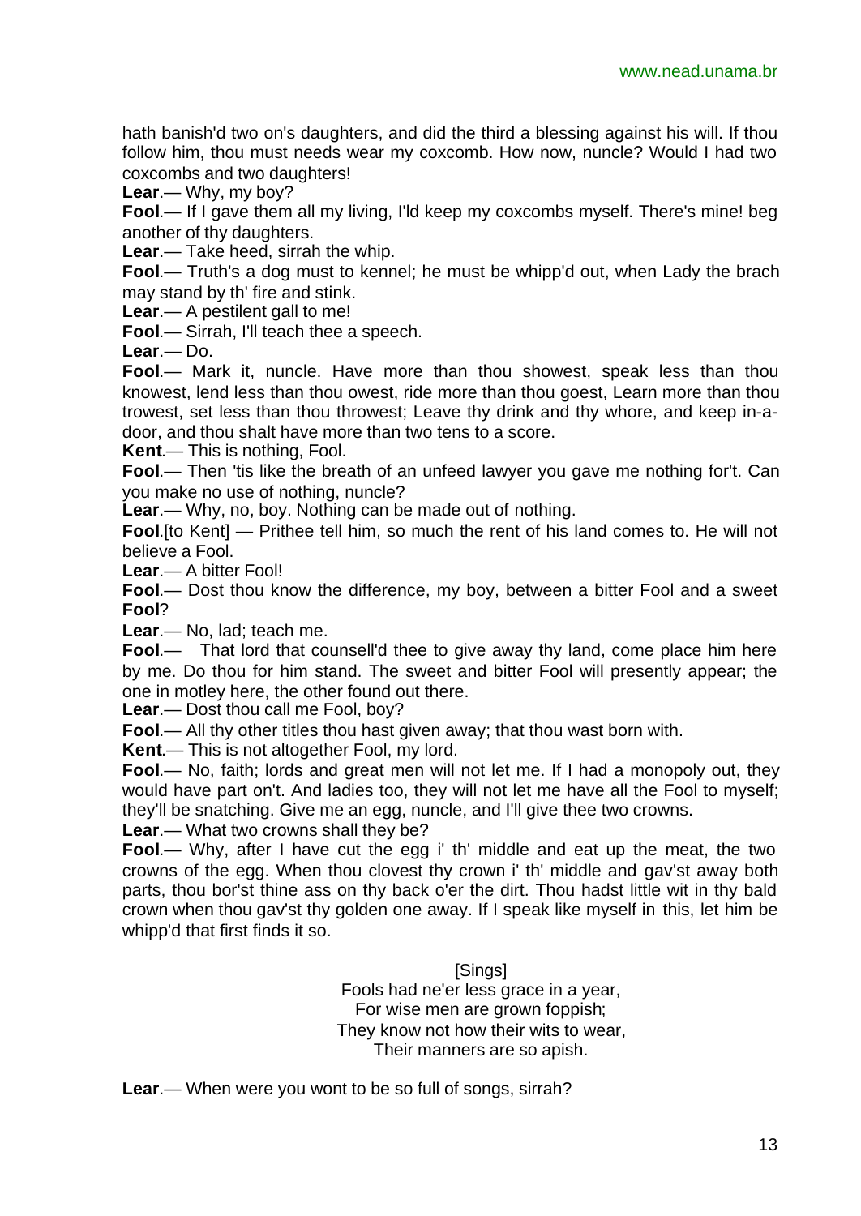hath banish'd two on's daughters, and did the third a blessing against his will. If thou follow him, thou must needs wear my coxcomb. How now, nuncle? Would I had two coxcombs and two daughters!

**Lear**.— Why, my boy?

**Fool**.— If I gave them all my living, I'ld keep my coxcombs myself. There's mine! beg another of thy daughters.

**Lear**.— Take heed, sirrah the whip.

**Fool**.— Truth's a dog must to kennel; he must be whipp'd out, when Lady the brach may stand by th' fire and stink.

**Lear**.— A pestilent gall to me!

**Fool**.— Sirrah, I'll teach thee a speech.

**Lear**.— Do.

**Fool**.— Mark it, nuncle. Have more than thou showest, speak less than thou knowest, lend less than thou owest, ride more than thou goest, Learn more than thou trowest, set less than thou throwest; Leave thy drink and thy whore, and keep in-a-door, and thou shalt have more than two tens to a score.

**Kent**.— This is nothing, Fool.

**Fool**.— Then 'tis like the breath of an unfeed lawyer you gave me nothing for't. Can you make no use of nothing, nuncle?

**Lear**.— Why, no, boy. Nothing can be made out of nothing.

**Fool**.[to Kent] — Prithee tell him, so much the rent of his land comes to. He will not believe a Fool.

**Lear**.— A bitter Fool!

**Fool**.— Dost thou know the difference, my boy, between a bitter Fool and a sweet **Fool**?

**Lear**.— No, lad; teach me.

**Fool**.— That lord that counsell'd thee to give away thy land, come place him here by me. Do thou for him stand. The sweet and bitter Fool will presently appear; the one in motley here, the other found out there.

**Lear**.— Dost thou call me Fool, boy?

**Fool**.— All thy other titles thou hast given away; that thou wast born with.

**Kent**.— This is not altogether Fool, my lord.

**Fool**.— No, faith; lords and great men will not let me. If I had a monopoly out, they would have part on't. And ladies too, they will not let me have all the Fool to myself; they'll be snatching. Give me an egg, nuncle, and I'll give thee two crowns.

**Lear**.— What two crowns shall they be?

**Fool**.— Why, after I have cut the egg i' th' middle and eat up the meat, the two crowns of the egg. When thou clovest thy crown i' th' middle and gav'st away both parts, thou bor'st thine ass on thy back o'er the dirt. Thou hadst little wit in thy bald crown when thou gav'st thy golden one away. If I speak like myself in this, let him be whipp'd that first finds it so.

[Sings]
Fools had ne'er less grace in a year,
For wise men are grown foppish;
They know not how their wits to wear,
Their manners are so apish.

**Lear**.— When were you wont to be so full of songs, sirrah?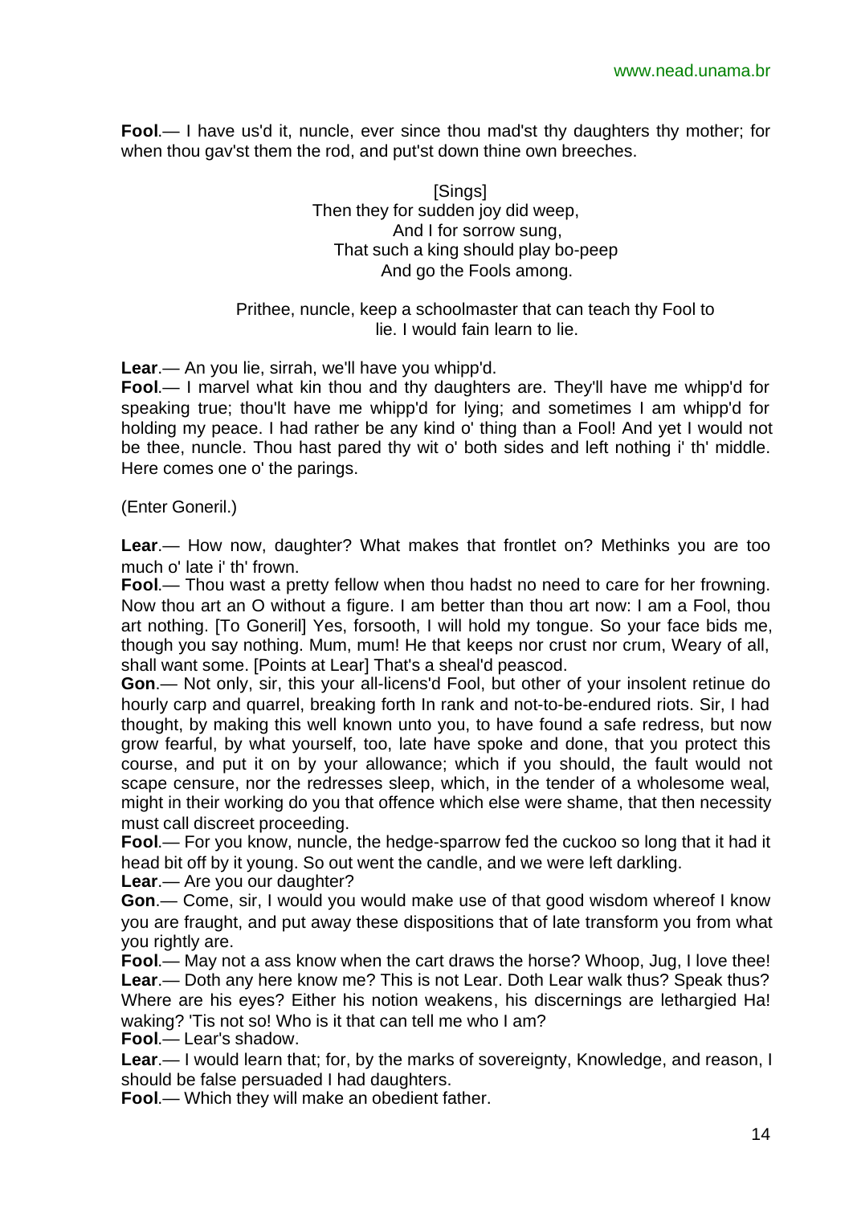**Fool**.— I have us'd it, nuncle, ever since thou mad'st thy daughters thy mother; for when thou gav'st them the rod, and put'st down thine own breeches.

[Sings]
Then they for sudden joy did weep,
And I for sorrow sung,
That such a king should play bo-peep
And go the Fools among.

Prithee, nuncle, keep a schoolmaster that can teach thy Fool to lie. I would fain learn to lie.

**Lear**.— An you lie, sirrah, we'll have you whipp'd.
**Fool**.— I marvel what kin thou and thy daughters are. They'll have me whipp'd for speaking true; thou'lt have me whipp'd for lying; and sometimes I am whipp'd for holding my peace. I had rather be any kind o' thing than a Fool! And yet I would not be thee, nuncle. Thou hast pared thy wit o' both sides and left nothing i' th' middle. Here comes one o' the parings.

(Enter Goneril.)

**Lear**.— How now, daughter? What makes that frontlet on? Methinks you are too much o' late i' th' frown.
**Fool**.— Thou wast a pretty fellow when thou hadst no need to care for her frowning. Now thou art an O without a figure. I am better than thou art now: I am a Fool, thou art nothing. [To Goneril] Yes, forsooth, I will hold my tongue. So your face bids me, though you say nothing. Mum, mum! He that keeps nor crust nor crum, Weary of all, shall want some. [Points at Lear] That's a sheal'd peascod.
**Gon**.— Not only, sir, this your all-licens'd Fool, but other of your insolent retinue do hourly carp and quarrel, breaking forth In rank and not-to-be-endured riots. Sir, I had thought, by making this well known unto you, to have found a safe redress, but now grow fearful, by what yourself, too, late have spoke and done, that you protect this course, and put it on by your allowance; which if you should, the fault would not scape censure, nor the redresses sleep, which, in the tender of a wholesome weal, might in their working do you that offence which else were shame, that then necessity must call discreet proceeding.
**Fool**.— For you know, nuncle, the hedge-sparrow fed the cuckoo so long that it had it head bit off by it young. So out went the candle, and we were left darkling.
**Lear**.— Are you our daughter?
**Gon**.— Come, sir, I would you would make use of that good wisdom whereof I know you are fraught, and put away these dispositions that of late transform you from what you rightly are.
**Fool**.— May not a ass know when the cart draws the horse? Whoop, Jug, I love thee!
**Lear**.— Doth any here know me? This is not Lear. Doth Lear walk thus? Speak thus? Where are his eyes? Either his notion weakens, his discernings are lethargied Ha! waking? 'Tis not so! Who is it that can tell me who I am?
**Fool**.— Lear's shadow.
**Lear**.— I would learn that; for, by the marks of sovereignty, Knowledge, and reason, I should be false persuaded I had daughters.
**Fool**.— Which they will make an obedient father.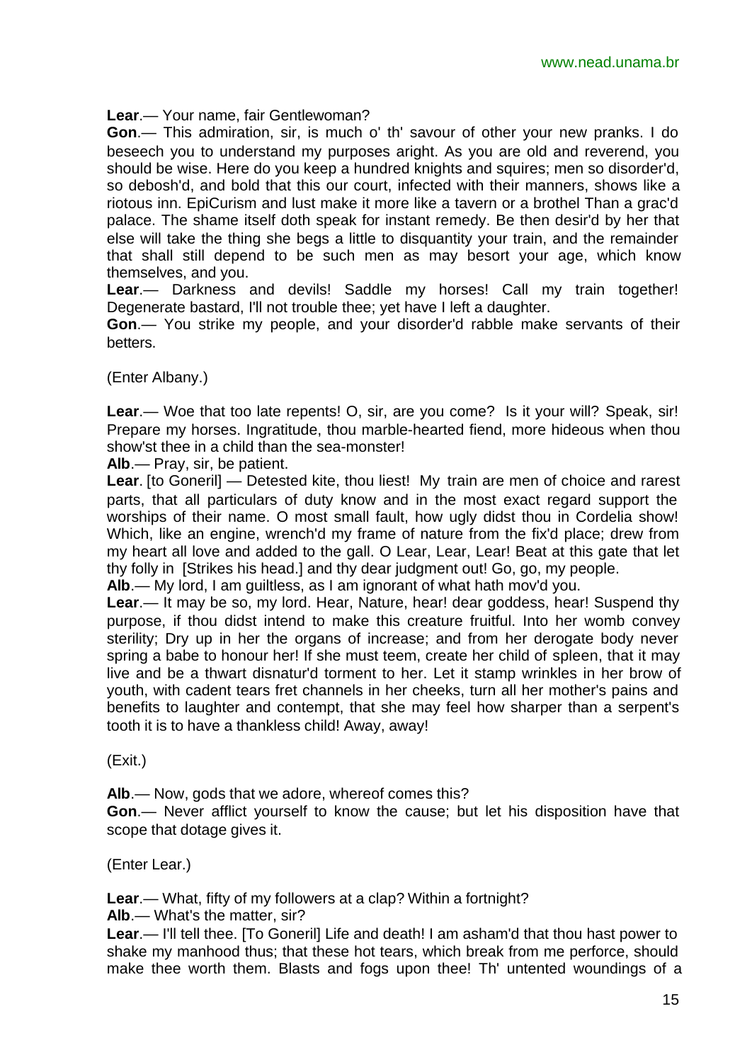**Lear**.— Your name, fair Gentlewoman?

**Gon**.— This admiration, sir, is much o' th' savour of other your new pranks. I do beseech you to understand my purposes aright. As you are old and reverend, you should be wise. Here do you keep a hundred knights and squires; men so disorder'd, so debosh'd, and bold that this our court, infected with their manners, shows like a riotous inn. EpiCurism and lust make it more like a tavern or a brothel Than a grac'd palace. The shame itself doth speak for instant remedy. Be then desir'd by her that else will take the thing she begs a little to disquantity your train, and the remainder that shall still depend to be such men as may besort your age, which know themselves, and you.

**Lear**.— Darkness and devils! Saddle my horses! Call my train together! Degenerate bastard, I'll not trouble thee; yet have I left a daughter.

**Gon**.— You strike my people, and your disorder'd rabble make servants of their betters.

(Enter Albany.)

**Lear**.— Woe that too late repents! O, sir, are you come? Is it your will? Speak, sir! Prepare my horses. Ingratitude, thou marble-hearted fiend, more hideous when thou show'st thee in a child than the sea-monster!

**Alb**.— Pray, sir, be patient.

**Lear**. [to Goneril] — Detested kite, thou liest! My train are men of choice and rarest parts, that all particulars of duty know and in the most exact regard support the worships of their name. O most small fault, how ugly didst thou in Cordelia show! Which, like an engine, wrench'd my frame of nature from the fix'd place; drew from my heart all love and added to the gall. O Lear, Lear, Lear! Beat at this gate that let thy folly in [Strikes his head.] and thy dear judgment out! Go, go, my people.

**Alb**.— My lord, I am guiltless, as I am ignorant of what hath mov'd you.

**Lear**.— It may be so, my lord. Hear, Nature, hear! dear goddess, hear! Suspend thy purpose, if thou didst intend to make this creature fruitful. Into her womb convey sterility; Dry up in her the organs of increase; and from her derogate body never spring a babe to honour her! If she must teem, create her child of spleen, that it may live and be a thwart disnatur'd torment to her. Let it stamp wrinkles in her brow of youth, with cadent tears fret channels in her cheeks, turn all her mother's pains and benefits to laughter and contempt, that she may feel how sharper than a serpent's tooth it is to have a thankless child! Away, away!

(Exit.)

**Alb**.— Now, gods that we adore, whereof comes this?

**Gon**.— Never afflict yourself to know the cause; but let his disposition have that scope that dotage gives it.

(Enter Lear.)

**Lear**.— What, fifty of my followers at a clap? Within a fortnight?

**Alb**.— What's the matter, sir?

**Lear**.— I'll tell thee. [To Goneril] Life and death! I am asham'd that thou hast power to shake my manhood thus; that these hot tears, which break from me perforce, should make thee worth them. Blasts and fogs upon thee! Th' untented woundings of a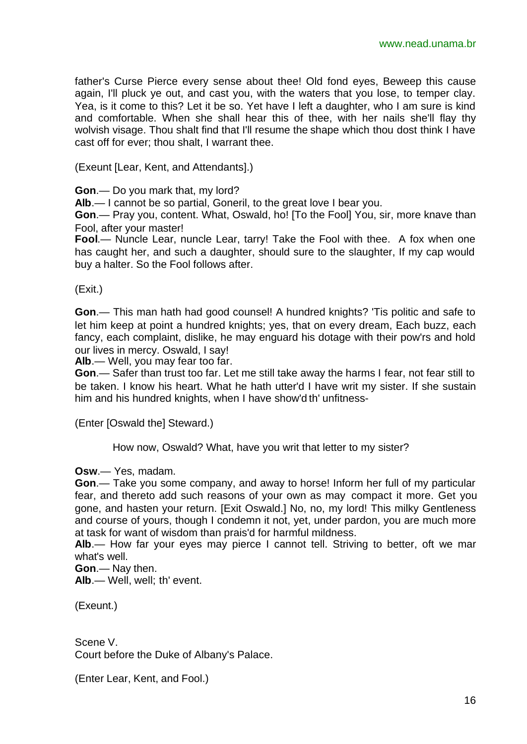father's Curse Pierce every sense about thee! Old fond eyes, Beweep this cause again, I'll pluck ye out, and cast you, with the waters that you lose, to temper clay. Yea, is it come to this? Let it be so. Yet have I left a daughter, who I am sure is kind and comfortable. When she shall hear this of thee, with her nails she'll flay thy wolvish visage. Thou shalt find that I'll resume the shape which thou dost think I have cast off for ever; thou shalt, I warrant thee.

(Exeunt [Lear, Kent, and Attendants].)

**Gon**.— Do you mark that, my lord?
**Alb**.— I cannot be so partial, Goneril, to the great love I bear you.
**Gon**.— Pray you, content. What, Oswald, ho! [To the Fool] You, sir, more knave than Fool, after your master!
**Fool**.— Nuncle Lear, nuncle Lear, tarry! Take the Fool with thee. A fox when one has caught her, and such a daughter, should sure to the slaughter, If my cap would buy a halter. So the Fool follows after.

(Exit.)

**Gon**.— This man hath had good counsel! A hundred knights? 'Tis politic and safe to let him keep at point a hundred knights; yes, that on every dream, Each buzz, each fancy, each complaint, dislike, he may enguard his dotage with their pow'rs and hold our lives in mercy. Oswald, I say!
**Alb**.— Well, you may fear too far.
**Gon**.— Safer than trust too far. Let me still take away the harms I fear, not fear still to be taken. I know his heart. What he hath utter'd I have writ my sister. If she sustain him and his hundred knights, when I have show'd th' unfitness-

(Enter [Oswald the] Steward.)

How now, Oswald? What, have you writ that letter to my sister?

**Osw**.— Yes, madam.
**Gon**.— Take you some company, and away to horse! Inform her full of my particular fear, and thereto add such reasons of your own as may compact it more. Get you gone, and hasten your return. [Exit Oswald.] No, no, my lord! This milky Gentleness and course of yours, though I condemn it not, yet, under pardon, you are much more at task for want of wisdom than prais'd for harmful mildness.
**Alb**.— How far your eyes may pierce I cannot tell. Striving to better, oft we mar what's well.
**Gon**.— Nay then.
**Alb**.— Well, well; th' event.

(Exeunt.)

Scene V.
Court before the Duke of Albany's Palace.

(Enter Lear, Kent, and Fool.)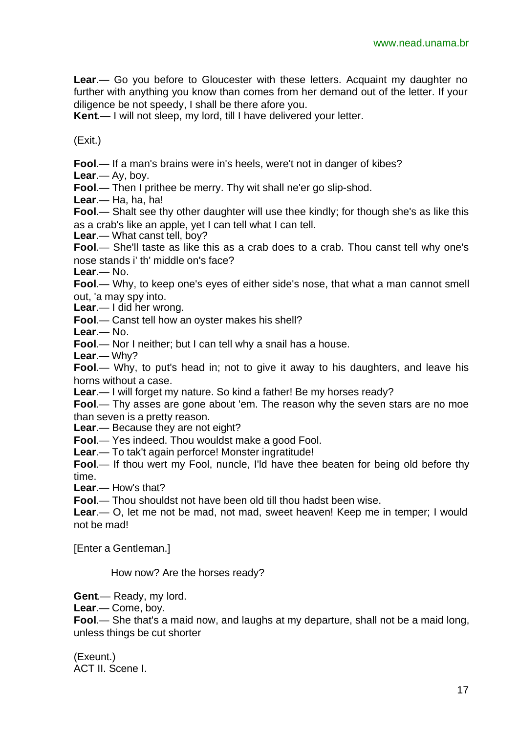**Lear**.— Go you before to Gloucester with these letters. Acquaint my daughter no further with anything you know than comes from her demand out of the letter. If your diligence be not speedy, I shall be there afore you.

**Kent**.— I will not sleep, my lord, till I have delivered your letter.

(Exit.)

**Fool**.— If a man's brains were in's heels, were't not in danger of kibes?

**Lear**.— Ay, boy.

**Fool**.— Then I prithee be merry. Thy wit shall ne'er go slip-shod.

**Lear**.— Ha, ha, ha!

**Fool**.— Shalt see thy other daughter will use thee kindly; for though she's as like this as a crab's like an apple, yet I can tell what I can tell.

**Lear**.— What canst tell, boy?

**Fool**.— She'll taste as like this as a crab does to a crab. Thou canst tell why one's nose stands i' th' middle on's face?

**Lear**.— No.

**Fool**.— Why, to keep one's eyes of either side's nose, that what a man cannot smell out, 'a may spy into.

**Lear**.— I did her wrong.

**Fool**.— Canst tell how an oyster makes his shell?

**Lear**.— No.

**Fool**.— Nor I neither; but I can tell why a snail has a house.

**Lear**.— Why?

**Fool**.— Why, to put's head in; not to give it away to his daughters, and leave his horns without a case.

**Lear**.— I will forget my nature. So kind a father! Be my horses ready?

**Fool**.— Thy asses are gone about 'em. The reason why the seven stars are no moe than seven is a pretty reason.

**Lear**.— Because they are not eight?

**Fool**.— Yes indeed. Thou wouldst make a good Fool.

**Lear**.— To tak't again perforce! Monster ingratitude!

**Fool**.— If thou wert my Fool, nuncle, I'ld have thee beaten for being old before thy time.

**Lear**.— How's that?

**Fool**.— Thou shouldst not have been old till thou hadst been wise.

**Lear**.— O, let me not be mad, not mad, sweet heaven! Keep me in temper; I would not be mad!

[Enter a Gentleman.]

How now? Are the horses ready?

**Gent**.— Ready, my lord.

**Lear**.— Come, boy.

**Fool**.— She that's a maid now, and laughs at my departure, shall not be a maid long, unless things be cut shorter

(Exeunt.)

ACT II. Scene I.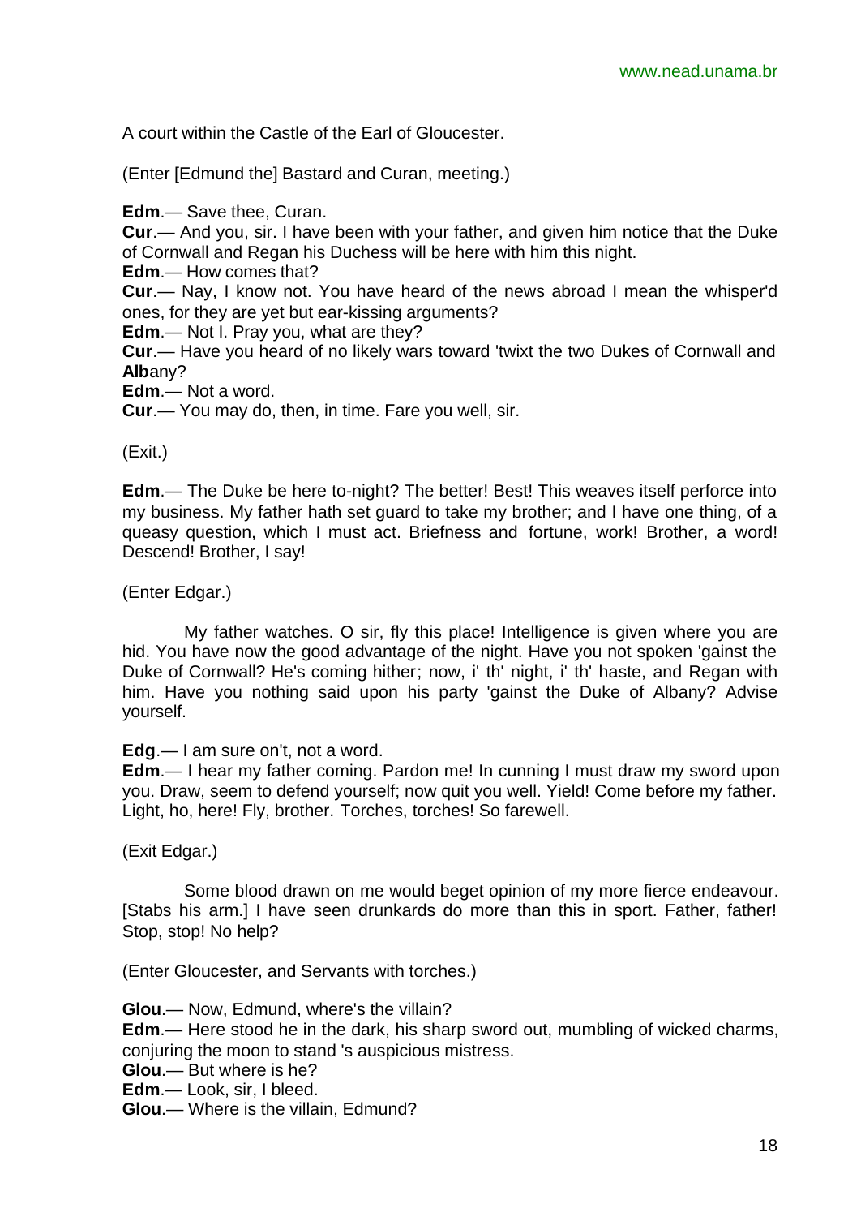A court within the Castle of the Earl of Gloucester.

(Enter [Edmund the] Bastard and Curan, meeting.)

**Edm**.— Save thee, Curan.
**Cur**.— And you, sir. I have been with your father, and given him notice that the Duke of Cornwall and Regan his Duchess will be here with him this night.
**Edm**.— How comes that?
**Cur**.— Nay, I know not. You have heard of the news abroad I mean the whisper'd ones, for they are yet but ear-kissing arguments?
**Edm**.— Not I. Pray you, what are they?
**Cur**.— Have you heard of no likely wars toward 'twixt the two Dukes of Cornwall and **Alb**any?
**Edm**.— Not a word.
**Cur**.— You may do, then, in time. Fare you well, sir.

(Exit.)

**Edm**.— The Duke be here to-night? The better! Best! This weaves itself perforce into my business. My father hath set guard to take my brother; and I have one thing, of a queasy question, which I must act. Briefness and fortune, work! Brother, a word! Descend! Brother, I say!

(Enter Edgar.)

My father watches. O sir, fly this place! Intelligence is given where you are hid. You have now the good advantage of the night. Have you not spoken 'gainst the Duke of Cornwall? He's coming hither; now, i' th' night, i' th' haste, and Regan with him. Have you nothing said upon his party 'gainst the Duke of Albany? Advise yourself.

**Edg**.— I am sure on't, not a word.
**Edm**.— I hear my father coming. Pardon me! In cunning I must draw my sword upon you. Draw, seem to defend yourself; now quit you well. Yield! Come before my father. Light, ho, here! Fly, brother. Torches, torches! So farewell.

(Exit Edgar.)

Some blood drawn on me would beget opinion of my more fierce endeavour. [Stabs his arm.] I have seen drunkards do more than this in sport. Father, father! Stop, stop! No help?

(Enter Gloucester, and Servants with torches.)

**Glou**.— Now, Edmund, where's the villain?
**Edm**.— Here stood he in the dark, his sharp sword out, mumbling of wicked charms, conjuring the moon to stand 's auspicious mistress.
**Glou**.— But where is he?
**Edm**.— Look, sir, I bleed.
**Glou**.— Where is the villain, Edmund?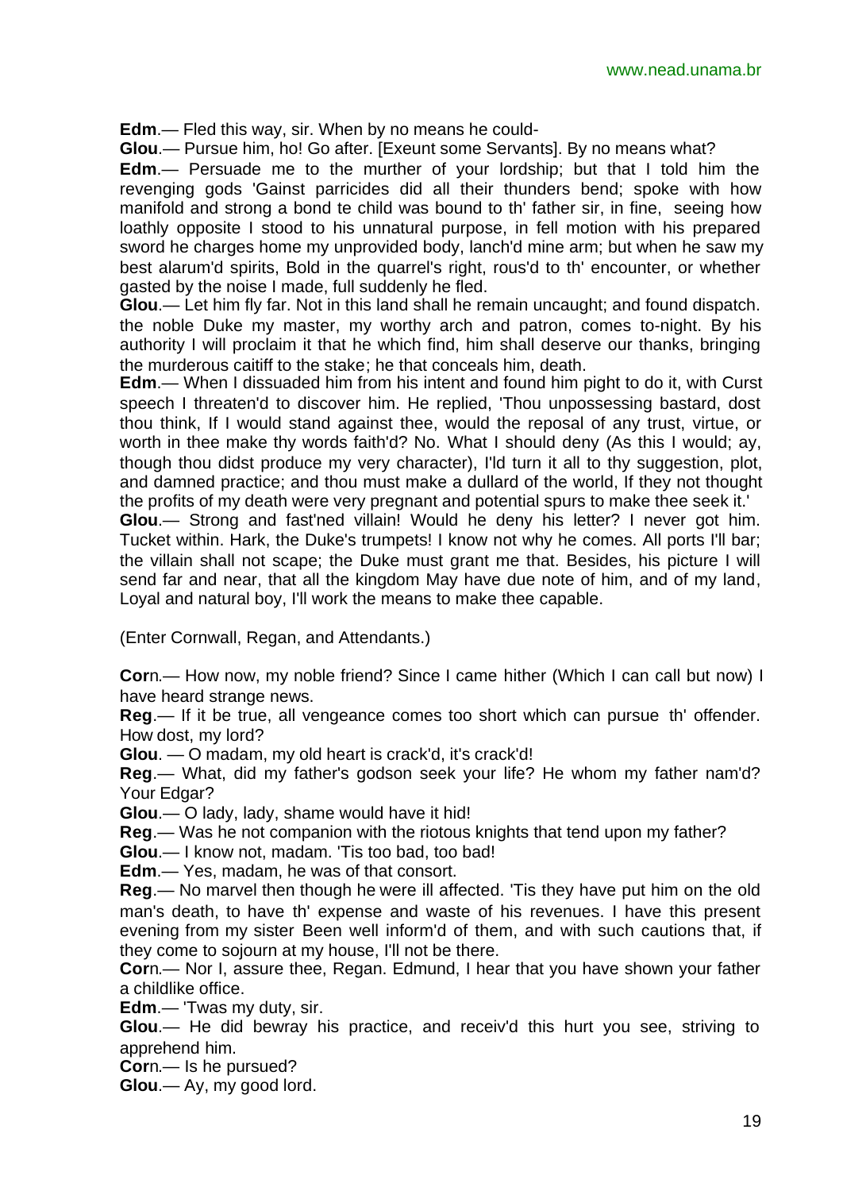**Edm**.— Fled this way, sir. When by no means he could-

**Glou**.— Pursue him, ho! Go after. [Exeunt some Servants]. By no means what?

**Edm**.— Persuade me to the murther of your lordship; but that I told him the revenging gods 'Gainst parricides did all their thunders bend; spoke with how manifold and strong a bond te child was bound to th' father sir, in fine, seeing how loathly opposite I stood to his unnatural purpose, in fell motion with his prepared sword he charges home my unprovided body, lanch'd mine arm; but when he saw my best alarum'd spirits, Bold in the quarrel's right, rous'd to th' encounter, or whether gasted by the noise I made, full suddenly he fled.

**Glou**.— Let him fly far. Not in this land shall he remain uncaught; and found dispatch. the noble Duke my master, my worthy arch and patron, comes to-night. By his authority I will proclaim it that he which find, him shall deserve our thanks, bringing the murderous caitiff to the stake; he that conceals him, death.

**Edm**.— When I dissuaded him from his intent and found him pight to do it, with Curst speech I threaten'd to discover him. He replied, 'Thou unpossessing bastard, dost thou think, If I would stand against thee, would the reposal of any trust, virtue, or worth in thee make thy words faith'd? No. What I should deny (As this I would; ay, though thou didst produce my very character), I'ld turn it all to thy suggestion, plot, and damned practice; and thou must make a dullard of the world, If they not thought the profits of my death were very pregnant and potential spurs to make thee seek it.'

**Glou**.— Strong and fast'ned villain! Would he deny his letter? I never got him. Tucket within. Hark, the Duke's trumpets! I know not why he comes. All ports I'll bar; the villain shall not scape; the Duke must grant me that. Besides, his picture I will send far and near, that all the kingdom May have due note of him, and of my land, Loyal and natural boy, I'll work the means to make thee capable.

(Enter Cornwall, Regan, and Attendants.)

**Cor**n.— How now, my noble friend? Since I came hither (Which I can call but now) I have heard strange news.

**Reg**.— If it be true, all vengeance comes too short which can pursue th' offender. How dost, my lord?

**Glou**. — O madam, my old heart is crack'd, it's crack'd!

**Reg**.— What, did my father's godson seek your life? He whom my father nam'd? Your Edgar?

**Glou**.— O lady, lady, shame would have it hid!

**Reg**.— Was he not companion with the riotous knights that tend upon my father?

**Glou**.— I know not, madam. 'Tis too bad, too bad!

**Edm**.— Yes, madam, he was of that consort.

**Reg**.— No marvel then though he were ill affected. 'Tis they have put him on the old man's death, to have th' expense and waste of his revenues. I have this present evening from my sister Been well inform'd of them, and with such cautions that, if they come to sojourn at my house, I'll not be there.

**Cor**n.— Nor I, assure thee, Regan. Edmund, I hear that you have shown your father a childlike office.

**Edm**.— 'Twas my duty, sir.

**Glou**.— He did bewray his practice, and receiv'd this hurt you see, striving to apprehend him.

**Cor**n.— Is he pursued?

**Glou**.— Ay, my good lord.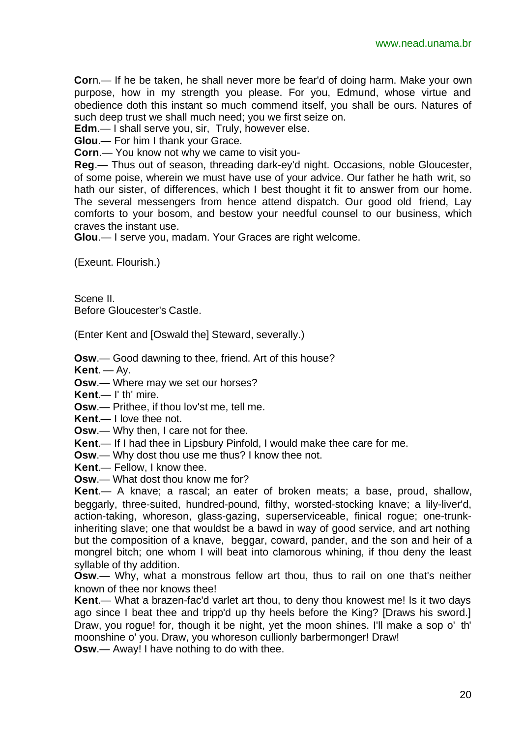**Corn**.— If he be taken, he shall never more be fear'd of doing harm. Make your own purpose, how in my strength you please. For you, Edmund, whose virtue and obedience doth this instant so much commend itself, you shall be ours. Natures of such deep trust we shall much need; you we first seize on.

**Edm**.— I shall serve you, sir, Truly, however else.

**Glou**.— For him I thank your Grace.

**Corn**.— You know not why we came to visit you-

**Reg**.— Thus out of season, threading dark-ey'd night. Occasions, noble Gloucester, of some poise, wherein we must have use of your advice. Our father he hath writ, so hath our sister, of differences, which I best thought it fit to answer from our home. The several messengers from hence attend dispatch. Our good old friend, Lay comforts to your bosom, and bestow your needful counsel to our business, which craves the instant use.

**Glou**.— I serve you, madam. Your Graces are right welcome.

(Exeunt. Flourish.)

Scene II.
Before Gloucester's Castle.

(Enter Kent and [Oswald the] Steward, severally.)

**Osw**.— Good dawning to thee, friend. Art of this house?

**Kent**. — Ay.

**Osw**.— Where may we set our horses?

**Kent**.— I' th' mire.

**Osw**.— Prithee, if thou lov'st me, tell me.

**Kent**.— I love thee not.

**Osw**.— Why then, I care not for thee.

**Kent**.— If I had thee in Lipsbury Pinfold, I would make thee care for me.

**Osw**.— Why dost thou use me thus? I know thee not.

**Kent**.— Fellow, I know thee.

**Osw**.— What dost thou know me for?

**Kent**.— A knave; a rascal; an eater of broken meats; a base, proud, shallow, beggarly, three-suited, hundred-pound, filthy, worsted-stocking knave; a lily-liver'd, action-taking, whoreson, glass-gazing, superserviceable, finical rogue; one-trunk-inheriting slave; one that wouldst be a bawd in way of good service, and art nothing but the composition of a knave, beggar, coward, pander, and the son and heir of a mongrel bitch; one whom I will beat into clamorous whining, if thou deny the least syllable of thy addition.

**Osw**.— Why, what a monstrous fellow art thou, thus to rail on one that's neither known of thee nor knows thee!

**Kent**.— What a brazen-fac'd varlet art thou, to deny thou knowest me! Is it two days ago since I beat thee and tripp'd up thy heels before the King? [Draws his sword.] Draw, you rogue! for, though it be night, yet the moon shines. I'll make a sop o' th' moonshine o' you. Draw, you whoreson cullionly barbermonger! Draw!

**Osw**.— Away! I have nothing to do with thee.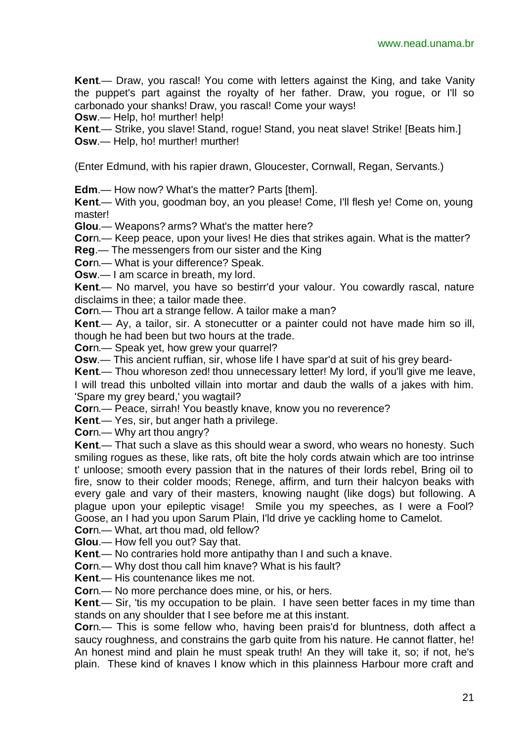**Kent**.— Draw, you rascal! You come with letters against the King, and take Vanity the puppet's part against the royalty of her father. Draw, you rogue, or I'll so carbonado your shanks! Draw, you rascal! Come your ways!

**Osw**.— Help, ho! murther! help!

**Kent**.— Strike, you slave! Stand, rogue! Stand, you neat slave! Strike! [Beats him.]

**Osw**.— Help, ho! murther! murther!

(Enter Edmund, with his rapier drawn, Gloucester, Cornwall, Regan, Servants.)

**Edm**.— How now? What's the matter? Parts [them].

**Kent**.— With you, goodman boy, an you please! Come, I'll flesh ye! Come on, young master!

**Glou**.— Weapons? arms? What's the matter here?

**Cor**n.— Keep peace, upon your lives! He dies that strikes again. What is the matter?

**Reg**.— The messengers from our sister and the King

**Cor**n.— What is your difference? Speak.

**Osw**.— I am scarce in breath, my lord.

**Kent**.— No marvel, you have so bestirr'd your valour. You cowardly rascal, nature disclaims in thee; a tailor made thee.

**Cor**n.— Thou art a strange fellow. A tailor make a man?

**Kent**.— Ay, a tailor, sir. A stonecutter or a painter could not have made him so ill, though he had been but two hours at the trade.

**Cor**n.— Speak yet, how grew your quarrel?

**Osw**.— This ancient ruffian, sir, whose life I have spar'd at suit of his grey beard-

**Kent**.— Thou whoreson zed! thou unnecessary letter! My lord, if you'll give me leave, I will tread this unbolted villain into mortar and daub the walls of a jakes with him. 'Spare my grey beard,' you wagtail?

**Cor**n.— Peace, sirrah! You beastly knave, know you no reverence?

**Kent**.— Yes, sir, but anger hath a privilege.

**Cor**n.— Why art thou angry?

**Kent**.— That such a slave as this should wear a sword, who wears no honesty. Such smiling rogues as these, like rats, oft bite the holy cords atwain which are too intrinse t' unloose; smooth every passion that in the natures of their lords rebel, Bring oil to fire, snow to their colder moods; Renege, affirm, and turn their halcyon beaks with every gale and vary of their masters, knowing naught (like dogs) but following. A plague upon your epileptic visage! Smile you my speeches, as I were a Fool? Goose, an I had you upon Sarum Plain, I'ld drive ye cackling home to Camelot.

**Cor**n.— What, art thou mad, old fellow?

**Glou**.— How fell you out? Say that.

**Kent**.— No contraries hold more antipathy than I and such a knave.

**Cor**n.— Why dost thou call him knave? What is his fault?

**Kent**.— His countenance likes me not.

**Cor**n.— No more perchance does mine, or his, or hers.

**Kent**.— Sir, 'tis my occupation to be plain. I have seen better faces in my time than stands on any shoulder that I see before me at this instant.

**Cor**n.— This is some fellow who, having been prais'd for bluntness, doth affect a saucy roughness, and constrains the garb quite from his nature. He cannot flatter, he! An honest mind and plain he must speak truth! An they will take it, so; if not, he's plain. These kind of knaves I know which in this plainness Harbour more craft and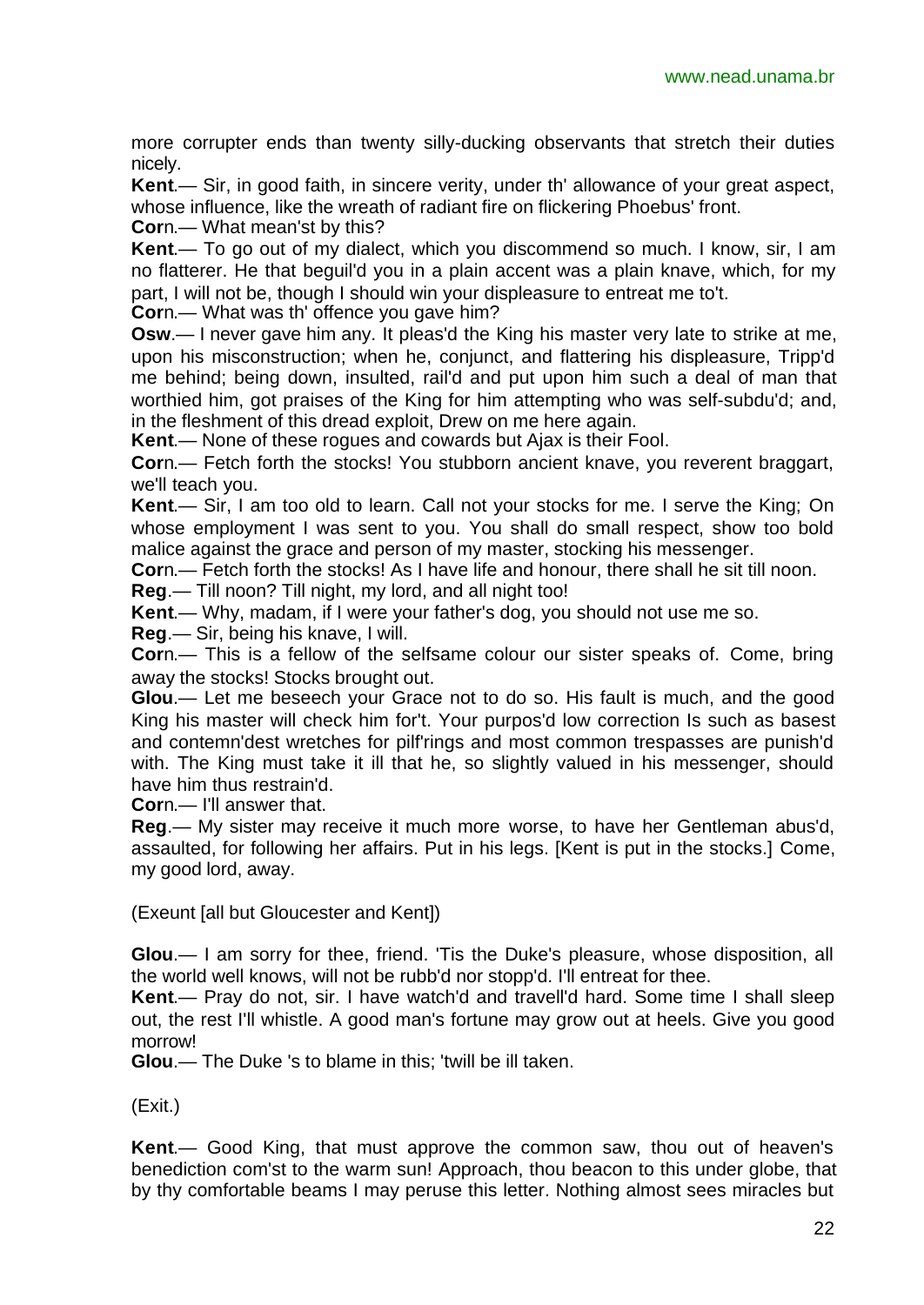more corrupter ends than twenty silly-ducking observants that stretch their duties nicely.

**Kent**.— Sir, in good faith, in sincere verity, under th' allowance of your great aspect, whose influence, like the wreath of radiant fire on flickering Phoebus' front.

**Cor**n.— What mean'st by this?

**Kent**.— To go out of my dialect, which you discommend so much. I know, sir, I am no flatterer. He that beguil'd you in a plain accent was a plain knave, which, for my part, I will not be, though I should win your displeasure to entreat me to't.

**Cor**n.— What was th' offence you gave him?

**Osw**.— I never gave him any. It pleas'd the King his master very late to strike at me, upon his misconstruction; when he, conjunct, and flattering his displeasure, Tripp'd me behind; being down, insulted, rail'd and put upon him such a deal of man that worthied him, got praises of the King for him attempting who was self-subdu'd; and, in the fleshment of this dread exploit, Drew on me here again.

**Kent**.— None of these rogues and cowards but Ajax is their Fool.

**Cor**n.— Fetch forth the stocks! You stubborn ancient knave, you reverent braggart, we'll teach you.

**Kent**.— Sir, I am too old to learn. Call not your stocks for me. I serve the King; On whose employment I was sent to you. You shall do small respect, show too bold malice against the grace and person of my master, stocking his messenger.

**Cor**n.— Fetch forth the stocks! As I have life and honour, there shall he sit till noon.

**Reg**.— Till noon? Till night, my lord, and all night too!

**Kent**.— Why, madam, if I were your father's dog, you should not use me so.

**Reg**.— Sir, being his knave, I will.

**Cor**n.— This is a fellow of the selfsame colour our sister speaks of. Come, bring away the stocks! Stocks brought out.

**Glou**.— Let me beseech your Grace not to do so. His fault is much, and the good King his master will check him for't. Your purpos'd low correction Is such as basest and contemn'dest wretches for pilf'rings and most common trespasses are punish'd with. The King must take it ill that he, so slightly valued in his messenger, should have him thus restrain'd.

**Cor**n.— I'll answer that.

**Reg**.— My sister may receive it much more worse, to have her Gentleman abus'd, assaulted, for following her affairs. Put in his legs. [Kent is put in the stocks.] Come, my good lord, away.

(Exeunt [all but Gloucester and Kent])

**Glou**.— I am sorry for thee, friend. 'Tis the Duke's pleasure, whose disposition, all the world well knows, will not be rubb'd nor stopp'd. I'll entreat for thee.

**Kent**.— Pray do not, sir. I have watch'd and travell'd hard. Some time I shall sleep out, the rest I'll whistle. A good man's fortune may grow out at heels. Give you good morrow!

**Glou**.— The Duke 's to blame in this; 'twill be ill taken.

(Exit.)

**Kent**.— Good King, that must approve the common saw, thou out of heaven's benediction com'st to the warm sun! Approach, thou beacon to this under globe, that by thy comfortable beams I may peruse this letter. Nothing almost sees miracles but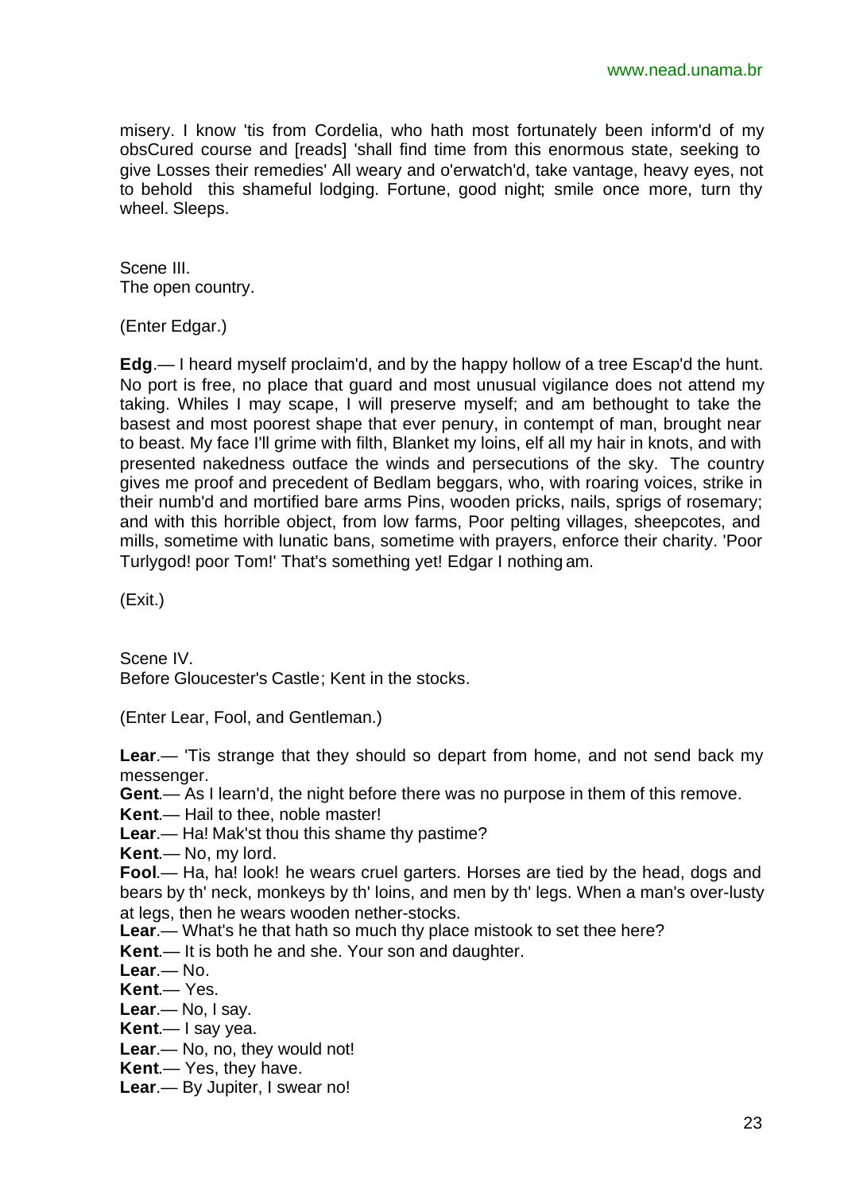misery. I know 'tis from Cordelia, who hath most fortunately been inform'd of my obsCured course and [reads] 'shall find time from this enormous state, seeking to give Losses their remedies' All weary and o'erwatch'd, take vantage, heavy eyes, not to behold this shameful lodging. Fortune, good night; smile once more, turn thy wheel. Sleeps.

Scene III.
The open country.

(Enter Edgar.)

**Edg**.— I heard myself proclaim'd, and by the happy hollow of a tree Escap'd the hunt. No port is free, no place that guard and most unusual vigilance does not attend my taking. Whiles I may scape, I will preserve myself; and am bethought to take the basest and most poorest shape that ever penury, in contempt of man, brought near to beast. My face I'll grime with filth, Blanket my loins, elf all my hair in knots, and with presented nakedness outface the winds and persecutions of the sky. The country gives me proof and precedent of Bedlam beggars, who, with roaring voices, strike in their numb'd and mortified bare arms Pins, wooden pricks, nails, sprigs of rosemary; and with this horrible object, from low farms, Poor pelting villages, sheepcotes, and mills, sometime with lunatic bans, sometime with prayers, enforce their charity. 'Poor Turlygod! poor Tom!' That's something yet! Edgar I nothing am.

(Exit.)

Scene IV.
Before Gloucester's Castle; Kent in the stocks.

(Enter Lear, Fool, and Gentleman.)

**Lear**.— 'Tis strange that they should so depart from home, and not send back my messenger.
**Gent**.— As I learn'd, the night before there was no purpose in them of this remove.
**Kent**.— Hail to thee, noble master!
**Lear**.— Ha! Mak'st thou this shame thy pastime?
**Kent**.— No, my lord.
**Fool**.— Ha, ha! look! he wears cruel garters. Horses are tied by the head, dogs and bears by th' neck, monkeys by th' loins, and men by th' legs. When a man's over-lusty at legs, then he wears wooden nether-stocks.
**Lear**.— What's he that hath so much thy place mistook to set thee here?
**Kent**.— It is both he and she. Your son and daughter.
**Lear**.— No.
**Kent**.— Yes.
**Lear**.— No, I say.
**Kent**.— I say yea.
**Lear**.— No, no, they would not!
**Kent**.— Yes, they have.
**Lear**.— By Jupiter, I swear no!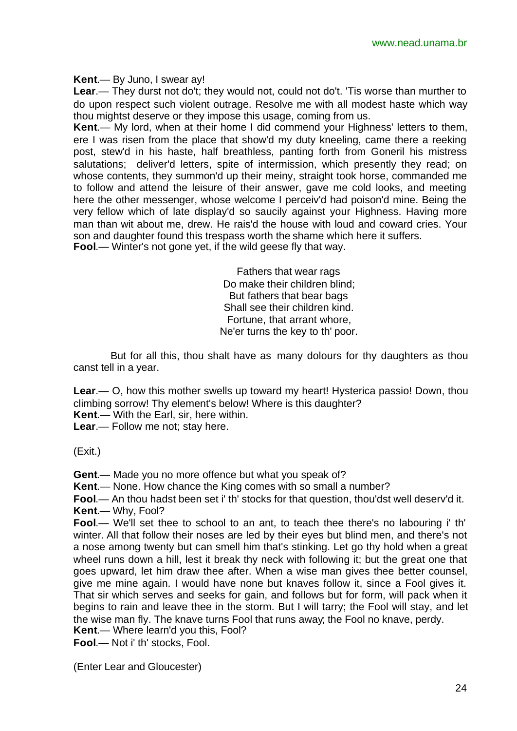**Kent**.— By Juno, I swear ay!

**Lear**.— They durst not do't; they would not, could not do't. 'Tis worse than murther to do upon respect such violent outrage. Resolve me with all modest haste which way thou mightst deserve or they impose this usage, coming from us.

**Kent**.— My lord, when at their home I did commend your Highness' letters to them, ere I was risen from the place that show'd my duty kneeling, came there a reeking post, stew'd in his haste, half breathless, panting forth from Goneril his mistress salutations; deliver'd letters, spite of intermission, which presently they read; on whose contents, they summon'd up their meiny, straight took horse, commanded me to follow and attend the leisure of their answer, gave me cold looks, and meeting here the other messenger, whose welcome I perceiv'd had poison'd mine. Being the very fellow which of late display'd so saucily against your Highness. Having more man than wit about me, drew. He rais'd the house with loud and coward cries. Your son and daughter found this trespass worth the shame which here it suffers.

**Fool**.— Winter's not gone yet, if the wild geese fly that way.

Fathers that wear rags
Do make their children blind;
But fathers that bear bags
Shall see their children kind.
Fortune, that arrant whore,
Ne'er turns the key to th' poor.

But for all this, thou shalt have as many dolours for thy daughters as thou canst tell in a year.

**Lear**.— O, how this mother swells up toward my heart! Hysterica passio! Down, thou climbing sorrow! Thy element's below! Where is this daughter?

**Kent**.— With the Earl, sir, here within.

**Lear**.— Follow me not; stay here.

(Exit.)

**Gent**.— Made you no more offence but what you speak of?

**Kent**.— None. How chance the King comes with so small a number?

**Fool**.— An thou hadst been set i' th' stocks for that question, thou'dst well deserv'd it.

**Kent**.— Why, Fool?

**Fool**.— We'll set thee to school to an ant, to teach thee there's no labouring i' th' winter. All that follow their noses are led by their eyes but blind men, and there's not a nose among twenty but can smell him that's stinking. Let go thy hold when a great wheel runs down a hill, lest it break thy neck with following it; but the great one that goes upward, let him draw thee after. When a wise man gives thee better counsel, give me mine again. I would have none but knaves follow it, since a Fool gives it. That sir which serves and seeks for gain, and follows but for form, will pack when it begins to rain and leave thee in the storm. But I will tarry; the Fool will stay, and let the wise man fly. The knave turns Fool that runs away; the Fool no knave, perdy.

**Kent**.— Where learn'd you this, Fool?

**Fool**.— Not i' th' stocks, Fool.

(Enter Lear and Gloucester)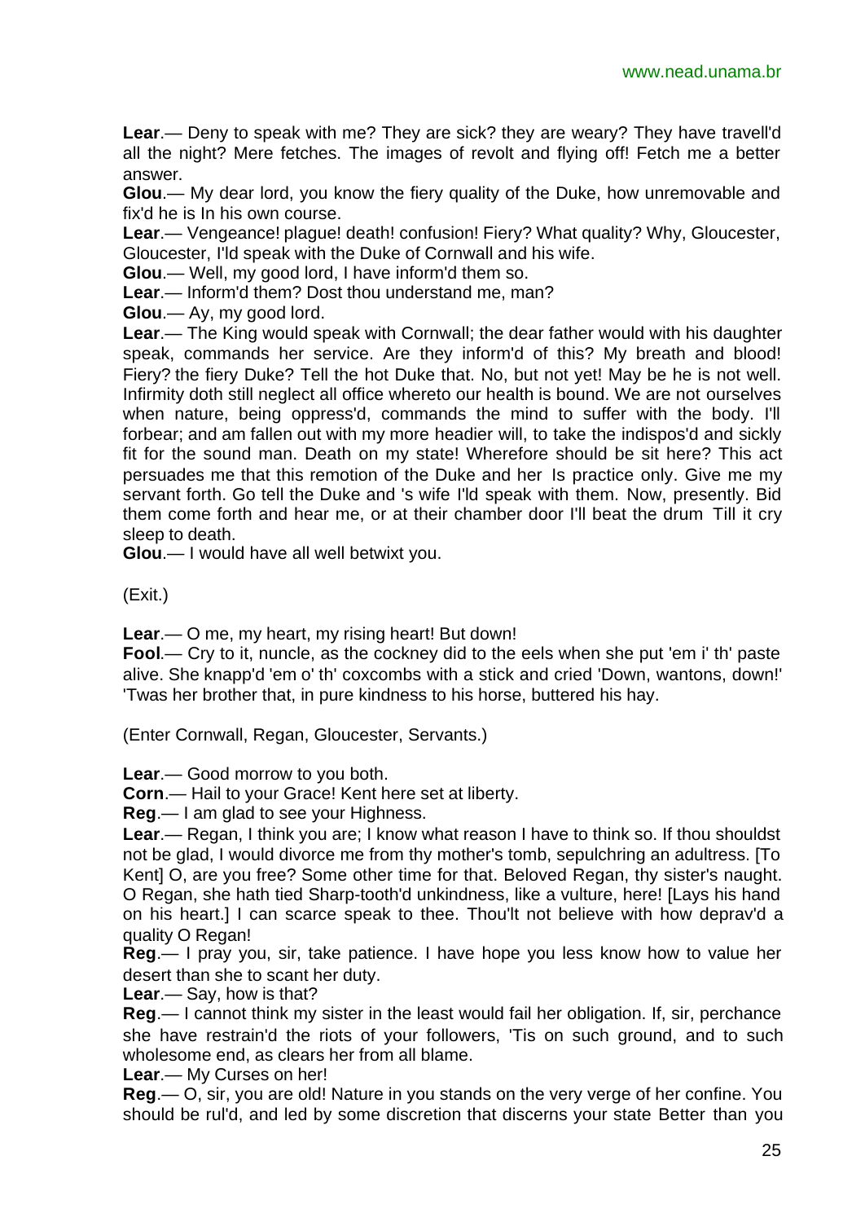**Lear**.— Deny to speak with me? They are sick? they are weary? They have travell'd all the night? Mere fetches. The images of revolt and flying off! Fetch me a better answer.

**Glou**.— My dear lord, you know the fiery quality of the Duke, how unremovable and fix'd he is In his own course.

**Lear**.— Vengeance! plague! death! confusion! Fiery? What quality? Why, Gloucester, Gloucester, I'ld speak with the Duke of Cornwall and his wife.

**Glou**.— Well, my good lord, I have inform'd them so.

**Lear**.— Inform'd them? Dost thou understand me, man?

**Glou**.— Ay, my good lord.

**Lear**.— The King would speak with Cornwall; the dear father would with his daughter speak, commands her service. Are they inform'd of this? My breath and blood! Fiery? the fiery Duke? Tell the hot Duke that. No, but not yet! May be he is not well. Infirmity doth still neglect all office whereto our health is bound. We are not ourselves when nature, being oppress'd, commands the mind to suffer with the body. I'll forbear; and am fallen out with my more headier will, to take the indispos'd and sickly fit for the sound man. Death on my state! Wherefore should be sit here? This act persuades me that this remotion of the Duke and her Is practice only. Give me my servant forth. Go tell the Duke and 's wife I'ld speak with them. Now, presently. Bid them come forth and hear me, or at their chamber door I'll beat the drum Till it cry sleep to death.

**Glou**.— I would have all well betwixt you.

(Exit.)

**Lear**.— O me, my heart, my rising heart! But down!

**Fool**.— Cry to it, nuncle, as the cockney did to the eels when she put 'em i' th' paste alive. She knapp'd 'em o' th' coxcombs with a stick and cried 'Down, wantons, down!' 'Twas her brother that, in pure kindness to his horse, buttered his hay.

(Enter Cornwall, Regan, Gloucester, Servants.)

**Lear**.— Good morrow to you both.

**Corn**.— Hail to your Grace! Kent here set at liberty.

**Reg**.— I am glad to see your Highness.

**Lear**.— Regan, I think you are; I know what reason I have to think so. If thou shouldst not be glad, I would divorce me from thy mother's tomb, sepulchring an adultress. [To Kent] O, are you free? Some other time for that. Beloved Regan, thy sister's naught. O Regan, she hath tied Sharp-tooth'd unkindness, like a vulture, here! [Lays his hand on his heart.] I can scarce speak to thee. Thou'lt not believe with how deprav'd a quality O Regan!

**Reg**.— I pray you, sir, take patience. I have hope you less know how to value her desert than she to scant her duty.

**Lear**.— Say, how is that?

**Reg**.— I cannot think my sister in the least would fail her obligation. If, sir, perchance she have restrain'd the riots of your followers, 'Tis on such ground, and to such wholesome end, as clears her from all blame.

**Lear**.— My Curses on her!

**Reg**.— O, sir, you are old! Nature in you stands on the very verge of her confine. You should be rul'd, and led by some discretion that discerns your state Better than you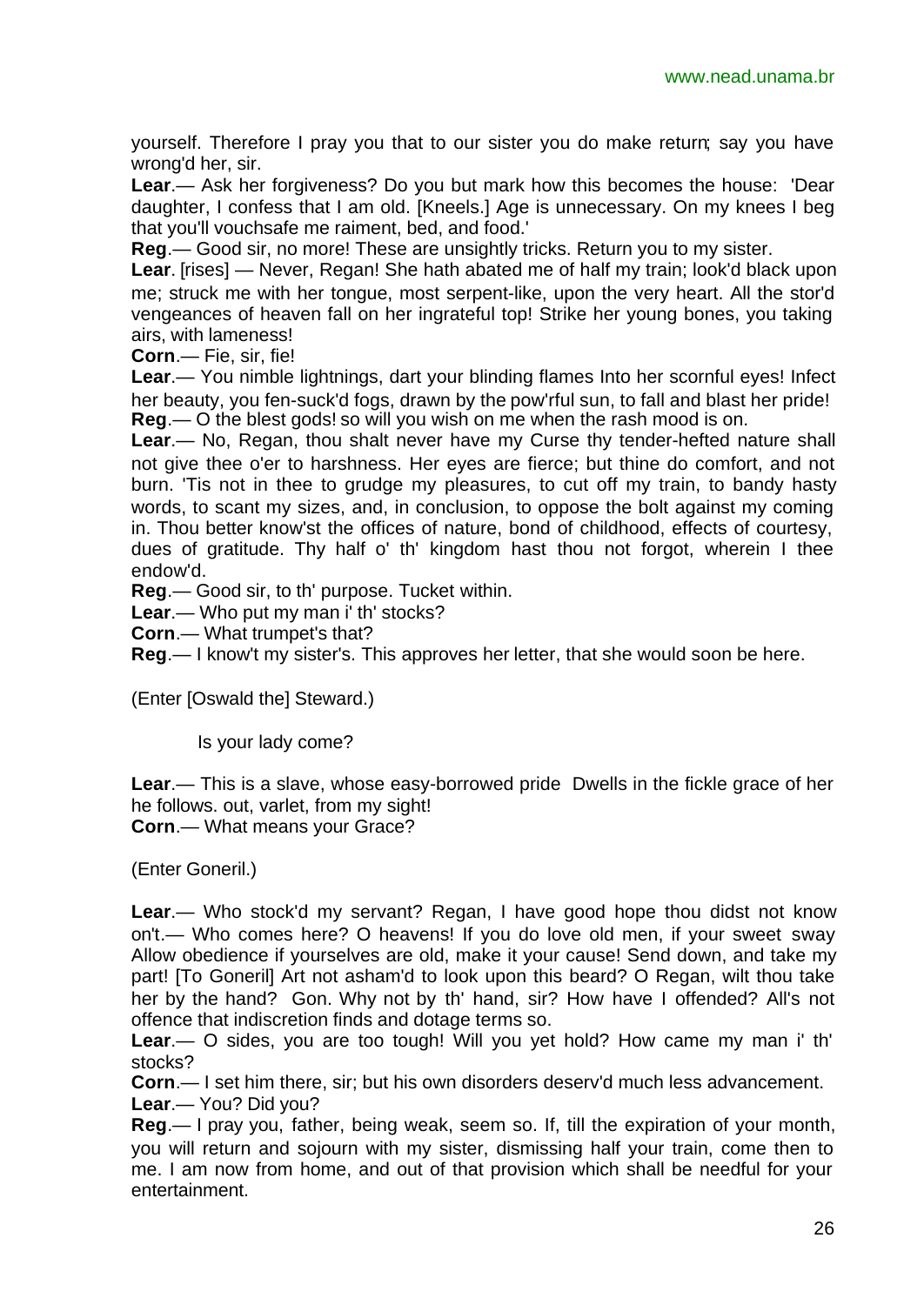yourself. Therefore I pray you that to our sister you do make return; say you have wrong'd her, sir.

**Lear**.— Ask her forgiveness? Do you but mark how this becomes the house: 'Dear daughter, I confess that I am old. [Kneels.] Age is unnecessary. On my knees I beg that you'll vouchsafe me raiment, bed, and food.'

**Reg**.— Good sir, no more! These are unsightly tricks. Return you to my sister.

**Lear**. [rises] — Never, Regan! She hath abated me of half my train; look'd black upon me; struck me with her tongue, most serpent-like, upon the very heart. All the stor'd vengeances of heaven fall on her ingrateful top! Strike her young bones, you taking airs, with lameness!

**Corn**.— Fie, sir, fie!

**Lear**.— You nimble lightnings, dart your blinding flames Into her scornful eyes! Infect her beauty, you fen-suck'd fogs, drawn by the pow'rful sun, to fall and blast her pride!

**Reg**.— O the blest gods! so will you wish on me when the rash mood is on.

**Lear**.— No, Regan, thou shalt never have my Curse thy tender-hefted nature shall not give thee o'er to harshness. Her eyes are fierce; but thine do comfort, and not burn. 'Tis not in thee to grudge my pleasures, to cut off my train, to bandy hasty words, to scant my sizes, and, in conclusion, to oppose the bolt against my coming in. Thou better know'st the offices of nature, bond of childhood, effects of courtesy, dues of gratitude. Thy half o' th' kingdom hast thou not forgot, wherein I thee endow'd.

**Reg**.— Good sir, to th' purpose. Tucket within.

**Lear**.— Who put my man i' th' stocks?

**Corn**.— What trumpet's that?

**Reg**.— I know't my sister's. This approves her letter, that she would soon be here.

(Enter [Oswald the] Steward.)

Is your lady come?

**Lear**.— This is a slave, whose easy-borrowed pride Dwells in the fickle grace of her he follows. out, varlet, from my sight!

**Corn**.— What means your Grace?

(Enter Goneril.)

**Lear**.— Who stock'd my servant? Regan, I have good hope thou didst not know on't.— Who comes here? O heavens! If you do love old men, if your sweet sway Allow obedience if yourselves are old, make it your cause! Send down, and take my part! [To Goneril] Art not asham'd to look upon this beard? O Regan, wilt thou take her by the hand? Gon. Why not by th' hand, sir? How have I offended? All's not offence that indiscretion finds and dotage terms so.

**Lear**.— O sides, you are too tough! Will you yet hold? How came my man i' th' stocks?

**Corn**.— I set him there, sir; but his own disorders deserv'd much less advancement.

**Lear**.— You? Did you?

**Reg**.— I pray you, father, being weak, seem so. If, till the expiration of your month, you will return and sojourn with my sister, dismissing half your train, come then to me. I am now from home, and out of that provision which shall be needful for your entertainment.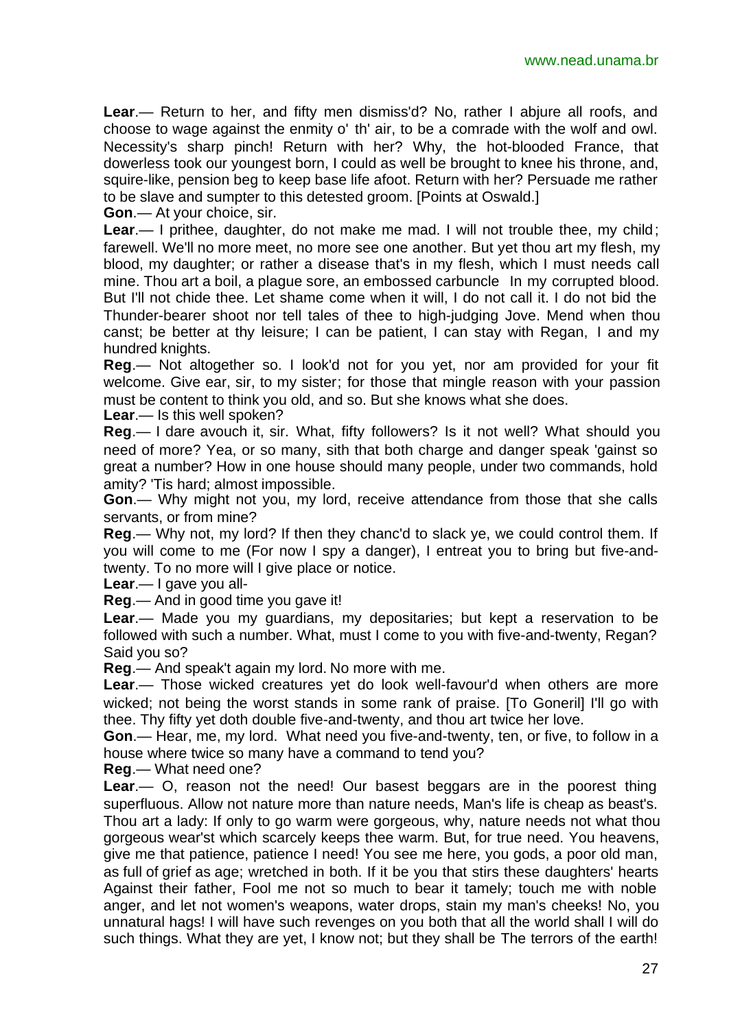**Lear**.— Return to her, and fifty men dismiss'd? No, rather I abjure all roofs, and choose to wage against the enmity o' th' air, to be a comrade with the wolf and owl. Necessity's sharp pinch! Return with her? Why, the hot-blooded France, that dowerless took our youngest born, I could as well be brought to knee his throne, and, squire-like, pension beg to keep base life afoot. Return with her? Persuade me rather to be slave and sumpter to this detested groom. [Points at Oswald.]

**Gon**.— At your choice, sir.

**Lear**.— I prithee, daughter, do not make me mad. I will not trouble thee, my child; farewell. We'll no more meet, no more see one another. But yet thou art my flesh, my blood, my daughter; or rather a disease that's in my flesh, which I must needs call mine. Thou art a boil, a plague sore, an embossed carbuncle In my corrupted blood. But I'll not chide thee. Let shame come when it will, I do not call it. I do not bid the Thunder-bearer shoot nor tell tales of thee to high-judging Jove. Mend when thou canst; be better at thy leisure; I can be patient, I can stay with Regan, I and my hundred knights.

**Reg**.— Not altogether so. I look'd not for you yet, nor am provided for your fit welcome. Give ear, sir, to my sister; for those that mingle reason with your passion must be content to think you old, and so. But she knows what she does.

**Lear**.— Is this well spoken?

**Reg**.— I dare avouch it, sir. What, fifty followers? Is it not well? What should you need of more? Yea, or so many, sith that both charge and danger speak 'gainst so great a number? How in one house should many people, under two commands, hold amity? 'Tis hard; almost impossible.

**Gon**.— Why might not you, my lord, receive attendance from those that she calls servants, or from mine?

**Reg**.— Why not, my lord? If then they chanc'd to slack ye, we could control them. If you will come to me (For now I spy a danger), I entreat you to bring but five-and-twenty. To no more will I give place or notice.

**Lear**.— I gave you all-

**Reg**.— And in good time you gave it!

**Lear**.— Made you my guardians, my depositaries; but kept a reservation to be followed with such a number. What, must I come to you with five-and-twenty, Regan? Said you so?

**Reg**.— And speak't again my lord. No more with me.

**Lear**.— Those wicked creatures yet do look well-favour'd when others are more wicked; not being the worst stands in some rank of praise. [To Goneril] I'll go with thee. Thy fifty yet doth double five-and-twenty, and thou art twice her love.

**Gon**.— Hear, me, my lord. What need you five-and-twenty, ten, or five, to follow in a house where twice so many have a command to tend you?

**Reg**.— What need one?

**Lear**.— O, reason not the need! Our basest beggars are in the poorest thing superfluous. Allow not nature more than nature needs, Man's life is cheap as beast's. Thou art a lady: If only to go warm were gorgeous, why, nature needs not what thou gorgeous wear'st which scarcely keeps thee warm. But, for true need. You heavens, give me that patience, patience I need! You see me here, you gods, a poor old man, as full of grief as age; wretched in both. If it be you that stirs these daughters' hearts Against their father, Fool me not so much to bear it tamely; touch me with noble anger, and let not women's weapons, water drops, stain my man's cheeks! No, you unnatural hags! I will have such revenges on you both that all the world shall I will do such things. What they are yet, I know not; but they shall be The terrors of the earth!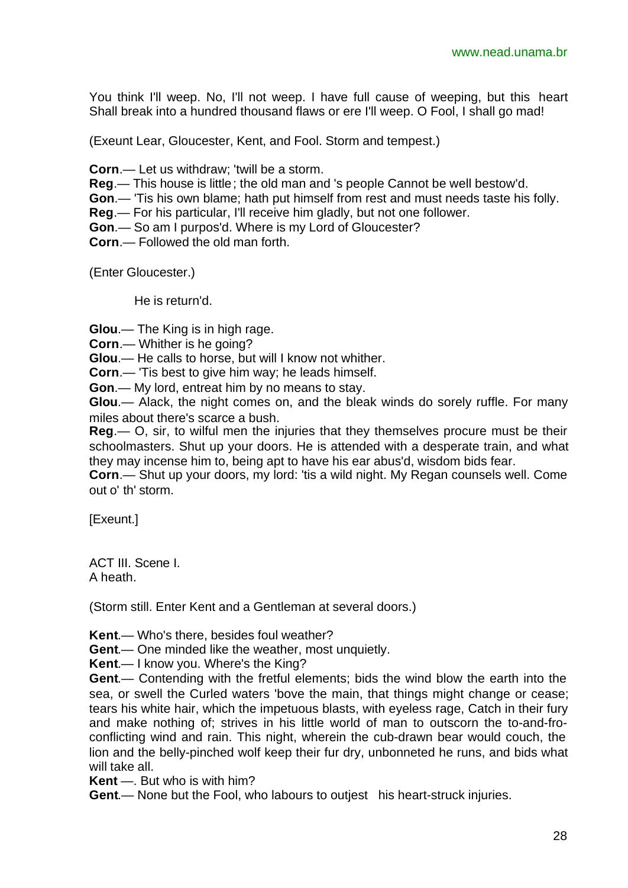You think I'll weep. No, I'll not weep. I have full cause of weeping, but this heart Shall break into a hundred thousand flaws or ere I'll weep. O Fool, I shall go mad!

(Exeunt Lear, Gloucester, Kent, and Fool. Storm and tempest.)

**Corn**.— Let us withdraw; 'twill be a storm.
**Reg**.— This house is little; the old man and 's people Cannot be well bestow'd.
**Gon**.— 'Tis his own blame; hath put himself from rest and must needs taste his folly.
**Reg**.— For his particular, I'll receive him gladly, but not one follower.
**Gon**.— So am I purpos'd. Where is my Lord of Gloucester?
**Corn**.— Followed the old man forth.

(Enter Gloucester.)

He is return'd.

**Glou**.— The King is in high rage.
**Corn**.— Whither is he going?
**Glou**.— He calls to horse, but will I know not whither.
**Corn**.— 'Tis best to give him way; he leads himself.
**Gon**.— My lord, entreat him by no means to stay.
**Glou**.— Alack, the night comes on, and the bleak winds do sorely ruffle. For many miles about there's scarce a bush.
**Reg**.— O, sir, to wilful men the injuries that they themselves procure must be their schoolmasters. Shut up your doors. He is attended with a desperate train, and what they may incense him to, being apt to have his ear abus'd, wisdom bids fear.
**Corn**.— Shut up your doors, my lord: 'tis a wild night. My Regan counsels well. Come out o' th' storm.

[Exeunt.]

ACT III. Scene I.
A heath.

(Storm still. Enter Kent and a Gentleman at several doors.)

**Kent**.— Who's there, besides foul weather?
**Gent**.— One minded like the weather, most unquietly.
**Kent**.— I know you. Where's the King?
**Gent**.— Contending with the fretful elements; bids the wind blow the earth into the sea, or swell the Curled waters 'bove the main, that things might change or cease; tears his white hair, which the impetuous blasts, with eyeless rage, Catch in their fury and make nothing of; strives in his little world of man to outscorn the to-and-fro-conflicting wind and rain. This night, wherein the cub-drawn bear would couch, the lion and the belly-pinched wolf keep their fur dry, unbonneted he runs, and bids what will take all.
**Kent** —. But who is with him?
**Gent**.— None but the Fool, who labours to outjest his heart-struck injuries.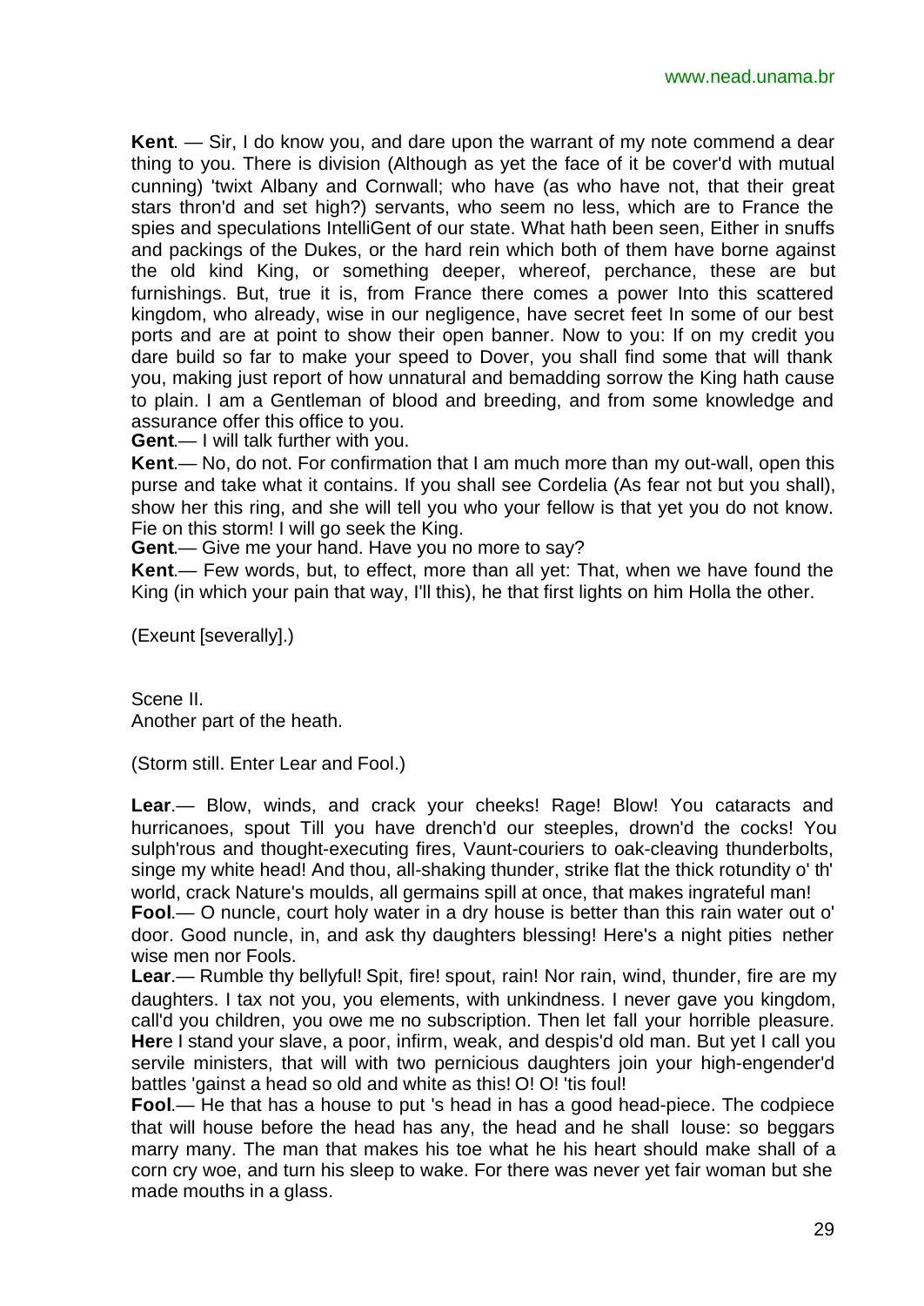**Kent**. — Sir, I do know you, and dare upon the warrant of my note commend a dear thing to you. There is division (Although as yet the face of it be cover'd with mutual cunning) 'twixt Albany and Cornwall; who have (as who have not, that their great stars thron'd and set high?) servants, who seem no less, which are to France the spies and speculations IntelliGent of our state. What hath been seen, Either in snuffs and packings of the Dukes, or the hard rein which both of them have borne against the old kind King, or something deeper, whereof, perchance, these are but furnishings. But, true it is, from France there comes a power Into this scattered kingdom, who already, wise in our negligence, have secret feet In some of our best ports and are at point to show their open banner. Now to you: If on my credit you dare build so far to make your speed to Dover, you shall find some that will thank you, making just report of how unnatural and bemadding sorrow the King hath cause to plain. I am a Gentleman of blood and breeding, and from some knowledge and assurance offer this office to you.

**Gent**.— I will talk further with you.

**Kent**.— No, do not. For confirmation that I am much more than my out-wall, open this purse and take what it contains. If you shall see Cordelia (As fear not but you shall), show her this ring, and she will tell you who your fellow is that yet you do not know. Fie on this storm! I will go seek the King.

**Gent**.— Give me your hand. Have you no more to say?

**Kent**.— Few words, but, to effect, more than all yet: That, when we have found the King (in which your pain that way, I'll this), he that first lights on him Holla the other.

(Exeunt [severally].)

Scene II.
Another part of the heath.

(Storm still. Enter Lear and Fool.)

**Lear**.— Blow, winds, and crack your cheeks! Rage! Blow! You cataracts and hurricanoes, spout Till you have drench'd our steeples, drown'd the cocks! You sulph'rous and thought-executing fires, Vaunt-couriers to oak-cleaving thunderbolts, singe my white head! And thou, all-shaking thunder, strike flat the thick rotundity o' th' world, crack Nature's moulds, all germains spill at once, that makes ingrateful man!

**Fool**.— O nuncle, court holy water in a dry house is better than this rain water out o' door. Good nuncle, in, and ask thy daughters blessing! Here's a night pities nether wise men nor Fools.

**Lear**.— Rumble thy bellyful! Spit, fire! spout, rain! Nor rain, wind, thunder, fire are my daughters. I tax not you, you elements, with unkindness. I never gave you kingdom, call'd you children, you owe me no subscription. Then let fall your horrible pleasure. **Her**e I stand your slave, a poor, infirm, weak, and despis'd old man. But yet I call you servile ministers, that will with two pernicious daughters join your high-engender'd battles 'gainst a head so old and white as this! O! O! 'tis foul!

**Fool**.— He that has a house to put 's head in has a good head-piece. The codpiece that will house before the head has any, the head and he shall louse: so beggars marry many. The man that makes his toe what he his heart should make shall of a corn cry woe, and turn his sleep to wake. For there was never yet fair woman but she made mouths in a glass.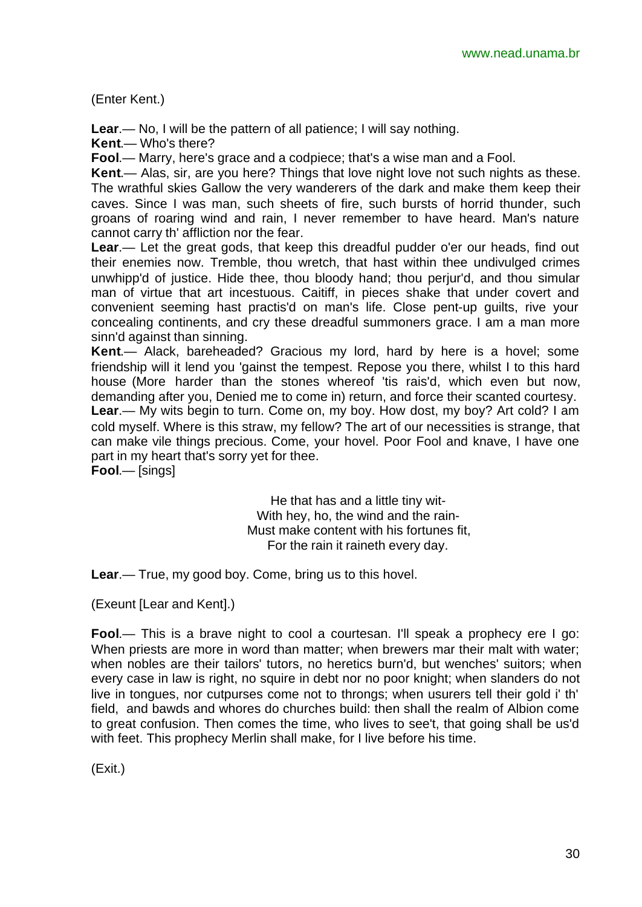(Enter Kent.)

**Lear**.— No, I will be the pattern of all patience; I will say nothing.
**Kent**.— Who's there?
**Fool**.— Marry, here's grace and a codpiece; that's a wise man and a Fool.
**Kent**.— Alas, sir, are you here? Things that love night love not such nights as these. The wrathful skies Gallow the very wanderers of the dark and make them keep their caves. Since I was man, such sheets of fire, such bursts of horrid thunder, such groans of roaring wind and rain, I never remember to have heard. Man's nature cannot carry th' affliction nor the fear.
**Lear**.— Let the great gods, that keep this dreadful pudder o'er our heads, find out their enemies now. Tremble, thou wretch, that hast within thee undivulged crimes unwhipp'd of justice. Hide thee, thou bloody hand; thou perjur'd, and thou simular man of virtue that art incestuous. Caitiff, in pieces shake that under covert and convenient seeming hast practis'd on man's life. Close pent-up guilts, rive your concealing continents, and cry these dreadful summoners grace. I am a man more sinn'd against than sinning.
**Kent**.— Alack, bareheaded? Gracious my lord, hard by here is a hovel; some friendship will it lend you 'gainst the tempest. Repose you there, whilst I to this hard house (More harder than the stones whereof 'tis rais'd, which even but now, demanding after you, Denied me to come in) return, and force their scanted courtesy.
**Lear**.— My wits begin to turn. Come on, my boy. How dost, my boy? Art cold? I am cold myself. Where is this straw, my fellow? The art of our necessities is strange, that can make vile things precious. Come, your hovel. Poor Fool and knave, I have one part in my heart that's sorry yet for thee.
**Fool**.— [sings]

> He that has and a little tiny wit-
> With hey, ho, the wind and the rain-
> Must make content with his fortunes fit,
> For the rain it raineth every day.

**Lear**.— True, my good boy. Come, bring us to this hovel.

(Exeunt [Lear and Kent].)

**Fool**.— This is a brave night to cool a courtesan. I'll speak a prophecy ere I go: When priests are more in word than matter; when brewers mar their malt with water; when nobles are their tailors' tutors, no heretics burn'd, but wenches' suitors; when every case in law is right, no squire in debt nor no poor knight; when slanders do not live in tongues, nor cutpurses come not to throngs; when usurers tell their gold i' th' field, and bawds and whores do churches build: then shall the realm of Albion come to great confusion. Then comes the time, who lives to see't, that going shall be us'd with feet. This prophecy Merlin shall make, for I live before his time.

(Exit.)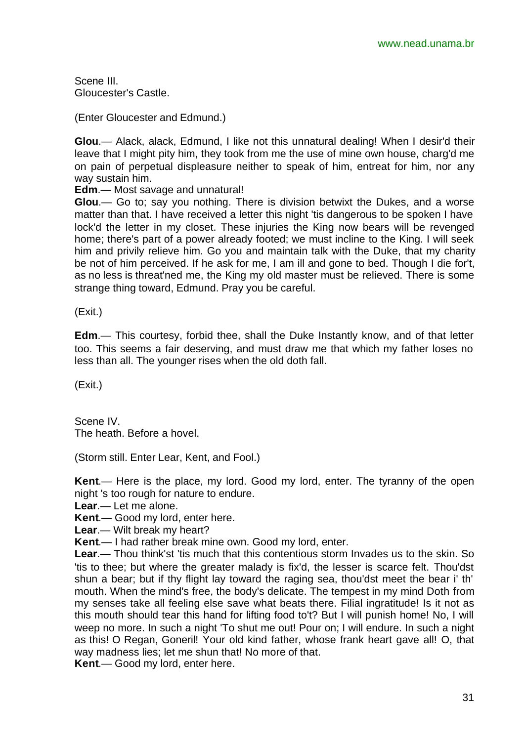Scene III.
Gloucester's Castle.

(Enter Gloucester and Edmund.)

**Glou**.— Alack, alack, Edmund, I like not this unnatural dealing! When I desir'd their leave that I might pity him, they took from me the use of mine own house, charg'd me on pain of perpetual displeasure neither to speak of him, entreat for him, nor any way sustain him.
**Edm**.— Most savage and unnatural!
**Glou**.— Go to; say you nothing. There is division betwixt the Dukes, and a worse matter than that. I have received a letter this night 'tis dangerous to be spoken I have lock'd the letter in my closet. These injuries the King now bears will be revenged home; there's part of a power already footed; we must incline to the King. I will seek him and privily relieve him. Go you and maintain talk with the Duke, that my charity be not of him perceived. If he ask for me, I am ill and gone to bed. Though I die for't, as no less is threat'ned me, the King my old master must be relieved. There is some strange thing toward, Edmund. Pray you be careful.

(Exit.)

**Edm**.— This courtesy, forbid thee, shall the Duke Instantly know, and of that letter too. This seems a fair deserving, and must draw me that which my father loses no less than all. The younger rises when the old doth fall.

(Exit.)

Scene IV.
The heath. Before a hovel.

(Storm still. Enter Lear, Kent, and Fool.)

**Kent**.— Here is the place, my lord. Good my lord, enter. The tyranny of the open night 's too rough for nature to endure.
**Lear**.— Let me alone.
**Kent**.— Good my lord, enter here.
**Lear**.— Wilt break my heart?
**Kent**.— I had rather break mine own. Good my lord, enter.
**Lear**.— Thou think'st 'tis much that this contentious storm Invades us to the skin. So 'tis to thee; but where the greater malady is fix'd, the lesser is scarce felt. Thou'dst shun a bear; but if thy flight lay toward the raging sea, thou'dst meet the bear i' th' mouth. When the mind's free, the body's delicate. The tempest in my mind Doth from my senses take all feeling else save what beats there. Filial ingratitude! Is it not as this mouth should tear this hand for lifting food to't? But I will punish home! No, I will weep no more. In such a night 'To shut me out! Pour on; I will endure. In such a night as this! O Regan, Goneril! Your old kind father, whose frank heart gave all! O, that way madness lies; let me shun that! No more of that.
**Kent**.— Good my lord, enter here.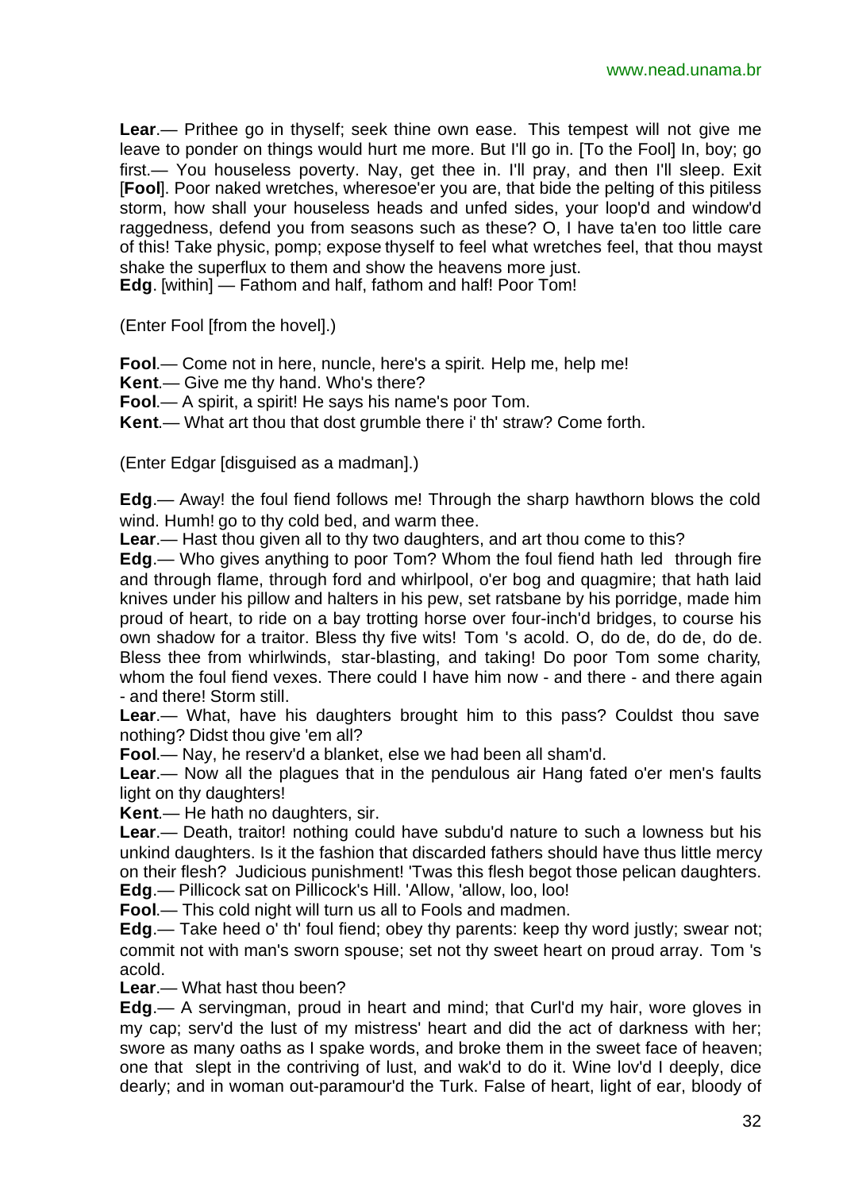**Lear**.— Prithee go in thyself; seek thine own ease. This tempest will not give me leave to ponder on things would hurt me more. But I'll go in. [To the Fool] In, boy; go first.— You houseless poverty. Nay, get thee in. I'll pray, and then I'll sleep. Exit [**Fool**]. Poor naked wretches, wheresoe'er you are, that bide the pelting of this pitiless storm, how shall your houseless heads and unfed sides, your loop'd and window'd raggedness, defend you from seasons such as these? O, I have ta'en too little care of this! Take physic, pomp; expose thyself to feel what wretches feel, that thou mayst shake the superflux to them and show the heavens more just.

**Edg**. [within] — Fathom and half, fathom and half! Poor Tom!

(Enter Fool [from the hovel].)

**Fool**.— Come not in here, nuncle, here's a spirit. Help me, help me!

**Kent**.— Give me thy hand. Who's there?

**Fool**.— A spirit, a spirit! He says his name's poor Tom.

**Kent**.— What art thou that dost grumble there i' th' straw? Come forth.

(Enter Edgar [disguised as a madman].)

**Edg**.— Away! the foul fiend follows me! Through the sharp hawthorn blows the cold wind. Humh! go to thy cold bed, and warm thee.

**Lear**.— Hast thou given all to thy two daughters, and art thou come to this?

**Edg**.— Who gives anything to poor Tom? Whom the foul fiend hath led through fire and through flame, through ford and whirlpool, o'er bog and quagmire; that hath laid knives under his pillow and halters in his pew, set ratsbane by his porridge, made him proud of heart, to ride on a bay trotting horse over four-inch'd bridges, to course his own shadow for a traitor. Bless thy five wits! Tom 's acold. O, do de, do de, do de. Bless thee from whirlwinds, star-blasting, and taking! Do poor Tom some charity, whom the foul fiend vexes. There could I have him now - and there - and there again - and there! Storm still.

**Lear**.— What, have his daughters brought him to this pass? Couldst thou save nothing? Didst thou give 'em all?

**Fool**.— Nay, he reserv'd a blanket, else we had been all sham'd.

**Lear**.— Now all the plagues that in the pendulous air Hang fated o'er men's faults light on thy daughters!

**Kent**.— He hath no daughters, sir.

**Lear**.— Death, traitor! nothing could have subdu'd nature to such a lowness but his unkind daughters. Is it the fashion that discarded fathers should have thus little mercy on their flesh? Judicious punishment! 'Twas this flesh begot those pelican daughters.

**Edg**.— Pillicock sat on Pillicock's Hill. 'Allow, 'allow, loo, loo!

**Fool**.— This cold night will turn us all to Fools and madmen.

**Edg**.— Take heed o' th' foul fiend; obey thy parents: keep thy word justly; swear not; commit not with man's sworn spouse; set not thy sweet heart on proud array. Tom 's acold.

**Lear**.— What hast thou been?

**Edg**.— A servingman, proud in heart and mind; that Curl'd my hair, wore gloves in my cap; serv'd the lust of my mistress' heart and did the act of darkness with her; swore as many oaths as I spake words, and broke them in the sweet face of heaven; one that slept in the contriving of lust, and wak'd to do it. Wine lov'd I deeply, dice dearly; and in woman out-paramour'd the Turk. False of heart, light of ear, bloody of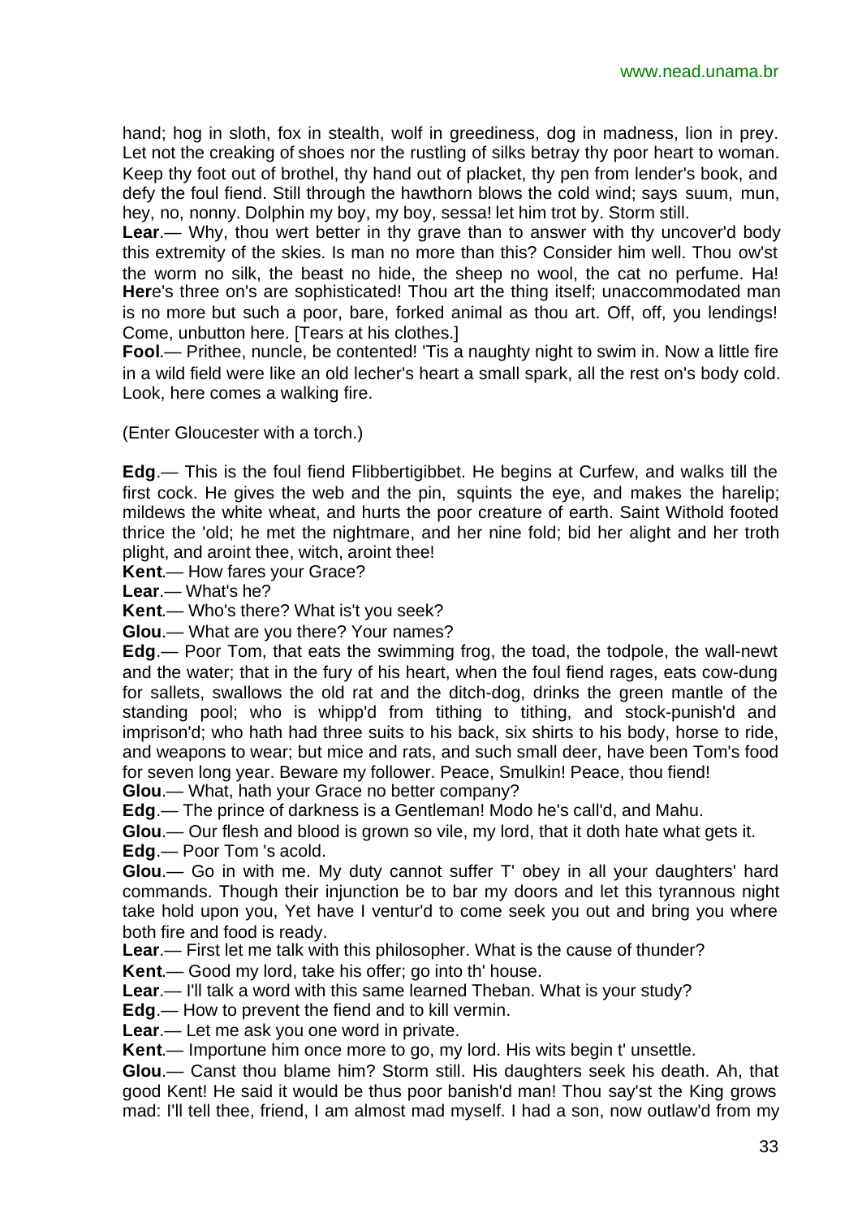hand; hog in sloth, fox in stealth, wolf in greediness, dog in madness, lion in prey. Let not the creaking of shoes nor the rustling of silks betray thy poor heart to woman. Keep thy foot out of brothel, thy hand out of placket, thy pen from lender's book, and defy the foul fiend. Still through the hawthorn blows the cold wind; says suum, mun, hey, no, nonny. Dolphin my boy, my boy, sessa! let him trot by. Storm still.

**Lear**.— Why, thou wert better in thy grave than to answer with thy uncover'd body this extremity of the skies. Is man no more than this? Consider him well. Thou ow'st the worm no silk, the beast no hide, the sheep no wool, the cat no perfume. Ha! **Her**e's three on's are sophisticated! Thou art the thing itself; unaccommodated man is no more but such a poor, bare, forked animal as thou art. Off, off, you lendings! Come, unbutton here. [Tears at his clothes.]

**Fool**.— Prithee, nuncle, be contented! 'Tis a naughty night to swim in. Now a little fire in a wild field were like an old lecher's heart a small spark, all the rest on's body cold. Look, here comes a walking fire.

(Enter Gloucester with a torch.)

**Edg**.— This is the foul fiend Flibbertigibbet. He begins at Curfew, and walks till the first cock. He gives the web and the pin, squints the eye, and makes the harelip; mildews the white wheat, and hurts the poor creature of earth. Saint Withold footed thrice the 'old; he met the nightmare, and her nine fold; bid her alight and her troth plight, and aroint thee, witch, aroint thee!

**Kent**.— How fares your Grace?

**Lear**.— What's he?

**Kent**.— Who's there? What is't you seek?

**Glou**.— What are you there? Your names?

**Edg**.— Poor Tom, that eats the swimming frog, the toad, the todpole, the wall-newt and the water; that in the fury of his heart, when the foul fiend rages, eats cow-dung for sallets, swallows the old rat and the ditch-dog, drinks the green mantle of the standing pool; who is whipp'd from tithing to tithing, and stock-punish'd and imprison'd; who hath had three suits to his back, six shirts to his body, horse to ride, and weapons to wear; but mice and rats, and such small deer, have been Tom's food for seven long year. Beware my follower. Peace, Smulkin! Peace, thou fiend!

**Glou**.— What, hath your Grace no better company?

**Edg**.— The prince of darkness is a Gentleman! Modo he's call'd, and Mahu.

**Glou**.— Our flesh and blood is grown so vile, my lord, that it doth hate what gets it.

**Edg**.— Poor Tom 's acold.

**Glou**.— Go in with me. My duty cannot suffer T' obey in all your daughters' hard commands. Though their injunction be to bar my doors and let this tyrannous night take hold upon you, Yet have I ventur'd to come seek you out and bring you where both fire and food is ready.

**Lear**.— First let me talk with this philosopher. What is the cause of thunder?

**Kent**.— Good my lord, take his offer; go into th' house.

**Lear**.— I'll talk a word with this same learned Theban. What is your study?

**Edg**.— How to prevent the fiend and to kill vermin.

**Lear**.— Let me ask you one word in private.

**Kent**.— Importune him once more to go, my lord. His wits begin t' unsettle.

**Glou**.— Canst thou blame him? Storm still. His daughters seek his death. Ah, that good Kent! He said it would be thus poor banish'd man! Thou say'st the King grows mad: I'll tell thee, friend, I am almost mad myself. I had a son, now outlaw'd from my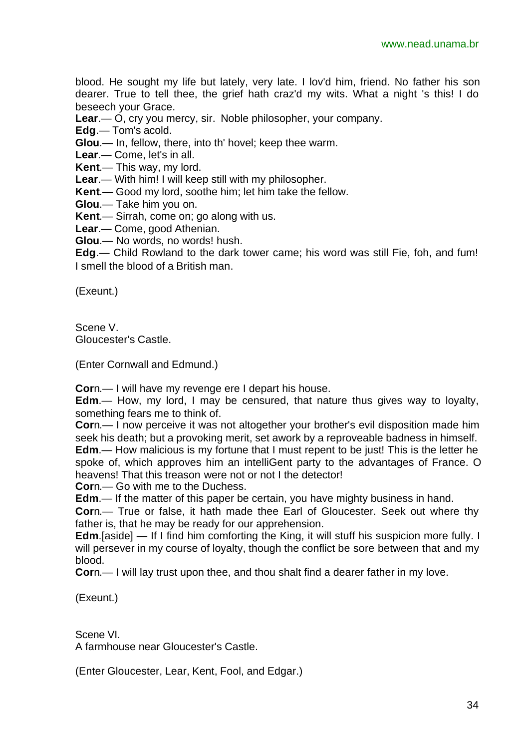blood. He sought my life but lately, very late. I lov'd him, friend. No father his son dearer. True to tell thee, the grief hath craz'd my wits. What a night 's this! I do beseech your Grace.

**Lear**.— O, cry you mercy, sir. Noble philosopher, your company.

**Edg**.— Tom's acold.

**Glou**.— In, fellow, there, into th' hovel; keep thee warm.

**Lear**.— Come, let's in all.

**Kent**.— This way, my lord.

**Lear**.— With him! I will keep still with my philosopher.

**Kent**.— Good my lord, soothe him; let him take the fellow.

**Glou**.— Take him you on.

**Kent**.— Sirrah, come on; go along with us.

**Lear**.— Come, good Athenian.

**Glou**.— No words, no words! hush.

**Edg**.— Child Rowland to the dark tower came; his word was still Fie, foh, and fum! I smell the blood of a British man.

(Exeunt.)

Scene V.
Gloucester's Castle.

(Enter Cornwall and Edmund.)

**Cor**n.— I will have my revenge ere I depart his house.

**Edm**.— How, my lord, I may be censured, that nature thus gives way to loyalty, something fears me to think of.

**Cor**n.— I now perceive it was not altogether your brother's evil disposition made him seek his death; but a provoking merit, set awork by a reproveable badness in himself.

**Edm**.— How malicious is my fortune that I must repent to be just! This is the letter he spoke of, which approves him an intelliGent party to the advantages of France. O heavens! That this treason were not or not I the detector!

**Cor**n.— Go with me to the Duchess.

**Edm**.— If the matter of this paper be certain, you have mighty business in hand.

**Cor**n.— True or false, it hath made thee Earl of Gloucester. Seek out where thy father is, that he may be ready for our apprehension.

**Edm**.[aside] — If I find him comforting the King, it will stuff his suspicion more fully. I will persever in my course of loyalty, though the conflict be sore between that and my blood.

**Cor**n.— I will lay trust upon thee, and thou shalt find a dearer father in my love.

(Exeunt.)

Scene VI.
A farmhouse near Gloucester's Castle.

(Enter Gloucester, Lear, Kent, Fool, and Edgar.)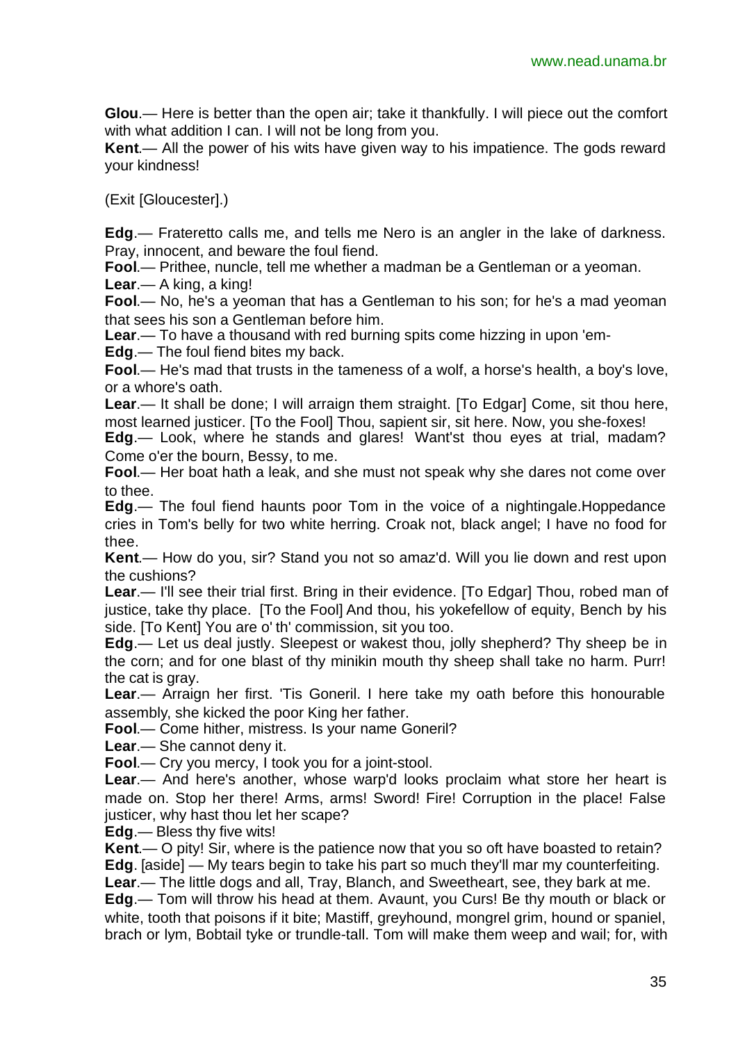**Glou**.— Here is better than the open air; take it thankfully. I will piece out the comfort with what addition I can. I will not be long from you.

**Kent**.— All the power of his wits have given way to his impatience. The gods reward your kindness!

(Exit [Gloucester].)

**Edg**.— Frateretto calls me, and tells me Nero is an angler in the lake of darkness. Pray, innocent, and beware the foul fiend.

**Fool**.— Prithee, nuncle, tell me whether a madman be a Gentleman or a yeoman.

**Lear**.— A king, a king!

**Fool**.— No, he's a yeoman that has a Gentleman to his son; for he's a mad yeoman that sees his son a Gentleman before him.

**Lear**.— To have a thousand with red burning spits come hizzing in upon 'em-

**Edg**.— The foul fiend bites my back.

**Fool**.— He's mad that trusts in the tameness of a wolf, a horse's health, a boy's love, or a whore's oath.

**Lear**.— It shall be done; I will arraign them straight. [To Edgar] Come, sit thou here, most learned justicer. [To the Fool] Thou, sapient sir, sit here. Now, you she-foxes!

**Edg**.— Look, where he stands and glares! Want'st thou eyes at trial, madam? Come o'er the bourn, Bessy, to me.

**Fool**.— Her boat hath a leak, and she must not speak why she dares not come over to thee.

**Edg**.— The foul fiend haunts poor Tom in the voice of a nightingale.Hoppedance cries in Tom's belly for two white herring. Croak not, black angel; I have no food for thee.

**Kent**.— How do you, sir? Stand you not so amaz'd. Will you lie down and rest upon the cushions?

**Lear**.— I'll see their trial first. Bring in their evidence. [To Edgar] Thou, robed man of justice, take thy place. [To the Fool] And thou, his yokefellow of equity, Bench by his side. [To Kent] You are o' th' commission, sit you too.

**Edg**.— Let us deal justly. Sleepest or wakest thou, jolly shepherd? Thy sheep be in the corn; and for one blast of thy minikin mouth thy sheep shall take no harm. Purr! the cat is gray.

**Lear**.— Arraign her first. 'Tis Goneril. I here take my oath before this honourable assembly, she kicked the poor King her father.

**Fool**.— Come hither, mistress. Is your name Goneril?

**Lear**.— She cannot deny it.

**Fool**.— Cry you mercy, I took you for a joint-stool.

**Lear**.— And here's another, whose warp'd looks proclaim what store her heart is made on. Stop her there! Arms, arms! Sword! Fire! Corruption in the place! False justicer, why hast thou let her scape?

**Edg**.— Bless thy five wits!

**Kent**.— O pity! Sir, where is the patience now that you so oft have boasted to retain?

**Edg**. [aside] — My tears begin to take his part so much they'll mar my counterfeiting.

**Lear**.— The little dogs and all, Tray, Blanch, and Sweetheart, see, they bark at me.

**Edg**.— Tom will throw his head at them. Avaunt, you Curs! Be thy mouth or black or white, tooth that poisons if it bite; Mastiff, greyhound, mongrel grim, hound or spaniel, brach or lym, Bobtail tyke or trundle-tall. Tom will make them weep and wail; for, with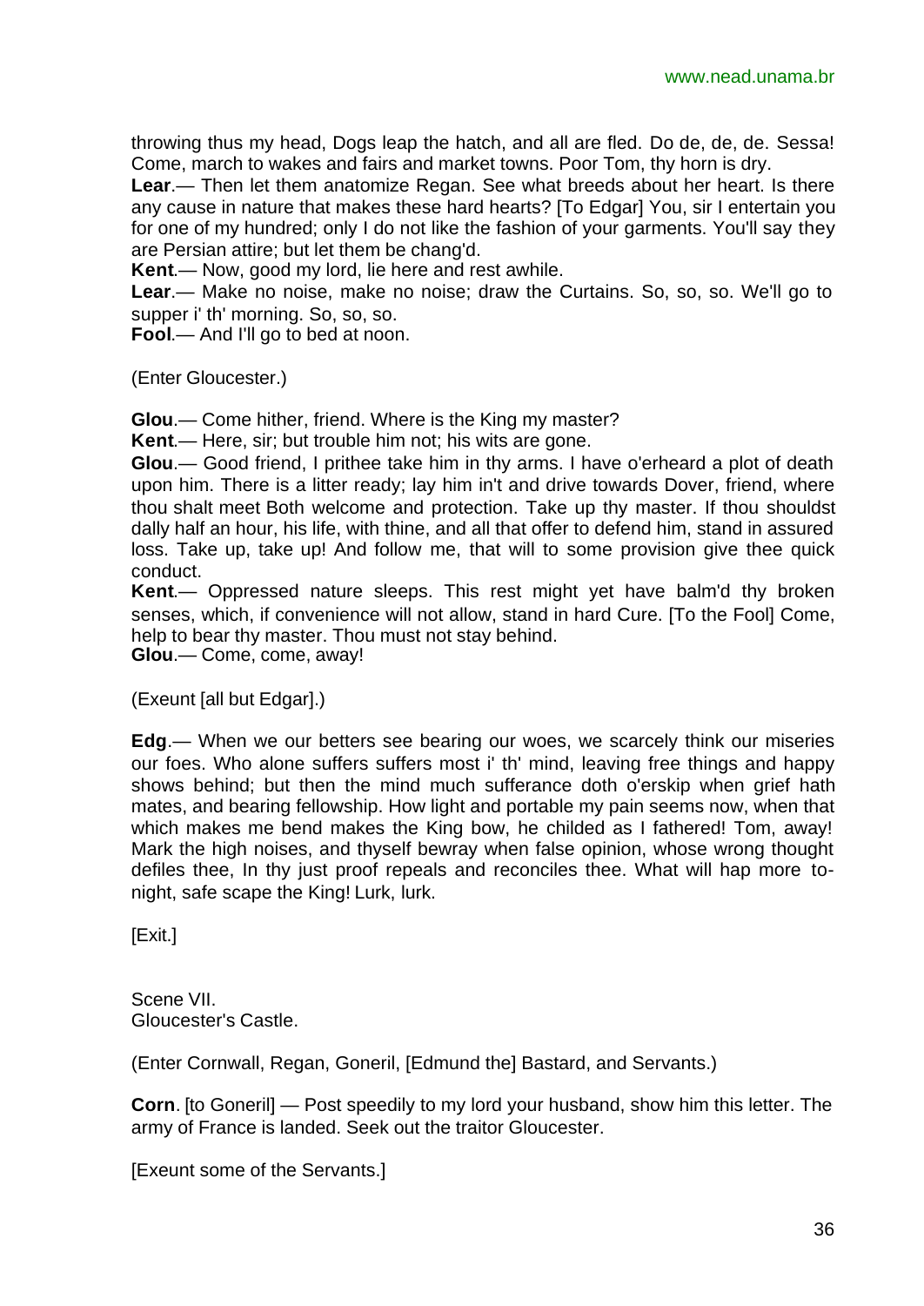throwing thus my head, Dogs leap the hatch, and all are fled. Do de, de, de. Sessa! Come, march to wakes and fairs and market towns. Poor Tom, thy horn is dry.

**Lear**.— Then let them anatomize Regan. See what breeds about her heart. Is there any cause in nature that makes these hard hearts? [To Edgar] You, sir I entertain you for one of my hundred; only I do not like the fashion of your garments. You'll say they are Persian attire; but let them be chang'd.

**Kent**.— Now, good my lord, lie here and rest awhile.

**Lear**.— Make no noise, make no noise; draw the Curtains. So, so, so. We'll go to supper i' th' morning. So, so, so.

**Fool**.— And I'll go to bed at noon.

(Enter Gloucester.)

**Glou**.— Come hither, friend. Where is the King my master?

**Kent**.— Here, sir; but trouble him not; his wits are gone.

**Glou**.— Good friend, I prithee take him in thy arms. I have o'erheard a plot of death upon him. There is a litter ready; lay him in't and drive towards Dover, friend, where thou shalt meet Both welcome and protection. Take up thy master. If thou shouldst dally half an hour, his life, with thine, and all that offer to defend him, stand in assured loss. Take up, take up! And follow me, that will to some provision give thee quick conduct.

**Kent**.— Oppressed nature sleeps. This rest might yet have balm'd thy broken senses, which, if convenience will not allow, stand in hard Cure. [To the Fool] Come, help to bear thy master. Thou must not stay behind.

**Glou**.— Come, come, away!

(Exeunt [all but Edgar].)

**Edg**.— When we our betters see bearing our woes, we scarcely think our miseries our foes. Who alone suffers suffers most i' th' mind, leaving free things and happy shows behind; but then the mind much sufferance doth o'erskip when grief hath mates, and bearing fellowship. How light and portable my pain seems now, when that which makes me bend makes the King bow, he childed as I fathered! Tom, away! Mark the high noises, and thyself bewray when false opinion, whose wrong thought defiles thee, In thy just proof repeals and reconciles thee. What will hap more to-night, safe scape the King! Lurk, lurk.

[Exit.]

Scene VII.
Gloucester's Castle.

(Enter Cornwall, Regan, Goneril, [Edmund the] Bastard, and Servants.)

**Corn**. [to Goneril] — Post speedily to my lord your husband, show him this letter. The army of France is landed. Seek out the traitor Gloucester.

[Exeunt some of the Servants.]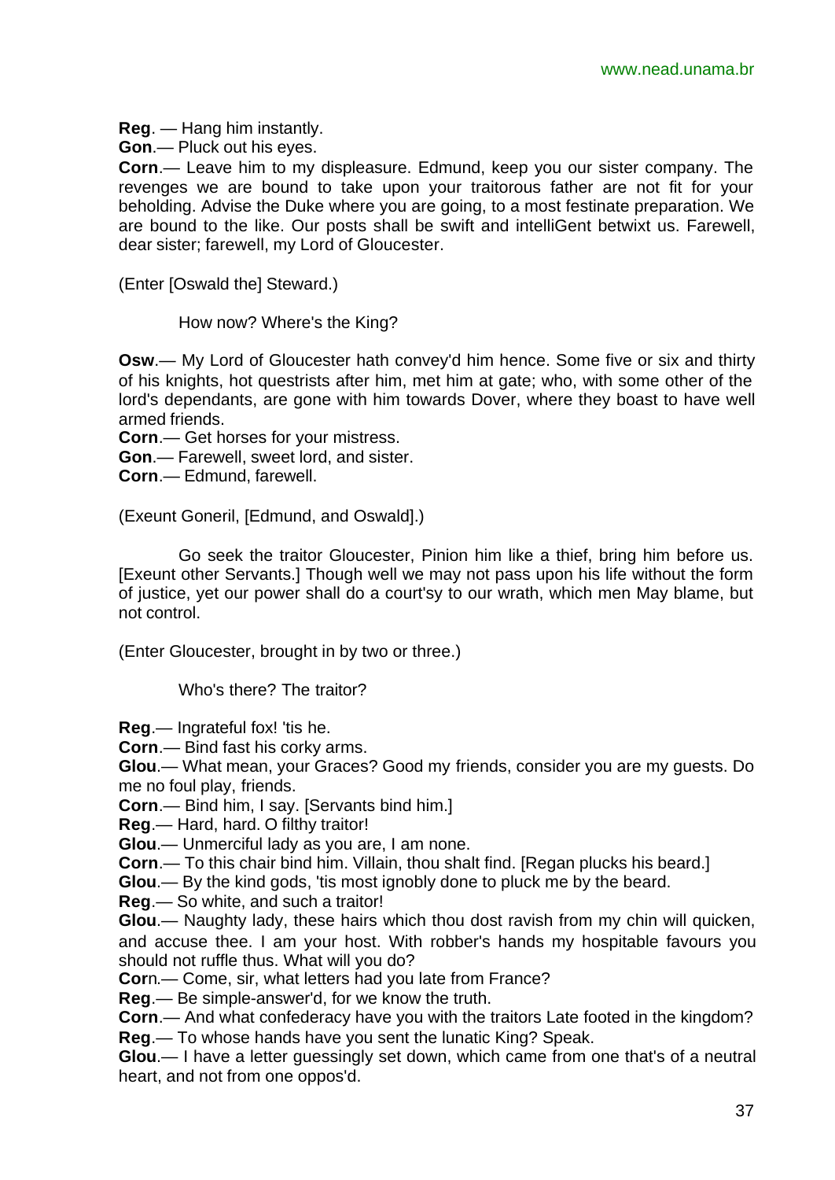**Reg**. — Hang him instantly.

**Gon**.— Pluck out his eyes.

**Corn**.— Leave him to my displeasure. Edmund, keep you our sister company. The revenges we are bound to take upon your traitorous father are not fit for your beholding. Advise the Duke where you are going, to a most festinate preparation. We are bound to the like. Our posts shall be swift and intelliGent betwixt us. Farewell, dear sister; farewell, my Lord of Gloucester.

(Enter [Oswald the] Steward.)

How now? Where's the King?

**Osw**.— My Lord of Gloucester hath convey'd him hence. Some five or six and thirty of his knights, hot questrists after him, met him at gate; who, with some other of the lord's dependants, are gone with him towards Dover, where they boast to have well armed friends.

**Corn**.— Get horses for your mistress.

**Gon**.— Farewell, sweet lord, and sister.

**Corn**.— Edmund, farewell.

(Exeunt Goneril, [Edmund, and Oswald].)

Go seek the traitor Gloucester, Pinion him like a thief, bring him before us. [Exeunt other Servants.] Though well we may not pass upon his life without the form of justice, yet our power shall do a court'sy to our wrath, which men May blame, but not control.

(Enter Gloucester, brought in by two or three.)

Who's there? The traitor?

**Reg**.— Ingrateful fox! 'tis he.

**Corn**.— Bind fast his corky arms.

**Glou**.— What mean, your Graces? Good my friends, consider you are my guests. Do me no foul play, friends.

**Corn**.— Bind him, I say. [Servants bind him.]

**Reg**.— Hard, hard. O filthy traitor!

**Glou**.— Unmerciful lady as you are, I am none.

**Corn**.— To this chair bind him. Villain, thou shalt find. [Regan plucks his beard.]

**Glou**.— By the kind gods, 'tis most ignobly done to pluck me by the beard.

**Reg**.— So white, and such a traitor!

**Glou**.— Naughty lady, these hairs which thou dost ravish from my chin will quicken, and accuse thee. I am your host. With robber's hands my hospitable favours you should not ruffle thus. What will you do?

**Cor**n.— Come, sir, what letters had you late from France?

**Reg**.— Be simple-answer'd, for we know the truth.

**Corn**.— And what confederacy have you with the traitors Late footed in the kingdom?

**Reg**.— To whose hands have you sent the lunatic King? Speak.

**Glou**.— I have a letter guessingly set down, which came from one that's of a neutral heart, and not from one oppos'd.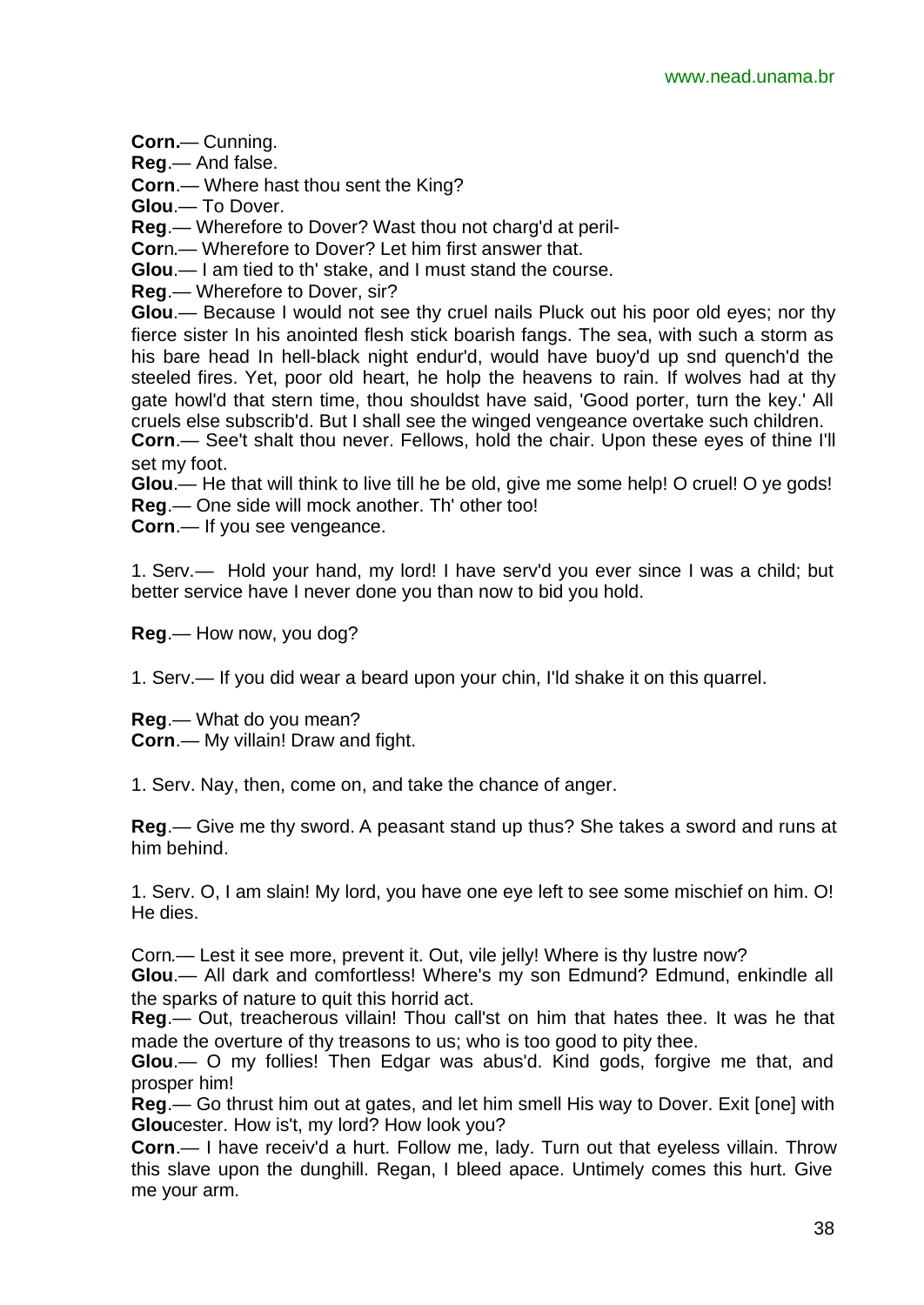**Corn.**— Cunning.
**Reg**.— And false.
**Corn**.— Where hast thou sent the King?
**Glou**.— To Dover.
**Reg**.— Wherefore to Dover? Wast thou not charg'd at peril-
**Cor**n.— Wherefore to Dover? Let him first answer that.
**Glou**.— I am tied to th' stake, and I must stand the course.
**Reg**.— Wherefore to Dover, sir?
**Glou**.— Because I would not see thy cruel nails Pluck out his poor old eyes; nor thy fierce sister In his anointed flesh stick boarish fangs. The sea, with such a storm as his bare head In hell-black night endur'd, would have buoy'd up snd quench'd the steeled fires. Yet, poor old heart, he holp the heavens to rain. If wolves had at thy gate howl'd that stern time, thou shouldst have said, 'Good porter, turn the key.' All cruels else subscrib'd. But I shall see the winged vengeance overtake such children.
**Corn**.— See't shalt thou never. Fellows, hold the chair. Upon these eyes of thine I'll set my foot.
**Glou**.— He that will think to live till he be old, give me some help! O cruel! O ye gods!
**Reg**.— One side will mock another. Th' other too!
**Corn**.— If you see vengeance.

1. Serv.— Hold your hand, my lord! I have serv'd you ever since I was a child; but better service have I never done you than now to bid you hold.

**Reg**.— How now, you dog?

1. Serv.— If you did wear a beard upon your chin, I'ld shake it on this quarrel.

**Reg**.— What do you mean?
**Corn**.— My villain! Draw and fight.

1. Serv. Nay, then, come on, and take the chance of anger.

**Reg**.— Give me thy sword. A peasant stand up thus? She takes a sword and runs at him behind.

1. Serv. O, I am slain! My lord, you have one eye left to see some mischief on him. O! He dies.

Corn.— Lest it see more, prevent it. Out, vile jelly! Where is thy lustre now?
**Glou**.— All dark and comfortless! Where's my son Edmund? Edmund, enkindle all the sparks of nature to quit this horrid act.
**Reg**.— Out, treacherous villain! Thou call'st on him that hates thee. It was he that made the overture of thy treasons to us; who is too good to pity thee.
**Glou**.— O my follies! Then Edgar was abus'd. Kind gods, forgive me that, and prosper him!
**Reg**.— Go thrust him out at gates, and let him smell His way to Dover. Exit [one] with **Glou**cester. How is't, my lord? How look you?
**Corn**.— I have receiv'd a hurt. Follow me, lady. Turn out that eyeless villain. Throw this slave upon the dunghill. Regan, I bleed apace. Untimely comes this hurt. Give me your arm.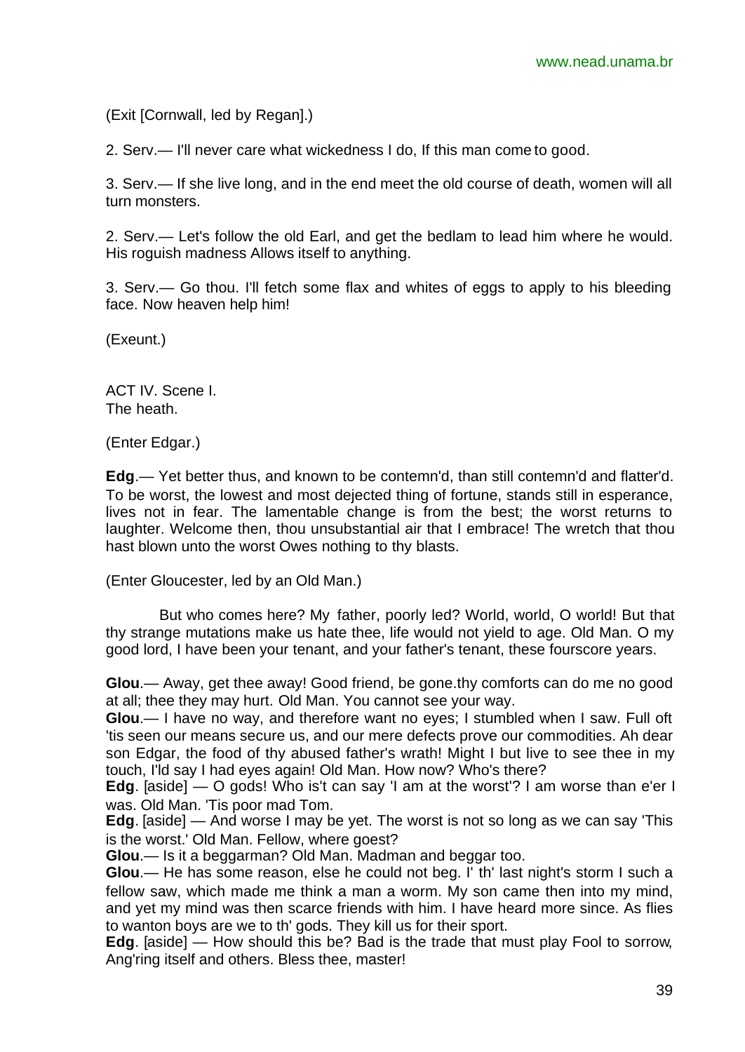(Exit [Cornwall, led by Regan].)

2. Serv.— I'll never care what wickedness I do, If this man come to good.

3. Serv.— If she live long, and in the end meet the old course of death, women will all turn monsters.

2. Serv.— Let's follow the old Earl, and get the bedlam to lead him where he would. His roguish madness Allows itself to anything.

3. Serv.— Go thou. I'll fetch some flax and whites of eggs to apply to his bleeding face. Now heaven help him!

(Exeunt.)

ACT IV. Scene I.
The heath.

(Enter Edgar.)

**Edg**.— Yet better thus, and known to be contemn'd, than still contemn'd and flatter'd. To be worst, the lowest and most dejected thing of fortune, stands still in esperance, lives not in fear. The lamentable change is from the best; the worst returns to laughter. Welcome then, thou unsubstantial air that I embrace! The wretch that thou hast blown unto the worst Owes nothing to thy blasts.

(Enter Gloucester, led by an Old Man.)

But who comes here? My father, poorly led? World, world, O world! But that thy strange mutations make us hate thee, life would not yield to age. Old Man. O my good lord, I have been your tenant, and your father's tenant, these fourscore years.

**Glou**.— Away, get thee away! Good friend, be gone.thy comforts can do me no good at all; thee they may hurt. Old Man. You cannot see your way.
**Glou**.— I have no way, and therefore want no eyes; I stumbled when I saw. Full oft 'tis seen our means secure us, and our mere defects prove our commodities. Ah dear son Edgar, the food of thy abused father's wrath! Might I but live to see thee in my touch, I'ld say I had eyes again! Old Man. How now? Who's there?
**Edg**. [aside] — O gods! Who is't can say 'I am at the worst'? I am worse than e'er I was. Old Man. 'Tis poor mad Tom.
**Edg**. [aside] — And worse I may be yet. The worst is not so long as we can say 'This is the worst.' Old Man. Fellow, where goest?
**Glou**.— Is it a beggarman? Old Man. Madman and beggar too.
**Glou**.— He has some reason, else he could not beg. I' th' last night's storm I such a fellow saw, which made me think a man a worm. My son came then into my mind, and yet my mind was then scarce friends with him. I have heard more since. As flies to wanton boys are we to th' gods. They kill us for their sport.
**Edg**. [aside] — How should this be? Bad is the trade that must play Fool to sorrow, Ang'ring itself and others. Bless thee, master!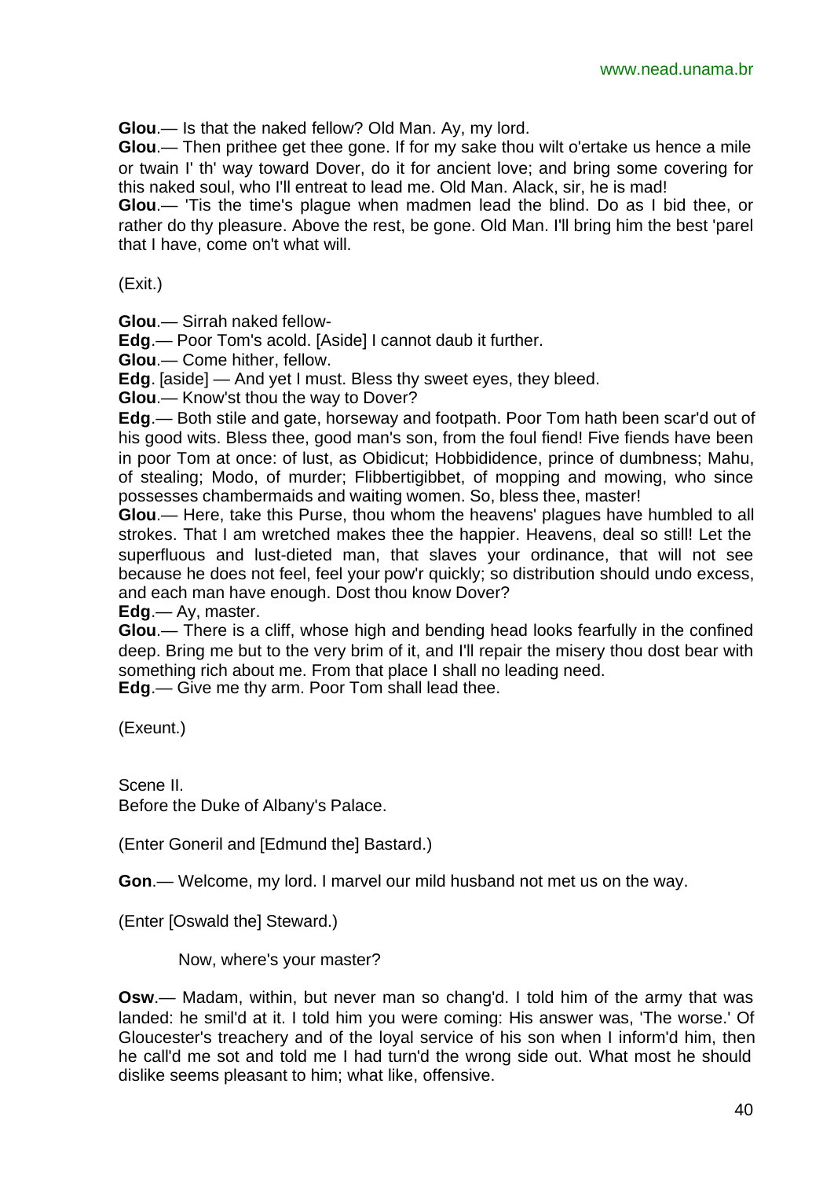**Glou**.— Is that the naked fellow? Old Man. Ay, my lord.

**Glou**.— Then prithee get thee gone. If for my sake thou wilt o'ertake us hence a mile or twain I' th' way toward Dover, do it for ancient love; and bring some covering for this naked soul, who I'll entreat to lead me. Old Man. Alack, sir, he is mad!

**Glou**.— 'Tis the time's plague when madmen lead the blind. Do as I bid thee, or rather do thy pleasure. Above the rest, be gone. Old Man. I'll bring him the best 'parel that I have, come on't what will.

(Exit.)

**Glou**.— Sirrah naked fellow-

**Edg**.— Poor Tom's acold. [Aside] I cannot daub it further.

**Glou**.— Come hither, fellow.

**Edg**. [aside] — And yet I must. Bless thy sweet eyes, they bleed.

**Glou**.— Know'st thou the way to Dover?

**Edg**.— Both stile and gate, horseway and footpath. Poor Tom hath been scar'd out of his good wits. Bless thee, good man's son, from the foul fiend! Five fiends have been in poor Tom at once: of lust, as Obidicut; Hobbididence, prince of dumbness; Mahu, of stealing; Modo, of murder; Flibbertigibbet, of mopping and mowing, who since possesses chambermaids and waiting women. So, bless thee, master!

**Glou**.— Here, take this Purse, thou whom the heavens' plagues have humbled to all strokes. That I am wretched makes thee the happier. Heavens, deal so still! Let the superfluous and lust-dieted man, that slaves your ordinance, that will not see because he does not feel, feel your pow'r quickly; so distribution should undo excess, and each man have enough. Dost thou know Dover?

**Edg**.— Ay, master.

**Glou**.— There is a cliff, whose high and bending head looks fearfully in the confined deep. Bring me but to the very brim of it, and I'll repair the misery thou dost bear with something rich about me. From that place I shall no leading need.

**Edg**.— Give me thy arm. Poor Tom shall lead thee.

(Exeunt.)

Scene II.
Before the Duke of Albany's Palace.

(Enter Goneril and [Edmund the] Bastard.)

**Gon**.— Welcome, my lord. I marvel our mild husband not met us on the way.

(Enter [Oswald the] Steward.)

Now, where's your master?

**Osw**.— Madam, within, but never man so chang'd. I told him of the army that was landed: he smil'd at it. I told him you were coming: His answer was, 'The worse.' Of Gloucester's treachery and of the loyal service of his son when I inform'd him, then he call'd me sot and told me I had turn'd the wrong side out. What most he should dislike seems pleasant to him; what like, offensive.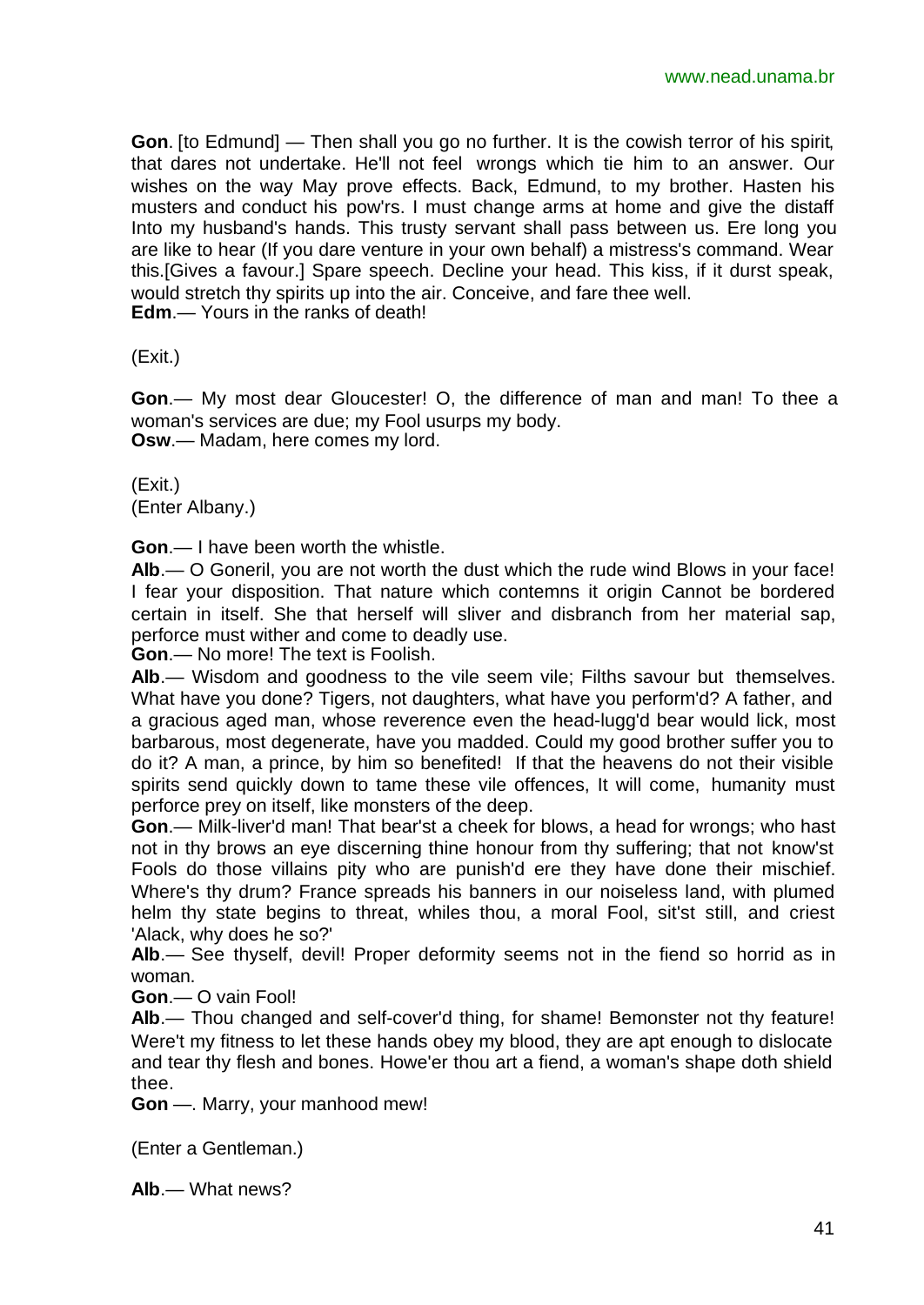**Gon**. [to Edmund] — Then shall you go no further. It is the cowish terror of his spirit, that dares not undertake. He'll not feel wrongs which tie him to an answer. Our wishes on the way May prove effects. Back, Edmund, to my brother. Hasten his musters and conduct his pow'rs. I must change arms at home and give the distaff Into my husband's hands. This trusty servant shall pass between us. Ere long you are like to hear (If you dare venture in your own behalf) a mistress's command. Wear this.[Gives a favour.] Spare speech. Decline your head. This kiss, if it durst speak, would stretch thy spirits up into the air. Conceive, and fare thee well.
**Edm**.— Yours in the ranks of death!

(Exit.)

**Gon**.— My most dear Gloucester! O, the difference of man and man! To thee a woman's services are due; my Fool usurps my body.
**Osw**.— Madam, here comes my lord.

(Exit.)
(Enter Albany.)

**Gon**.— I have been worth the whistle.
**Alb**.— O Goneril, you are not worth the dust which the rude wind Blows in your face! I fear your disposition. That nature which contemns it origin Cannot be bordered certain in itself. She that herself will sliver and disbranch from her material sap, perforce must wither and come to deadly use.
**Gon**.— No more! The text is Foolish.
**Alb**.— Wisdom and goodness to the vile seem vile; Filths savour but themselves. What have you done? Tigers, not daughters, what have you perform'd? A father, and a gracious aged man, whose reverence even the head-lugg'd bear would lick, most barbarous, most degenerate, have you madded. Could my good brother suffer you to do it? A man, a prince, by him so benefited! If that the heavens do not their visible spirits send quickly down to tame these vile offences, It will come, humanity must perforce prey on itself, like monsters of the deep.
**Gon**.— Milk-liver'd man! That bear'st a cheek for blows, a head for wrongs; who hast not in thy brows an eye discerning thine honour from thy suffering; that not know'st Fools do those villains pity who are punish'd ere they have done their mischief. Where's thy drum? France spreads his banners in our noiseless land, with plumed helm thy state begins to threat, whiles thou, a moral Fool, sit'st still, and criest 'Alack, why does he so?'
**Alb**.— See thyself, devil! Proper deformity seems not in the fiend so horrid as in woman.
**Gon**.— O vain Fool!
**Alb**.— Thou changed and self-cover'd thing, for shame! Bemonster not thy feature! Were't my fitness to let these hands obey my blood, they are apt enough to dislocate and tear thy flesh and bones. Howe'er thou art a fiend, a woman's shape doth shield thee.
**Gon** —. Marry, your manhood mew!

(Enter a Gentleman.)

**Alb**.— What news?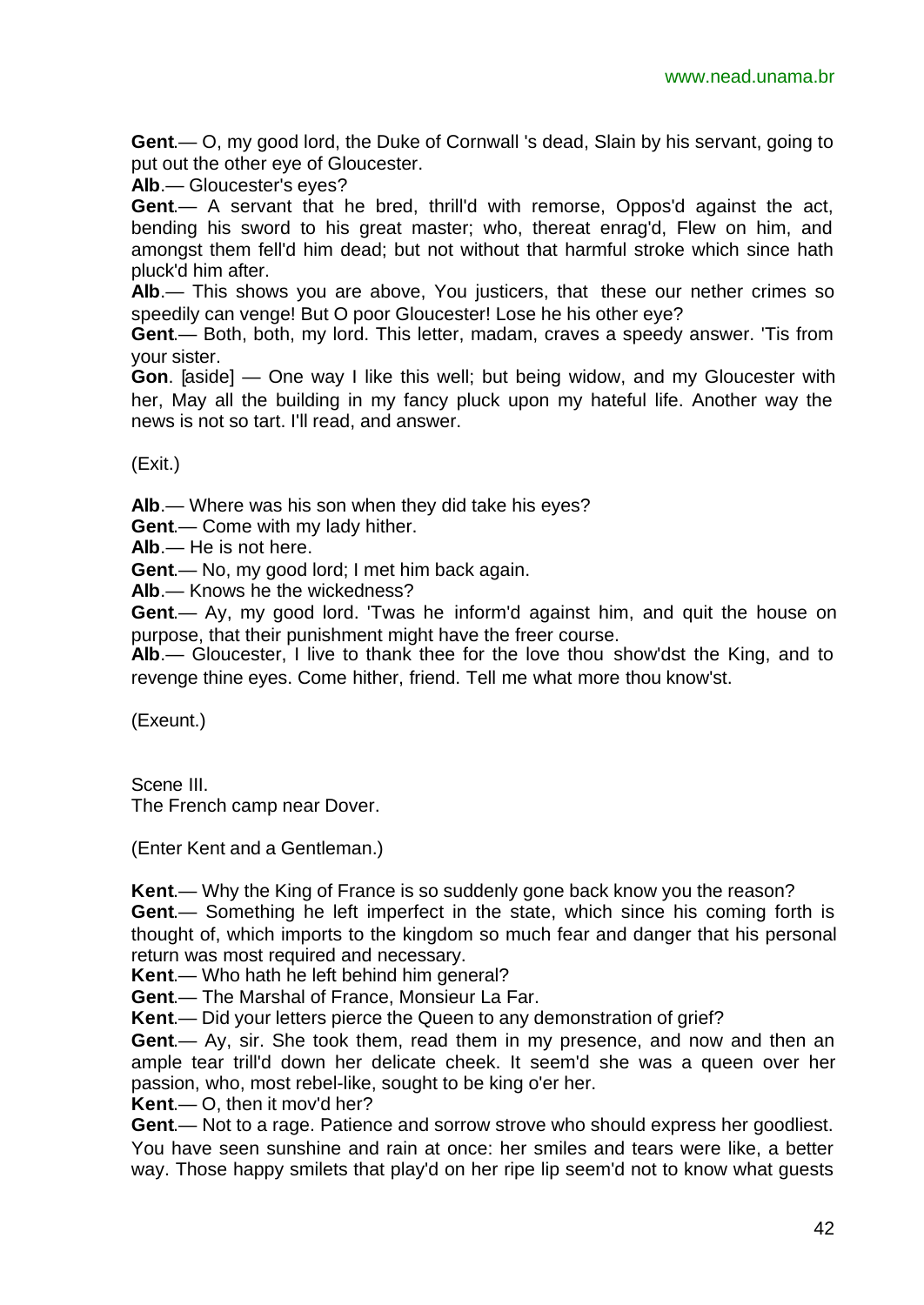**Gent**.— O, my good lord, the Duke of Cornwall 's dead, Slain by his servant, going to put out the other eye of Gloucester.

**Alb**.— Gloucester's eyes?

**Gent**.— A servant that he bred, thrill'd with remorse, Oppos'd against the act, bending his sword to his great master; who, thereat enrag'd, Flew on him, and amongst them fell'd him dead; but not without that harmful stroke which since hath pluck'd him after.

**Alb**.— This shows you are above, You justicers, that these our nether crimes so speedily can venge! But O poor Gloucester! Lose he his other eye?

**Gent**.— Both, both, my lord. This letter, madam, craves a speedy answer. 'Tis from your sister.

**Gon**. [aside] — One way I like this well; but being widow, and my Gloucester with her, May all the building in my fancy pluck upon my hateful life. Another way the news is not so tart. I'll read, and answer.

(Exit.)

**Alb**.— Where was his son when they did take his eyes?

**Gent**.— Come with my lady hither.

**Alb**.— He is not here.

**Gent**.— No, my good lord; I met him back again.

**Alb**.— Knows he the wickedness?

**Gent**.— Ay, my good lord. 'Twas he inform'd against him, and quit the house on purpose, that their punishment might have the freer course.

**Alb**.— Gloucester, I live to thank thee for the love thou show'dst the King, and to revenge thine eyes. Come hither, friend. Tell me what more thou know'st.

(Exeunt.)

Scene III.
The French camp near Dover.

(Enter Kent and a Gentleman.)

**Kent**.— Why the King of France is so suddenly gone back know you the reason?

**Gent**.— Something he left imperfect in the state, which since his coming forth is thought of, which imports to the kingdom so much fear and danger that his personal return was most required and necessary.

**Kent**.— Who hath he left behind him general?

**Gent**.— The Marshal of France, Monsieur La Far.

**Kent**.— Did your letters pierce the Queen to any demonstration of grief?

**Gent**.— Ay, sir. She took them, read them in my presence, and now and then an ample tear trill'd down her delicate cheek. It seem'd she was a queen over her passion, who, most rebel-like, sought to be king o'er her.

**Kent**.— O, then it mov'd her?

**Gent**.— Not to a rage. Patience and sorrow strove who should express her goodliest. You have seen sunshine and rain at once: her smiles and tears were like, a better way. Those happy smilets that play'd on her ripe lip seem'd not to know what guests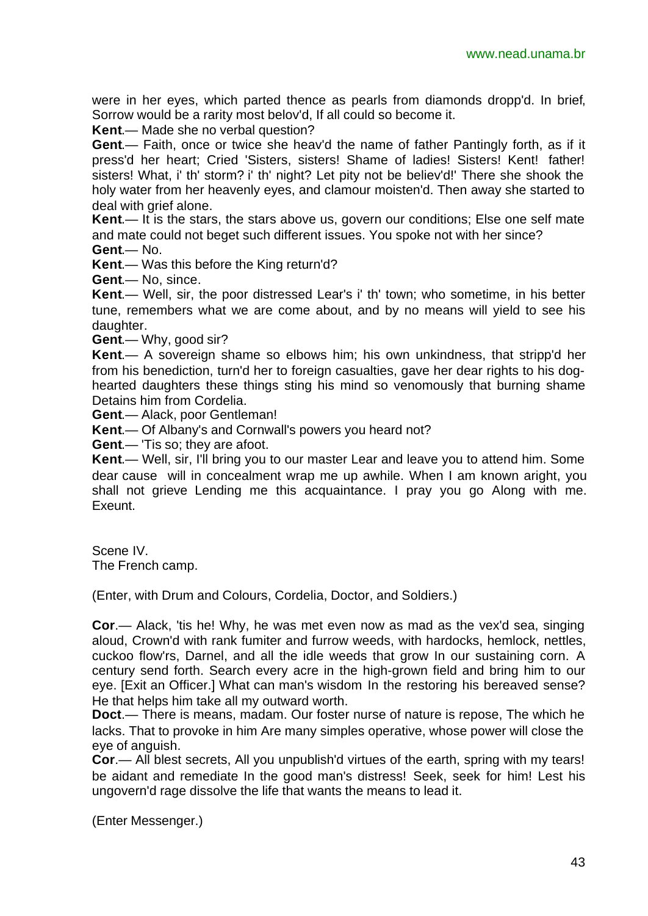were in her eyes, which parted thence as pearls from diamonds dropp'd. In brief, Sorrow would be a rarity most belov'd, If all could so become it.

**Kent**.— Made she no verbal question?

**Gent**.— Faith, once or twice she heav'd the name of father Pantingly forth, as if it press'd her heart; Cried 'Sisters, sisters! Shame of ladies! Sisters! Kent! father! sisters! What, i' th' storm? i' th' night? Let pity not be believ'd!' There she shook the holy water from her heavenly eyes, and clamour moisten'd. Then away she started to deal with grief alone.

**Kent**.— It is the stars, the stars above us, govern our conditions; Else one self mate and mate could not beget such different issues. You spoke not with her since?

**Gent**.— No.

**Kent**.— Was this before the King return'd?

**Gent**.— No, since.

**Kent**.— Well, sir, the poor distressed Lear's i' th' town; who sometime, in his better tune, remembers what we are come about, and by no means will yield to see his daughter.

**Gent**.— Why, good sir?

**Kent**.— A sovereign shame so elbows him; his own unkindness, that stripp'd her from his benediction, turn'd her to foreign casualties, gave her dear rights to his dog-hearted daughters these things sting his mind so venomously that burning shame Detains him from Cordelia.

**Gent**.— Alack, poor Gentleman!

**Kent**.— Of Albany's and Cornwall's powers you heard not?

**Gent**.— 'Tis so; they are afoot.

**Kent**.— Well, sir, I'll bring you to our master Lear and leave you to attend him. Some dear cause will in concealment wrap me up awhile. When I am known aright, you shall not grieve Lending me this acquaintance. I pray you go Along with me. Exeunt.

Scene IV.
The French camp.

(Enter, with Drum and Colours, Cordelia, Doctor, and Soldiers.)

**Cor**.— Alack, 'tis he! Why, he was met even now as mad as the vex'd sea, singing aloud, Crown'd with rank fumiter and furrow weeds, with hardocks, hemlock, nettles, cuckoo flow'rs, Darnel, and all the idle weeds that grow In our sustaining corn. A century send forth. Search every acre in the high-grown field and bring him to our eye. [Exit an Officer.] What can man's wisdom In the restoring his bereaved sense? He that helps him take all my outward worth.

**Doct**.— There is means, madam. Our foster nurse of nature is repose, The which he lacks. That to provoke in him Are many simples operative, whose power will close the eye of anguish.

**Cor**.— All blest secrets, All you unpublish'd virtues of the earth, spring with my tears! be aidant and remediate In the good man's distress! Seek, seek for him! Lest his ungovern'd rage dissolve the life that wants the means to lead it.

(Enter Messenger.)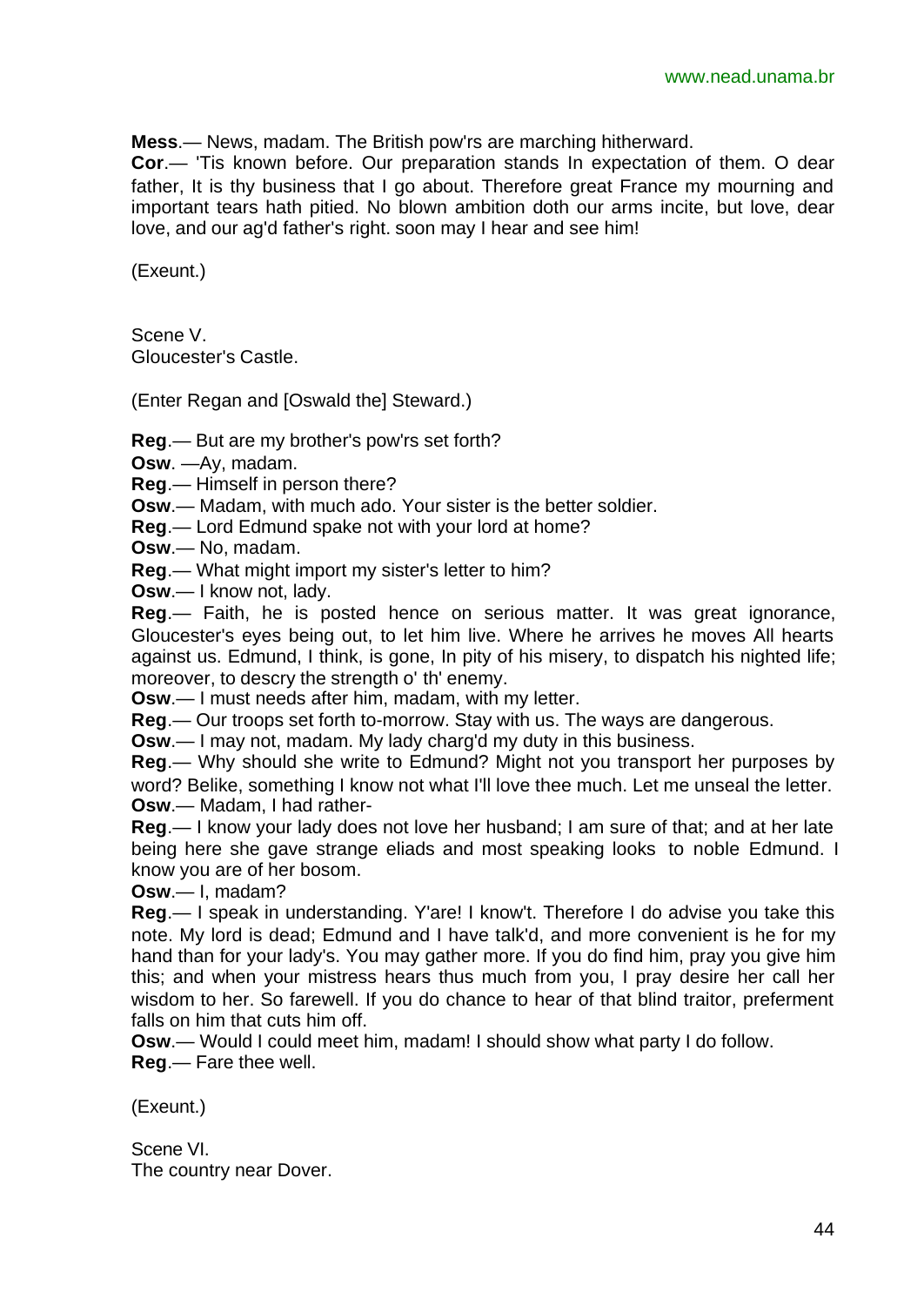**Mess**.— News, madam. The British pow'rs are marching hitherward.

**Cor**.— 'Tis known before. Our preparation stands In expectation of them. O dear father, It is thy business that I go about. Therefore great France my mourning and important tears hath pitied. No blown ambition doth our arms incite, but love, dear love, and our ag'd father's right. soon may I hear and see him!

(Exeunt.)

Scene V.
Gloucester's Castle.

(Enter Regan and [Oswald the] Steward.)

**Reg**.— But are my brother's pow'rs set forth?

**Osw**. —Ay, madam.

**Reg**.— Himself in person there?

**Osw**.— Madam, with much ado. Your sister is the better soldier.

**Reg**.— Lord Edmund spake not with your lord at home?

**Osw**.— No, madam.

**Reg**.— What might import my sister's letter to him?

**Osw**.— I know not, lady.

**Reg**.— Faith, he is posted hence on serious matter. It was great ignorance, Gloucester's eyes being out, to let him live. Where he arrives he moves All hearts against us. Edmund, I think, is gone, In pity of his misery, to dispatch his nighted life; moreover, to descry the strength o' th' enemy.

**Osw**.— I must needs after him, madam, with my letter.

**Reg**.— Our troops set forth to-morrow. Stay with us. The ways are dangerous.

**Osw**.— I may not, madam. My lady charg'd my duty in this business.

**Reg**.— Why should she write to Edmund? Might not you transport her purposes by word? Belike, something I know not what I'll love thee much. Let me unseal the letter.

**Osw**.— Madam, I had rather-

**Reg**.— I know your lady does not love her husband; I am sure of that; and at her late being here she gave strange eliads and most speaking looks to noble Edmund. I know you are of her bosom.

**Osw**.— I, madam?

**Reg**.— I speak in understanding. Y'are! I know't. Therefore I do advise you take this note. My lord is dead; Edmund and I have talk'd, and more convenient is he for my hand than for your lady's. You may gather more. If you do find him, pray you give him this; and when your mistress hears thus much from you, I pray desire her call her wisdom to her. So farewell. If you do chance to hear of that blind traitor, preferment falls on him that cuts him off.

**Osw**.— Would I could meet him, madam! I should show what party I do follow.

**Reg**.— Fare thee well.

(Exeunt.)

Scene VI.
The country near Dover.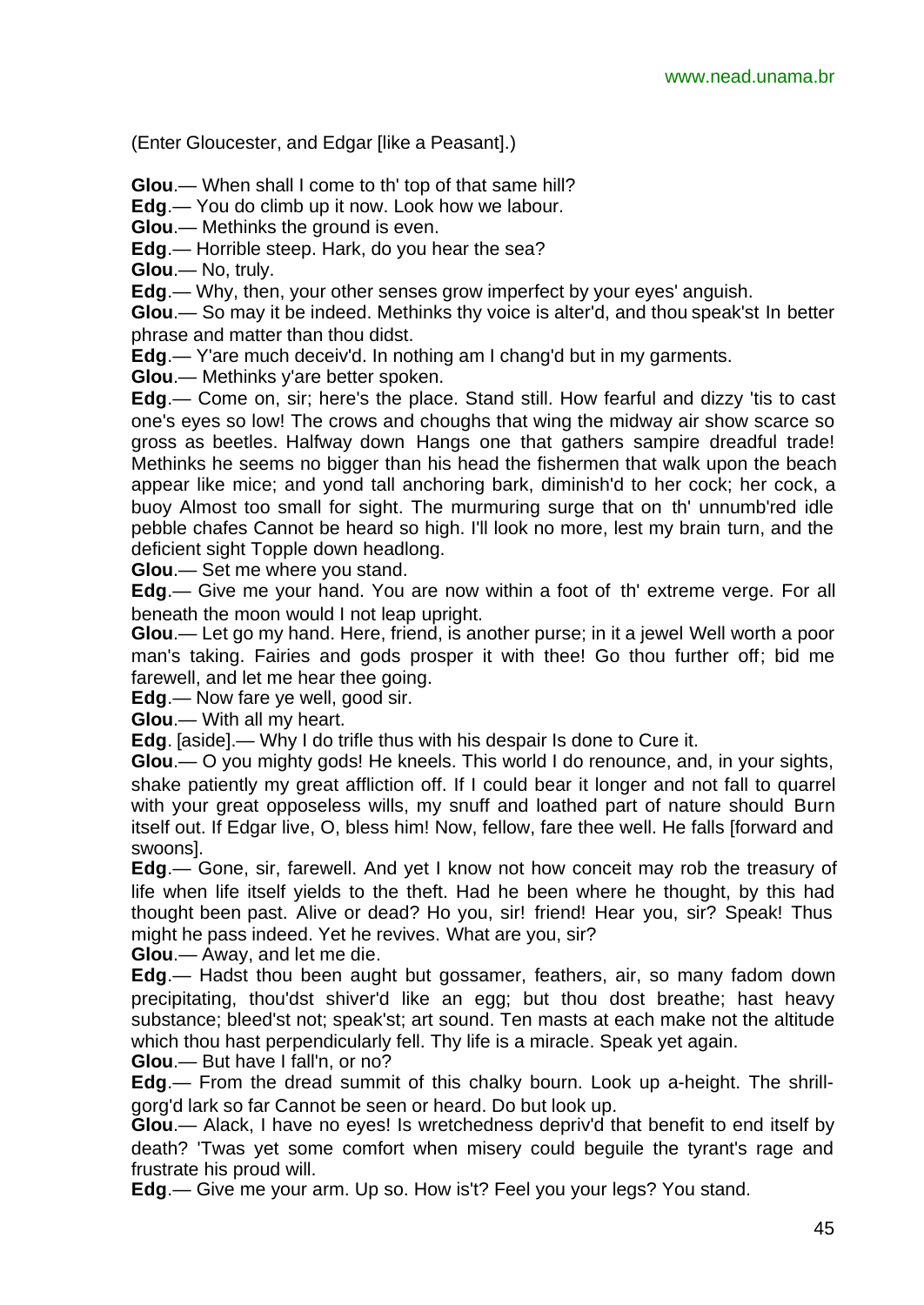(Enter Gloucester, and Edgar [like a Peasant].)

**Glou**.— When shall I come to th' top of that same hill?

**Edg**.— You do climb up it now. Look how we labour.

**Glou**.— Methinks the ground is even.

**Edg**.— Horrible steep. Hark, do you hear the sea?

**Glou**.— No, truly.

**Edg**.— Why, then, your other senses grow imperfect by your eyes' anguish.

**Glou**.— So may it be indeed. Methinks thy voice is alter'd, and thou speak'st In better phrase and matter than thou didst.

**Edg**.— Y'are much deceiv'd. In nothing am I chang'd but in my garments.

**Glou**.— Methinks y'are better spoken.

**Edg**.— Come on, sir; here's the place. Stand still. How fearful and dizzy 'tis to cast one's eyes so low! The crows and choughs that wing the midway air show scarce so gross as beetles. Halfway down Hangs one that gathers sampire dreadful trade! Methinks he seems no bigger than his head the fishermen that walk upon the beach appear like mice; and yond tall anchoring bark, diminish'd to her cock; her cock, a buoy Almost too small for sight. The murmuring surge that on th' unnumb'red idle pebble chafes Cannot be heard so high. I'll look no more, lest my brain turn, and the deficient sight Topple down headlong.

**Glou**.— Set me where you stand.

**Edg**.— Give me your hand. You are now within a foot of th' extreme verge. For all beneath the moon would I not leap upright.

**Glou**.— Let go my hand. Here, friend, is another purse; in it a jewel Well worth a poor man's taking. Fairies and gods prosper it with thee! Go thou further off; bid me farewell, and let me hear thee going.

**Edg**.— Now fare ye well, good sir.

**Glou**.— With all my heart.

**Edg**. [aside].— Why I do trifle thus with his despair Is done to Cure it.

**Glou**.— O you mighty gods! He kneels. This world I do renounce, and, in your sights, shake patiently my great affliction off. If I could bear it longer and not fall to quarrel with your great opposeless wills, my snuff and loathed part of nature should Burn itself out. If Edgar live, O, bless him! Now, fellow, fare thee well. He falls [forward and swoons].

**Edg**.— Gone, sir, farewell. And yet I know not how conceit may rob the treasury of life when life itself yields to the theft. Had he been where he thought, by this had thought been past. Alive or dead? Ho you, sir! friend! Hear you, sir? Speak! Thus might he pass indeed. Yet he revives. What are you, sir?

**Glou**.— Away, and let me die.

**Edg**.— Hadst thou been aught but gossamer, feathers, air, so many fadom down precipitating, thou'dst shiver'd like an egg; but thou dost breathe; hast heavy substance; bleed'st not; speak'st; art sound. Ten masts at each make not the altitude which thou hast perpendicularly fell. Thy life is a miracle. Speak yet again.

**Glou**.— But have I fall'n, or no?

**Edg**.— From the dread summit of this chalky bourn. Look up a-height. The shrill-gorg'd lark so far Cannot be seen or heard. Do but look up.

**Glou**.— Alack, I have no eyes! Is wretchedness depriv'd that benefit to end itself by death? 'Twas yet some comfort when misery could beguile the tyrant's rage and frustrate his proud will.

**Edg**.— Give me your arm. Up so. How is't? Feel you your legs? You stand.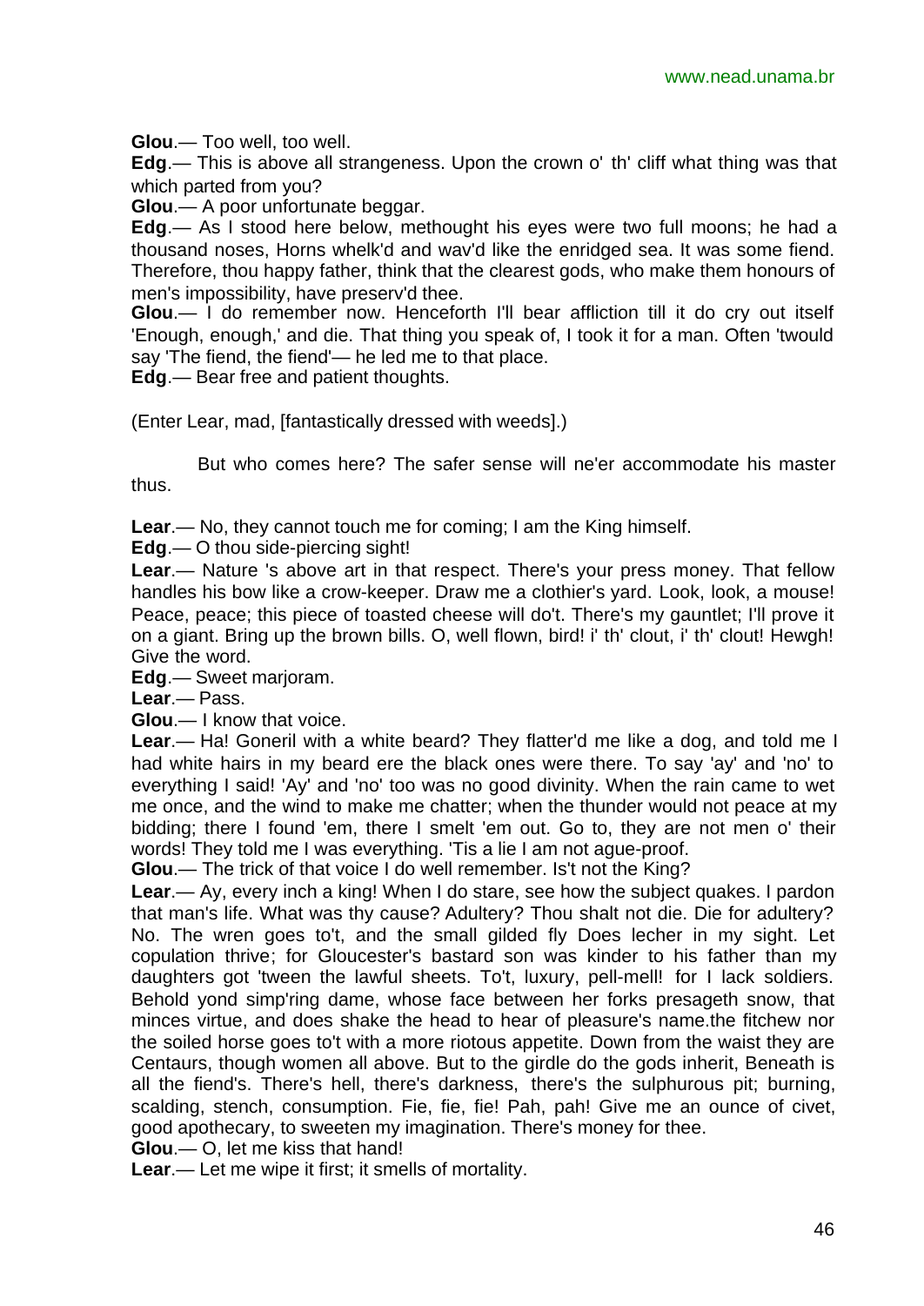**Glou**.— Too well, too well.

**Edg**.— This is above all strangeness. Upon the crown o' th' cliff what thing was that which parted from you?

**Glou**.— A poor unfortunate beggar.

**Edg**.— As I stood here below, methought his eyes were two full moons; he had a thousand noses, Horns whelk'd and wav'd like the enridged sea. It was some fiend. Therefore, thou happy father, think that the clearest gods, who make them honours of men's impossibility, have preserv'd thee.

**Glou**.— I do remember now. Henceforth I'll bear affliction till it do cry out itself 'Enough, enough,' and die. That thing you speak of, I took it for a man. Often 'twould say 'The fiend, the fiend'— he led me to that place.

**Edg**.— Bear free and patient thoughts.

(Enter Lear, mad, [fantastically dressed with weeds].)

But who comes here? The safer sense will ne'er accommodate his master thus.

**Lear**.— No, they cannot touch me for coming; I am the King himself.

**Edg**.— O thou side-piercing sight!

**Lear**.— Nature 's above art in that respect. There's your press money. That fellow handles his bow like a crow-keeper. Draw me a clothier's yard. Look, look, a mouse! Peace, peace; this piece of toasted cheese will do't. There's my gauntlet; I'll prove it on a giant. Bring up the brown bills. O, well flown, bird! i' th' clout, i' th' clout! Hewgh! Give the word.

**Edg**.— Sweet marjoram.

**Lear**.— Pass.

**Glou**.— I know that voice.

**Lear**.— Ha! Goneril with a white beard? They flatter'd me like a dog, and told me I had white hairs in my beard ere the black ones were there. To say 'ay' and 'no' to everything I said! 'Ay' and 'no' too was no good divinity. When the rain came to wet me once, and the wind to make me chatter; when the thunder would not peace at my bidding; there I found 'em, there I smelt 'em out. Go to, they are not men o' their words! They told me I was everything. 'Tis a lie I am not ague-proof.

**Glou**.— The trick of that voice I do well remember. Is't not the King?

**Lear**.— Ay, every inch a king! When I do stare, see how the subject quakes. I pardon that man's life. What was thy cause? Adultery? Thou shalt not die. Die for adultery? No. The wren goes to't, and the small gilded fly Does lecher in my sight. Let copulation thrive; for Gloucester's bastard son was kinder to his father than my daughters got 'tween the lawful sheets. To't, luxury, pell-mell! for I lack soldiers. Behold yond simp'ring dame, whose face between her forks presageth snow, that minces virtue, and does shake the head to hear of pleasure's name.the fitchew nor the soiled horse goes to't with a more riotous appetite. Down from the waist they are Centaurs, though women all above. But to the girdle do the gods inherit, Beneath is all the fiend's. There's hell, there's darkness, there's the sulphurous pit; burning, scalding, stench, consumption. Fie, fie, fie! Pah, pah! Give me an ounce of civet, good apothecary, to sweeten my imagination. There's money for thee.

**Glou**.— O, let me kiss that hand!

**Lear**.— Let me wipe it first; it smells of mortality.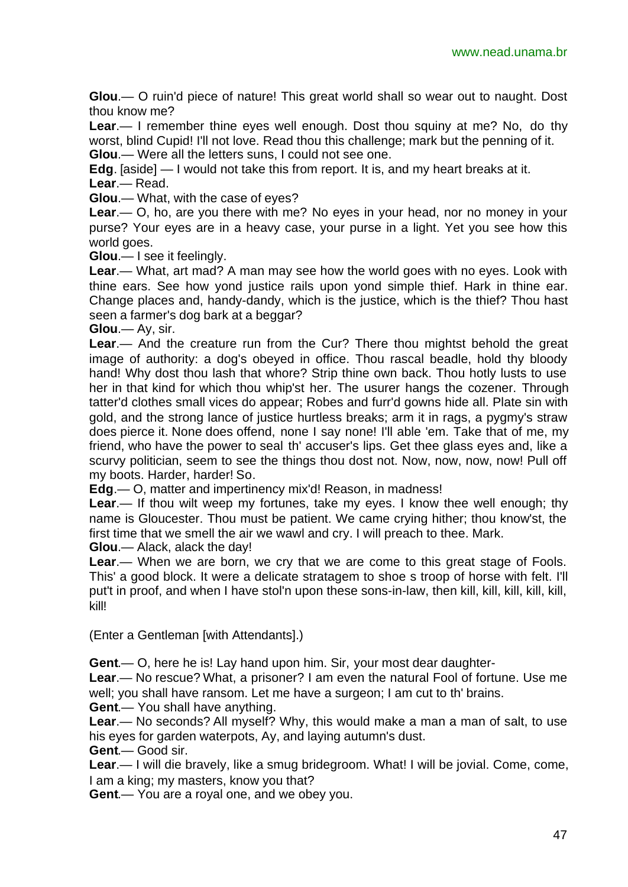**Glou**.— O ruin'd piece of nature! This great world shall so wear out to naught. Dost thou know me?

**Lear**.— I remember thine eyes well enough. Dost thou squiny at me? No, do thy worst, blind Cupid! I'll not love. Read thou this challenge; mark but the penning of it.

**Glou**.— Were all the letters suns, I could not see one.

**Edg**. [aside] — I would not take this from report. It is, and my heart breaks at it.

**Lear**.— Read.

**Glou**.— What, with the case of eyes?

**Lear**.— O, ho, are you there with me? No eyes in your head, nor no money in your purse? Your eyes are in a heavy case, your purse in a light. Yet you see how this world goes.

**Glou**.— I see it feelingly.

**Lear**.— What, art mad? A man may see how the world goes with no eyes. Look with thine ears. See how yond justice rails upon yond simple thief. Hark in thine ear. Change places and, handy-dandy, which is the justice, which is the thief? Thou hast seen a farmer's dog bark at a beggar?

**Glou**.— Ay, sir.

**Lear**.— And the creature run from the Cur? There thou mightst behold the great image of authority: a dog's obeyed in office. Thou rascal beadle, hold thy bloody hand! Why dost thou lash that whore? Strip thine own back. Thou hotly lusts to use her in that kind for which thou whip'st her. The usurer hangs the cozener. Through tatter'd clothes small vices do appear; Robes and furr'd gowns hide all. Plate sin with gold, and the strong lance of justice hurtless breaks; arm it in rags, a pygmy's straw does pierce it. None does offend, none I say none! I'll able 'em. Take that of me, my friend, who have the power to seal th' accuser's lips. Get thee glass eyes and, like a scurvy politician, seem to see the things thou dost not. Now, now, now, now! Pull off my boots. Harder, harder! So.

**Edg**.— O, matter and impertinency mix'd! Reason, in madness!

**Lear**.— If thou wilt weep my fortunes, take my eyes. I know thee well enough; thy name is Gloucester. Thou must be patient. We came crying hither; thou know'st, the first time that we smell the air we wawl and cry. I will preach to thee. Mark.

**Glou**.— Alack, alack the day!

**Lear**.— When we are born, we cry that we are come to this great stage of Fools. This' a good block. It were a delicate stratagem to shoe s troop of horse with felt. I'll put't in proof, and when I have stol'n upon these sons-in-law, then kill, kill, kill, kill, kill, kill!

(Enter a Gentleman [with Attendants].)

**Gent**.— O, here he is! Lay hand upon him. Sir, your most dear daughter-

**Lear**.— No rescue? What, a prisoner? I am even the natural Fool of fortune. Use me well; you shall have ransom. Let me have a surgeon; I am cut to th' brains.

**Gent**.— You shall have anything.

**Lear**.— No seconds? All myself? Why, this would make a man a man of salt, to use his eyes for garden waterpots, Ay, and laying autumn's dust.

**Gent**.— Good sir.

**Lear**.— I will die bravely, like a smug bridegroom. What! I will be jovial. Come, come, I am a king; my masters, know you that?

**Gent**.— You are a royal one, and we obey you.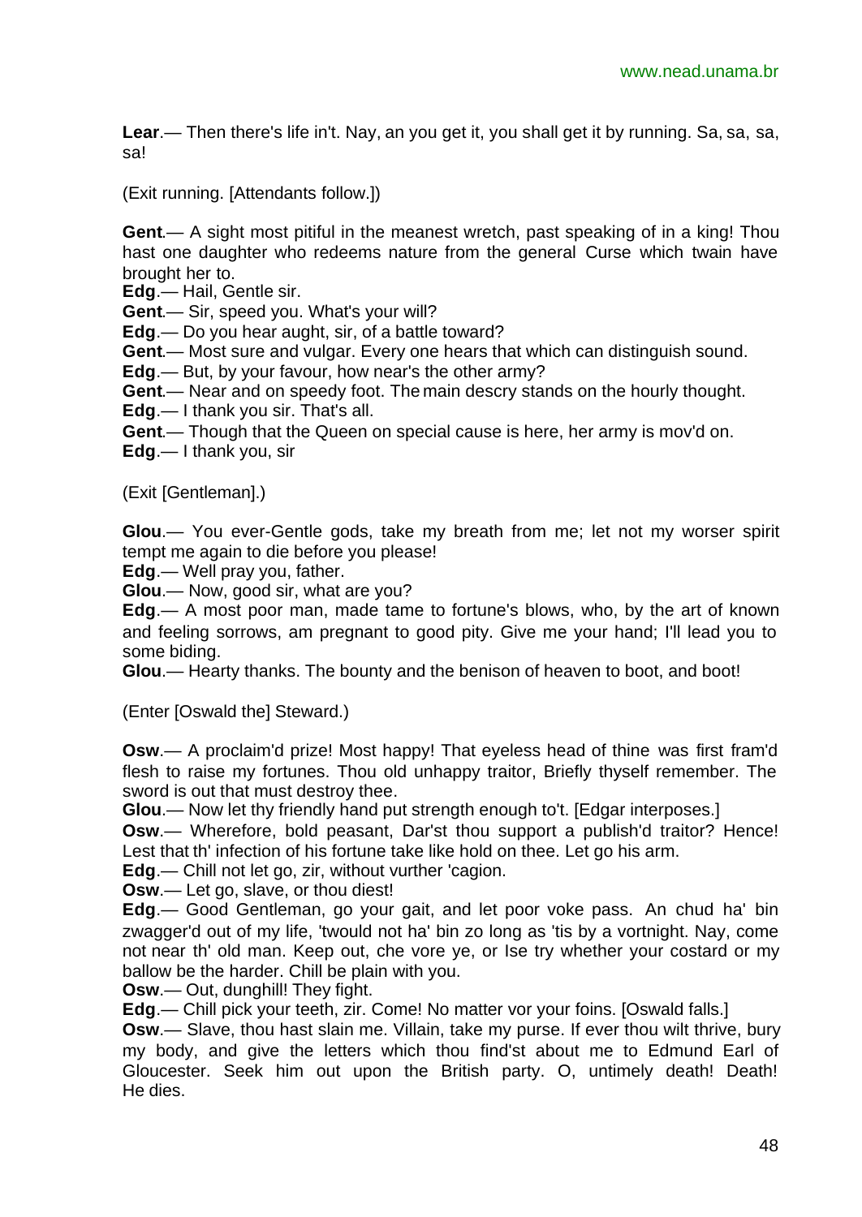**Lear**.— Then there's life in't. Nay, an you get it, you shall get it by running. Sa, sa, sa, sa!

(Exit running. [Attendants follow.])

**Gent**.— A sight most pitiful in the meanest wretch, past speaking of in a king! Thou hast one daughter who redeems nature from the general Curse which twain have brought her to.
**Edg**.— Hail, Gentle sir.
**Gent**.— Sir, speed you. What's your will?
**Edg**.— Do you hear aught, sir, of a battle toward?
**Gent**.— Most sure and vulgar. Every one hears that which can distinguish sound.
**Edg**.— But, by your favour, how near's the other army?
**Gent**.— Near and on speedy foot. The main descry stands on the hourly thought.
**Edg**.— I thank you sir. That's all.
**Gent**.— Though that the Queen on special cause is here, her army is mov'd on.
**Edg**.— I thank you, sir

(Exit [Gentleman].)

**Glou**.— You ever-Gentle gods, take my breath from me; let not my worser spirit tempt me again to die before you please!
**Edg**.— Well pray you, father.
**Glou**.— Now, good sir, what are you?
**Edg**.— A most poor man, made tame to fortune's blows, who, by the art of known and feeling sorrows, am pregnant to good pity. Give me your hand; I'll lead you to some biding.
**Glou**.— Hearty thanks. The bounty and the benison of heaven to boot, and boot!

(Enter [Oswald the] Steward.)

**Osw**.— A proclaim'd prize! Most happy! That eyeless head of thine was first fram'd flesh to raise my fortunes. Thou old unhappy traitor, Briefly thyself remember. The sword is out that must destroy thee.
**Glou**.— Now let thy friendly hand put strength enough to't. [Edgar interposes.]
**Osw**.— Wherefore, bold peasant, Dar'st thou support a publish'd traitor? Hence! Lest that th' infection of his fortune take like hold on thee. Let go his arm.
**Edg**.— Chill not let go, zir, without vurther 'cagion.
**Osw**.— Let go, slave, or thou diest!
**Edg**.— Good Gentleman, go your gait, and let poor voke pass. An chud ha' bin zwagger'd out of my life, 'twould not ha' bin zo long as 'tis by a vortnight. Nay, come not near th' old man. Keep out, che vore ye, or Ise try whether your costard or my ballow be the harder. Chill be plain with you.
**Osw**.— Out, dunghill! They fight.
**Edg**.— Chill pick your teeth, zir. Come! No matter vor your foins. [Oswald falls.]
**Osw**.— Slave, thou hast slain me. Villain, take my purse. If ever thou wilt thrive, bury my body, and give the letters which thou find'st about me to Edmund Earl of Gloucester. Seek him out upon the British party. O, untimely death! Death! He dies.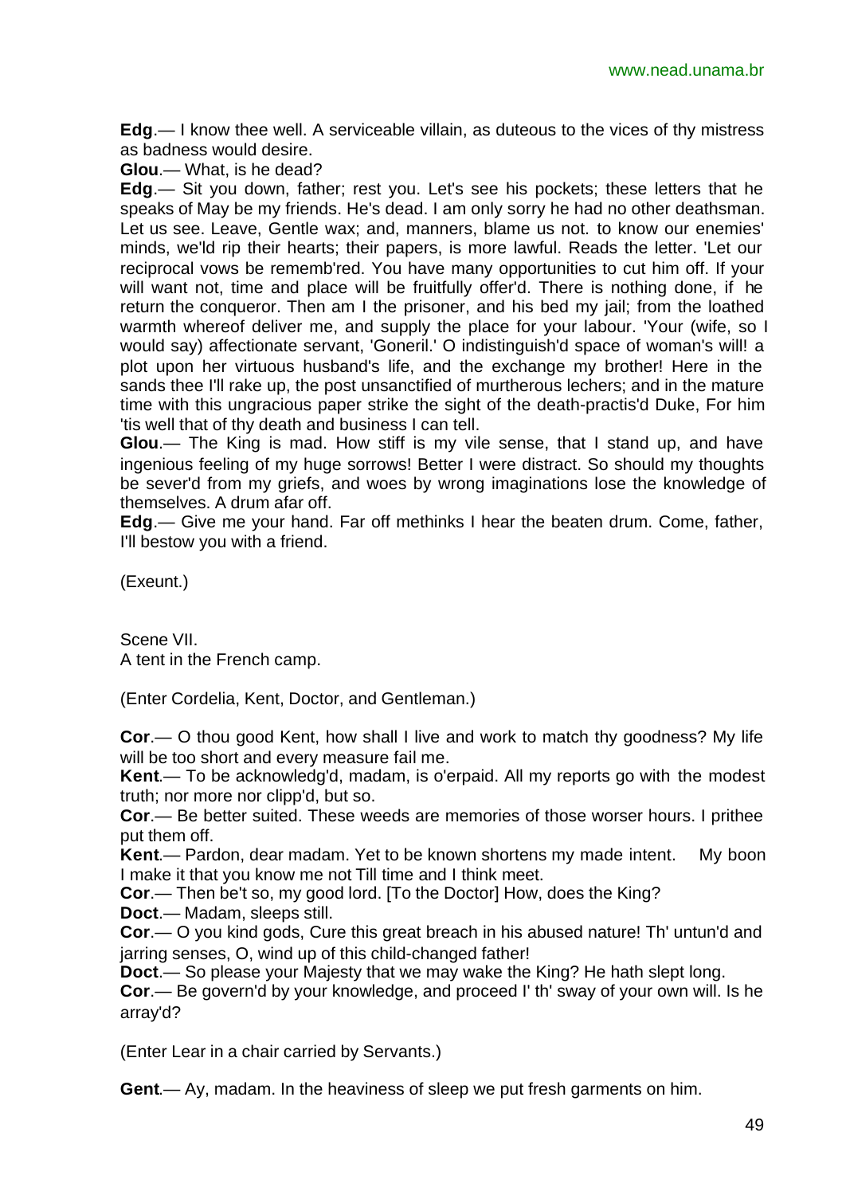**Edg**.— I know thee well. A serviceable villain, as duteous to the vices of thy mistress as badness would desire.

**Glou**.— What, is he dead?

**Edg**.— Sit you down, father; rest you. Let's see his pockets; these letters that he speaks of May be my friends. He's dead. I am only sorry he had no other deathsman. Let us see. Leave, Gentle wax; and, manners, blame us not. to know our enemies' minds, we'ld rip their hearts; their papers, is more lawful. Reads the letter. 'Let our reciprocal vows be rememb'red. You have many opportunities to cut him off. If your will want not, time and place will be fruitfully offer'd. There is nothing done, if he return the conqueror. Then am I the prisoner, and his bed my jail; from the loathed warmth whereof deliver me, and supply the place for your labour. 'Your (wife, so I would say) affectionate servant, 'Goneril.' O indistinguish'd space of woman's will! a plot upon her virtuous husband's life, and the exchange my brother! Here in the sands thee I'll rake up, the post unsanctified of murtherous lechers; and in the mature time with this ungracious paper strike the sight of the death-practis'd Duke, For him 'tis well that of thy death and business I can tell.

**Glou**.— The King is mad. How stiff is my vile sense, that I stand up, and have ingenious feeling of my huge sorrows! Better I were distract. So should my thoughts be sever'd from my griefs, and woes by wrong imaginations lose the knowledge of themselves. A drum afar off.

**Edg**.— Give me your hand. Far off methinks I hear the beaten drum. Come, father, I'll bestow you with a friend.

(Exeunt.)

Scene VII.
A tent in the French camp.

(Enter Cordelia, Kent, Doctor, and Gentleman.)

**Cor**.— O thou good Kent, how shall I live and work to match thy goodness? My life will be too short and every measure fail me.

**Kent**.— To be acknowledg'd, madam, is o'erpaid. All my reports go with the modest truth; nor more nor clipp'd, but so.

**Cor**.— Be better suited. These weeds are memories of those worser hours. I prithee put them off.

**Kent**.— Pardon, dear madam. Yet to be known shortens my made intent. My boon I make it that you know me not Till time and I think meet.

**Cor**.— Then be't so, my good lord. [To the Doctor] How, does the King?

**Doct**.— Madam, sleeps still.

**Cor**.— O you kind gods, Cure this great breach in his abused nature! Th' untun'd and jarring senses, O, wind up of this child-changed father!

**Doct**.— So please your Majesty that we may wake the King? He hath slept long.

**Cor**.— Be govern'd by your knowledge, and proceed I' th' sway of your own will. Is he array'd?

(Enter Lear in a chair carried by Servants.)

**Gent**.— Ay, madam. In the heaviness of sleep we put fresh garments on him.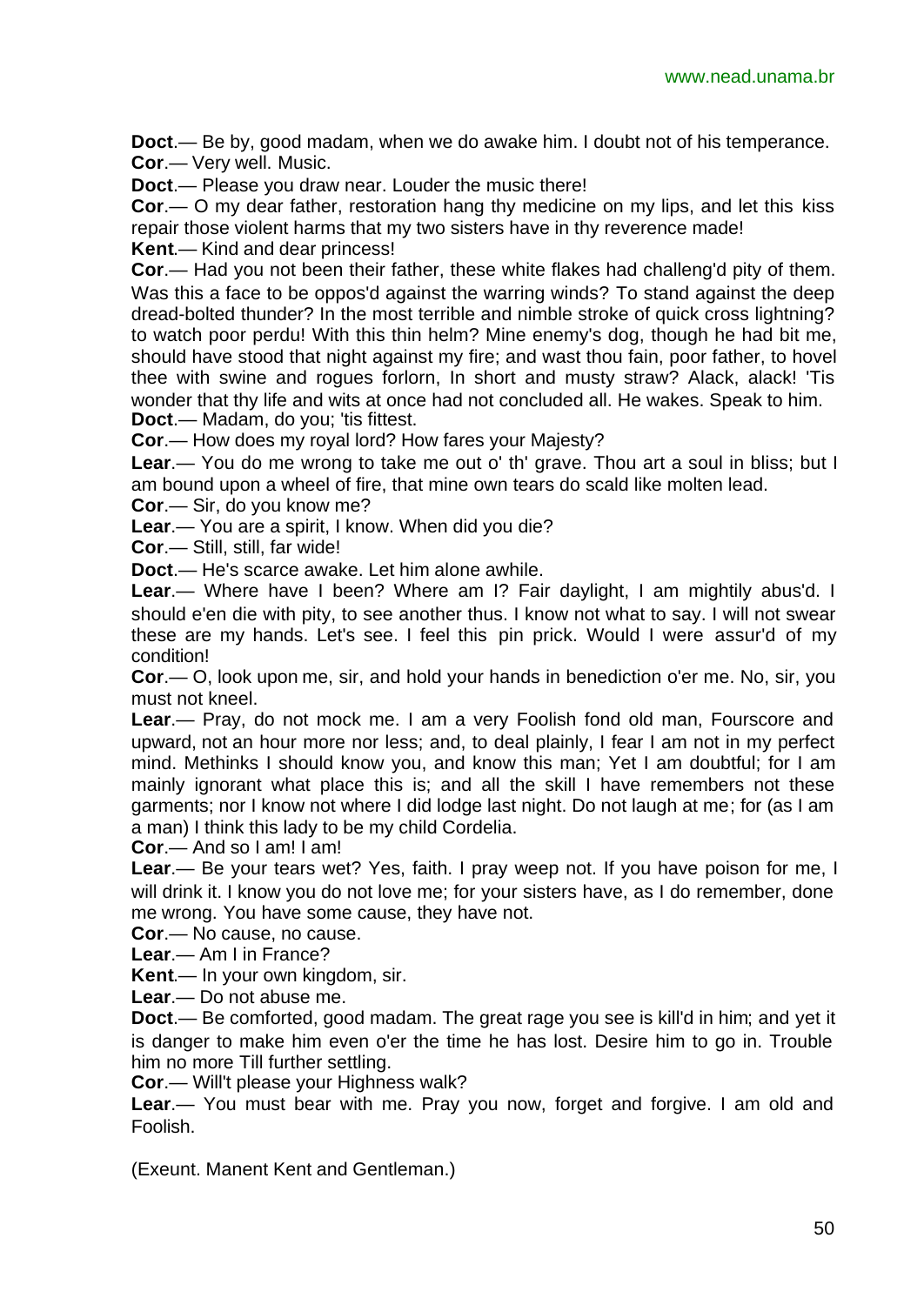**Doct**.— Be by, good madam, when we do awake him. I doubt not of his temperance.

**Cor**.— Very well. Music.

**Doct**.— Please you draw near. Louder the music there!

**Cor**.— O my dear father, restoration hang thy medicine on my lips, and let this kiss repair those violent harms that my two sisters have in thy reverence made!

**Kent**.— Kind and dear princess!

**Cor**.— Had you not been their father, these white flakes had challeng'd pity of them. Was this a face to be oppos'd against the warring winds? To stand against the deep dread-bolted thunder? In the most terrible and nimble stroke of quick cross lightning? to watch poor perdu! With this thin helm? Mine enemy's dog, though he had bit me, should have stood that night against my fire; and wast thou fain, poor father, to hovel thee with swine and rogues forlorn, In short and musty straw? Alack, alack! 'Tis wonder that thy life and wits at once had not concluded all. He wakes. Speak to him.

**Doct**.— Madam, do you; 'tis fittest.

**Cor**.— How does my royal lord? How fares your Majesty?

**Lear**.— You do me wrong to take me out o' th' grave. Thou art a soul in bliss; but I am bound upon a wheel of fire, that mine own tears do scald like molten lead.

**Cor**.— Sir, do you know me?

**Lear**.— You are a spirit, I know. When did you die?

**Cor**.— Still, still, far wide!

**Doct**.— He's scarce awake. Let him alone awhile.

**Lear**.— Where have I been? Where am I? Fair daylight, I am mightily abus'd. I should e'en die with pity, to see another thus. I know not what to say. I will not swear these are my hands. Let's see. I feel this pin prick. Would I were assur'd of my condition!

**Cor**.— O, look upon me, sir, and hold your hands in benediction o'er me. No, sir, you must not kneel.

**Lear**.— Pray, do not mock me. I am a very Foolish fond old man, Fourscore and upward, not an hour more nor less; and, to deal plainly, I fear I am not in my perfect mind. Methinks I should know you, and know this man; Yet I am doubtful; for I am mainly ignorant what place this is; and all the skill I have remembers not these garments; nor I know not where I did lodge last night. Do not laugh at me; for (as I am a man) I think this lady to be my child Cordelia.

**Cor**.— And so I am! I am!

**Lear**.— Be your tears wet? Yes, faith. I pray weep not. If you have poison for me, I will drink it. I know you do not love me; for your sisters have, as I do remember, done me wrong. You have some cause, they have not.

**Cor**.— No cause, no cause.

**Lear**.— Am I in France?

**Kent**.— In your own kingdom, sir.

**Lear**.— Do not abuse me.

**Doct**.— Be comforted, good madam. The great rage you see is kill'd in him; and yet it is danger to make him even o'er the time he has lost. Desire him to go in. Trouble him no more Till further settling.

**Cor**.— Will't please your Highness walk?

**Lear**.— You must bear with me. Pray you now, forget and forgive. I am old and Foolish.

(Exeunt. Manent Kent and Gentleman.)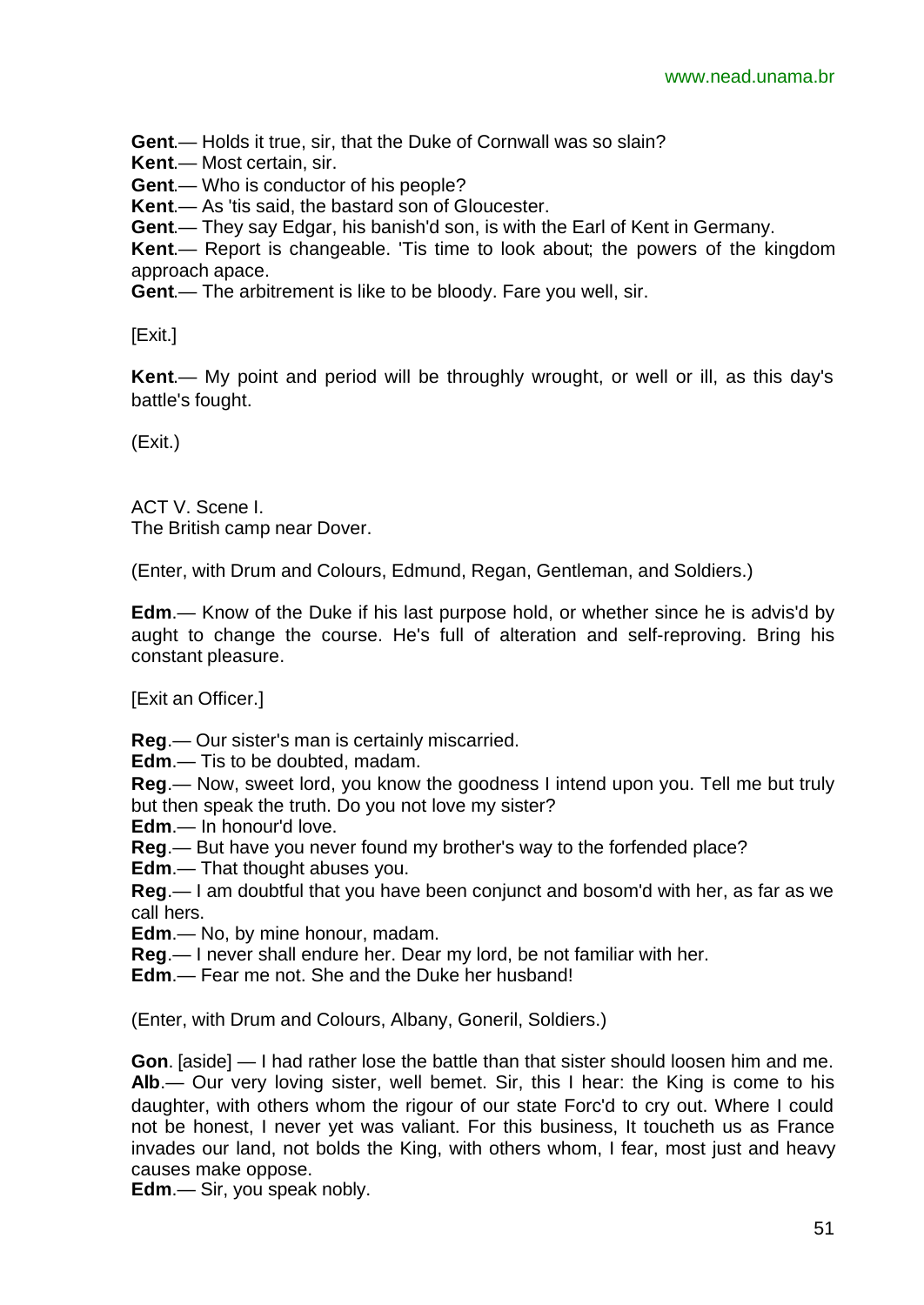**Gent**.— Holds it true, sir, that the Duke of Cornwall was so slain?
**Kent**.— Most certain, sir.
**Gent**.— Who is conductor of his people?
**Kent**.— As 'tis said, the bastard son of Gloucester.
**Gent**.— They say Edgar, his banish'd son, is with the Earl of Kent in Germany.
**Kent**.— Report is changeable. 'Tis time to look about; the powers of the kingdom approach apace.
**Gent**.— The arbitrement is like to be bloody. Fare you well, sir.

[Exit.]

**Kent**.— My point and period will be throughly wrought, or well or ill, as this day's battle's fought.

(Exit.)

ACT V. Scene I.
The British camp near Dover.

(Enter, with Drum and Colours, Edmund, Regan, Gentleman, and Soldiers.)

**Edm**.— Know of the Duke if his last purpose hold, or whether since he is advis'd by aught to change the course. He's full of alteration and self-reproving. Bring his constant pleasure.

[Exit an Officer.]

**Reg**.— Our sister's man is certainly miscarried.
**Edm**.— Tis to be doubted, madam.
**Reg**.— Now, sweet lord, you know the goodness I intend upon you. Tell me but truly but then speak the truth. Do you not love my sister?
**Edm**.— In honour'd love.
**Reg**.— But have you never found my brother's way to the forfended place?
**Edm**.— That thought abuses you.
**Reg**.— I am doubtful that you have been conjunct and bosom'd with her, as far as we call hers.
**Edm**.— No, by mine honour, madam.
**Reg**.— I never shall endure her. Dear my lord, be not familiar with her.
**Edm**.— Fear me not. She and the Duke her husband!

(Enter, with Drum and Colours, Albany, Goneril, Soldiers.)

**Gon**. [aside] — I had rather lose the battle than that sister should loosen him and me.
**Alb**.— Our very loving sister, well bemet. Sir, this I hear: the King is come to his daughter, with others whom the rigour of our state Forc'd to cry out. Where I could not be honest, I never yet was valiant. For this business, It toucheth us as France invades our land, not bolds the King, with others whom, I fear, most just and heavy causes make oppose.
**Edm**.— Sir, you speak nobly.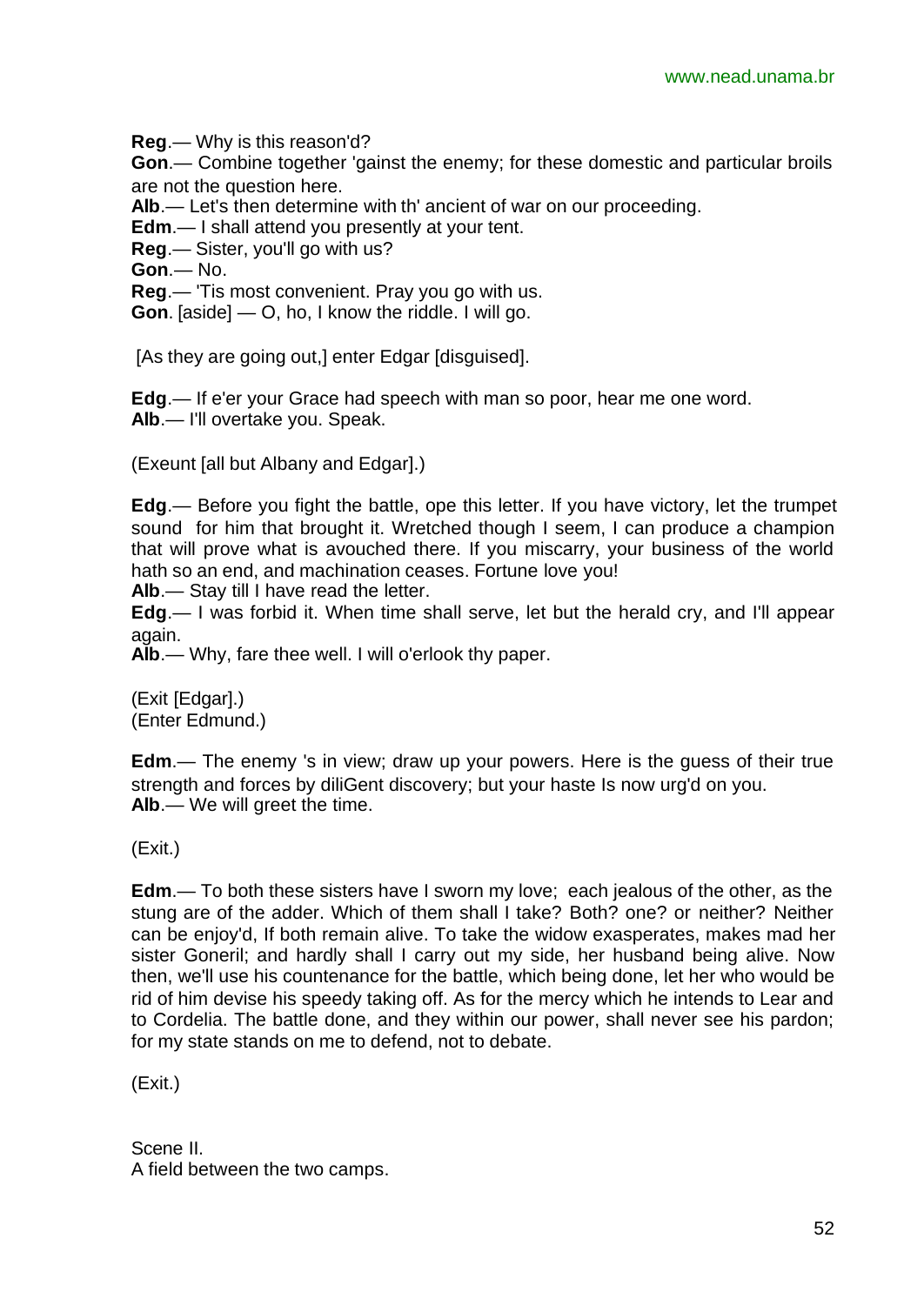**Reg**.— Why is this reason'd?

**Gon**.— Combine together 'gainst the enemy; for these domestic and particular broils are not the question here.

**Alb**.— Let's then determine with th' ancient of war on our proceeding.

**Edm**.— I shall attend you presently at your tent.

**Reg**.— Sister, you'll go with us?

**Gon**.— No.

**Reg**.— 'Tis most convenient. Pray you go with us.

**Gon**. [aside] — O, ho, I know the riddle. I will go.

[As they are going out,] enter Edgar [disguised].

**Edg**.— If e'er your Grace had speech with man so poor, hear me one word.

**Alb**.— I'll overtake you. Speak.

(Exeunt [all but Albany and Edgar].)

**Edg**.— Before you fight the battle, ope this letter. If you have victory, let the trumpet sound for him that brought it. Wretched though I seem, I can produce a champion that will prove what is avouched there. If you miscarry, your business of the world hath so an end, and machination ceases. Fortune love you!

**Alb**.— Stay till I have read the letter.

**Edg**.— I was forbid it. When time shall serve, let but the herald cry, and I'll appear again.

**Alb**.— Why, fare thee well. I will o'erlook thy paper.

(Exit [Edgar].)
(Enter Edmund.)

**Edm**.— The enemy 's in view; draw up your powers. Here is the guess of their true strength and forces by diliGent discovery; but your haste Is now urg'd on you.

**Alb**.— We will greet the time.

(Exit.)

**Edm**.— To both these sisters have I sworn my love; each jealous of the other, as the stung are of the adder. Which of them shall I take? Both? one? or neither? Neither can be enjoy'd, If both remain alive. To take the widow exasperates, makes mad her sister Goneril; and hardly shall I carry out my side, her husband being alive. Now then, we'll use his countenance for the battle, which being done, let her who would be rid of him devise his speedy taking off. As for the mercy which he intends to Lear and to Cordelia. The battle done, and they within our power, shall never see his pardon; for my state stands on me to defend, not to debate.

(Exit.)

Scene II.
A field between the two camps.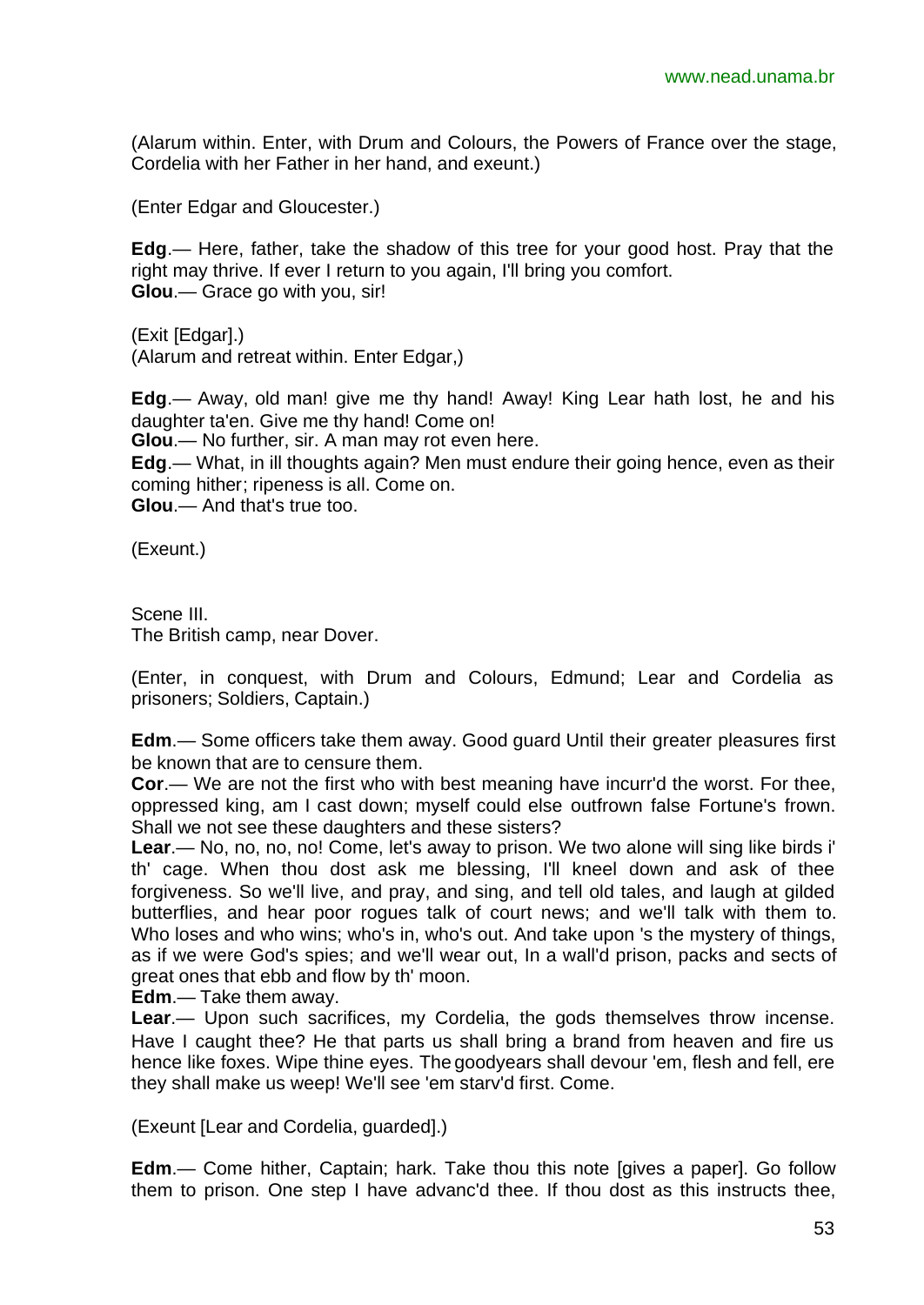(Alarum within. Enter, with Drum and Colours, the Powers of France over the stage, Cordelia with her Father in her hand, and exeunt.)

(Enter Edgar and Gloucester.)

**Edg**.— Here, father, take the shadow of this tree for your good host. Pray that the right may thrive. If ever I return to you again, I'll bring you comfort.
**Glou**.— Grace go with you, sir!

(Exit [Edgar].)
(Alarum and retreat within. Enter Edgar,)

**Edg**.— Away, old man! give me thy hand! Away! King Lear hath lost, he and his daughter ta'en. Give me thy hand! Come on!
**Glou**.— No further, sir. A man may rot even here.
**Edg**.— What, in ill thoughts again? Men must endure their going hence, even as their coming hither; ripeness is all. Come on.
**Glou**.— And that's true too.

(Exeunt.)

Scene III.
The British camp, near Dover.

(Enter, in conquest, with Drum and Colours, Edmund; Lear and Cordelia as prisoners; Soldiers, Captain.)

**Edm**.— Some officers take them away. Good guard Until their greater pleasures first be known that are to censure them.
**Cor**.— We are not the first who with best meaning have incurr'd the worst. For thee, oppressed king, am I cast down; myself could else outfrown false Fortune's frown. Shall we not see these daughters and these sisters?
**Lear**.— No, no, no, no! Come, let's away to prison. We two alone will sing like birds i' th' cage. When thou dost ask me blessing, I'll kneel down and ask of thee forgiveness. So we'll live, and pray, and sing, and tell old tales, and laugh at gilded butterflies, and hear poor rogues talk of court news; and we'll talk with them to. Who loses and who wins; who's in, who's out. And take upon 's the mystery of things, as if we were God's spies; and we'll wear out, In a wall'd prison, packs and sects of great ones that ebb and flow by th' moon.
**Edm**.— Take them away.
**Lear**.— Upon such sacrifices, my Cordelia, the gods themselves throw incense. Have I caught thee? He that parts us shall bring a brand from heaven and fire us hence like foxes. Wipe thine eyes. The goodyears shall devour 'em, flesh and fell, ere they shall make us weep! We'll see 'em starv'd first. Come.

(Exeunt [Lear and Cordelia, guarded].)

**Edm**.— Come hither, Captain; hark. Take thou this note [gives a paper]. Go follow them to prison. One step I have advanc'd thee. If thou dost as this instructs thee,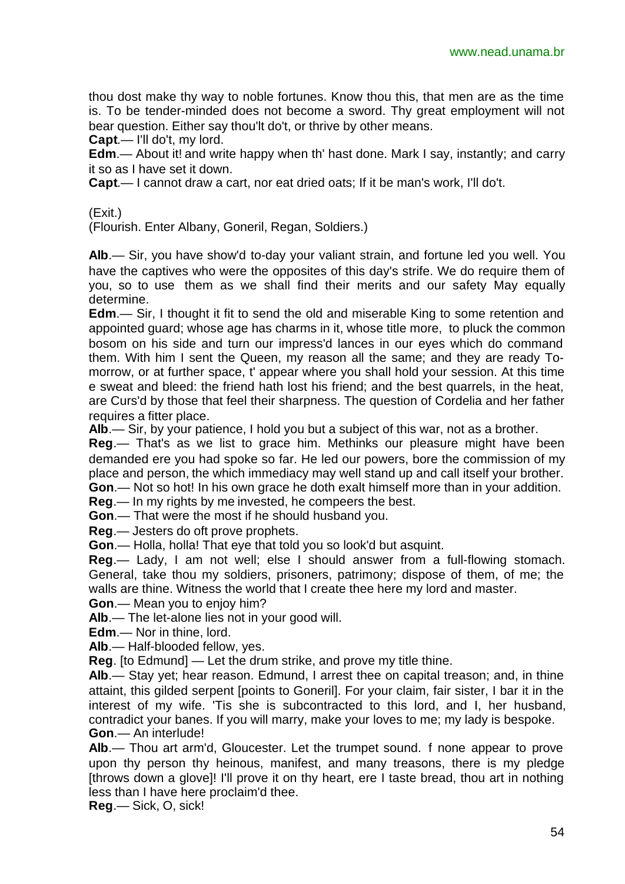thou dost make thy way to noble fortunes. Know thou this, that men are as the time is. To be tender-minded does not become a sword. Thy great employment will not bear question. Either say thou'lt do't, or thrive by other means.

**Capt**.— I'll do't, my lord.

**Edm**.— About it! and write happy when th' hast done. Mark I say, instantly; and carry it so as I have set it down.

**Capt**.— I cannot draw a cart, nor eat dried oats; If it be man's work, I'll do't.

(Exit.)

(Flourish. Enter Albany, Goneril, Regan, Soldiers.)

**Alb**.— Sir, you have show'd to-day your valiant strain, and fortune led you well. You have the captives who were the opposites of this day's strife. We do require them of you, so to use them as we shall find their merits and our safety May equally determine.

**Edm**.— Sir, I thought it fit to send the old and miserable King to some retention and appointed guard; whose age has charms in it, whose title more, to pluck the common bosom on his side and turn our impress'd lances in our eyes which do command them. With him I sent the Queen, my reason all the same; and they are ready To-morrow, or at further space, t' appear where you shall hold your session. At this time e sweat and bleed: the friend hath lost his friend; and the best quarrels, in the heat, are Curs'd by those that feel their sharpness. The question of Cordelia and her father requires a fitter place.

**Alb**.— Sir, by your patience, I hold you but a subject of this war, not as a brother.

**Reg**.— That's as we list to grace him. Methinks our pleasure might have been demanded ere you had spoke so far. He led our powers, bore the commission of my place and person, the which immediacy may well stand up and call itself your brother.

**Gon**.— Not so hot! In his own grace he doth exalt himself more than in your addition.

**Reg**.— In my rights by me invested, he compeers the best.

**Gon**.— That were the most if he should husband you.

**Reg**.— Jesters do oft prove prophets.

**Gon**.— Holla, holla! That eye that told you so look'd but asquint.

**Reg**.— Lady, I am not well; else I should answer from a full-flowing stomach. General, take thou my soldiers, prisoners, patrimony; dispose of them, of me; the walls are thine. Witness the world that I create thee here my lord and master.

**Gon**.— Mean you to enjoy him?

**Alb**.— The let-alone lies not in your good will.

**Edm**.— Nor in thine, lord.

**Alb**.— Half-blooded fellow, yes.

**Reg**. [to Edmund] — Let the drum strike, and prove my title thine.

**Alb**.— Stay yet; hear reason. Edmund, I arrest thee on capital treason; and, in thine attaint, this gilded serpent [points to Goneril]. For your claim, fair sister, I bar it in the interest of my wife. 'Tis she is subcontracted to this lord, and I, her husband, contradict your banes. If you will marry, make your loves to me; my lady is bespoke.

**Gon**.— An interlude!

**Alb**.— Thou art arm'd, Gloucester. Let the trumpet sound. f none appear to prove upon thy person thy heinous, manifest, and many treasons, there is my pledge [throws down a glove]! I'll prove it on thy heart, ere I taste bread, thou art in nothing less than I have here proclaim'd thee.

**Reg**.— Sick, O, sick!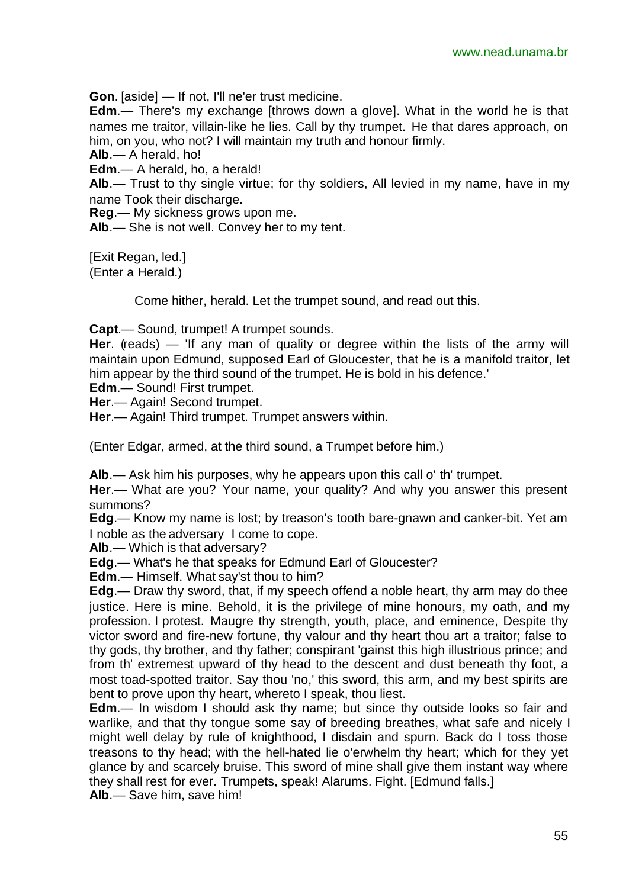**Gon**. [aside] — If not, I'll ne'er trust medicine.

**Edm**.— There's my exchange [throws down a glove]. What in the world he is that names me traitor, villain-like he lies. Call by thy trumpet. He that dares approach, on him, on you, who not? I will maintain my truth and honour firmly.

**Alb**.— A herald, ho!

**Edm**.— A herald, ho, a herald!

**Alb**.— Trust to thy single virtue; for thy soldiers, All levied in my name, have in my name Took their discharge.

**Reg**.— My sickness grows upon me.

**Alb**.— She is not well. Convey her to my tent.

[Exit Regan, led.]
(Enter a Herald.)

Come hither, herald. Let the trumpet sound, and read out this.

**Capt**.— Sound, trumpet! A trumpet sounds.

**Her**. (reads) — 'If any man of quality or degree within the lists of the army will maintain upon Edmund, supposed Earl of Gloucester, that he is a manifold traitor, let him appear by the third sound of the trumpet. He is bold in his defence.'

**Edm**.— Sound! First trumpet.

**Her**.— Again! Second trumpet.

**Her**.— Again! Third trumpet. Trumpet answers within.

(Enter Edgar, armed, at the third sound, a Trumpet before him.)

**Alb**.— Ask him his purposes, why he appears upon this call o' th' trumpet.

**Her**.— What are you? Your name, your quality? And why you answer this present summons?

**Edg**.— Know my name is lost; by treason's tooth bare-gnawn and canker-bit. Yet am I noble as the adversary I come to cope.

**Alb**.— Which is that adversary?

**Edg**.— What's he that speaks for Edmund Earl of Gloucester?

**Edm**.— Himself. What say'st thou to him?

**Edg**.— Draw thy sword, that, if my speech offend a noble heart, thy arm may do thee justice. Here is mine. Behold, it is the privilege of mine honours, my oath, and my profession. I protest. Maugre thy strength, youth, place, and eminence, Despite thy victor sword and fire-new fortune, thy valour and thy heart thou art a traitor; false to thy gods, thy brother, and thy father; conspirant 'gainst this high illustrious prince; and from th' extremest upward of thy head to the descent and dust beneath thy foot, a most toad-spotted traitor. Say thou 'no,' this sword, this arm, and my best spirits are bent to prove upon thy heart, whereto I speak, thou liest.

**Edm**.— In wisdom I should ask thy name; but since thy outside looks so fair and warlike, and that thy tongue some say of breeding breathes, what safe and nicely I might well delay by rule of knighthood, I disdain and spurn. Back do I toss those treasons to thy head; with the hell-hated lie o'erwhelm thy heart; which for they yet glance by and scarcely bruise. This sword of mine shall give them instant way where they shall rest for ever. Trumpets, speak! Alarums. Fight. [Edmund falls.]

**Alb**.— Save him, save him!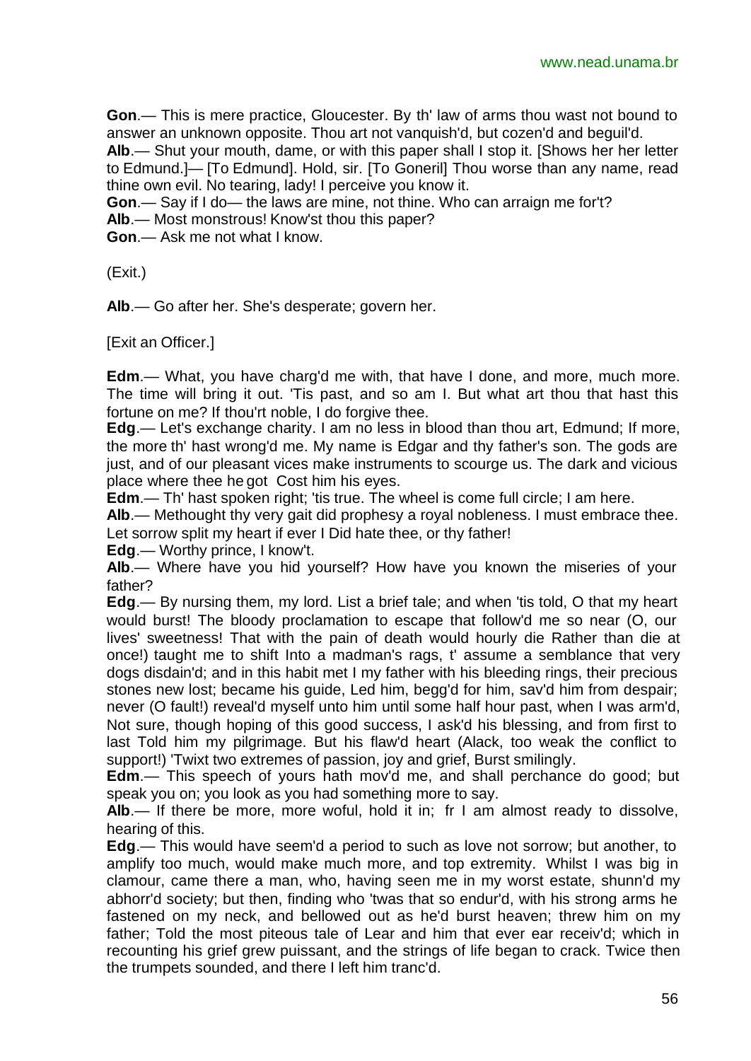**Gon**.— This is mere practice, Gloucester. By th' law of arms thou wast not bound to answer an unknown opposite. Thou art not vanquish'd, but cozen'd and beguil'd.

**Alb**.— Shut your mouth, dame, or with this paper shall I stop it. [Shows her her letter to Edmund.]— [To Edmund]. Hold, sir. [To Goneril] Thou worse than any name, read thine own evil. No tearing, lady! I perceive you know it.

**Gon**.— Say if I do— the laws are mine, not thine. Who can arraign me for't?

**Alb**.— Most monstrous! Know'st thou this paper?

**Gon**.— Ask me not what I know.

(Exit.)

**Alb**.— Go after her. She's desperate; govern her.

[Exit an Officer.]

**Edm**.— What, you have charg'd me with, that have I done, and more, much more. The time will bring it out. 'Tis past, and so am I. But what art thou that hast this fortune on me? If thou'rt noble, I do forgive thee.

**Edg**.— Let's exchange charity. I am no less in blood than thou art, Edmund; If more, the more th' hast wrong'd me. My name is Edgar and thy father's son. The gods are just, and of our pleasant vices make instruments to scourge us. The dark and vicious place where thee he got Cost him his eyes.

**Edm**.— Th' hast spoken right; 'tis true. The wheel is come full circle; I am here.

**Alb**.— Methought thy very gait did prophesy a royal nobleness. I must embrace thee. Let sorrow split my heart if ever I Did hate thee, or thy father!

**Edg**.— Worthy prince, I know't.

**Alb**.— Where have you hid yourself? How have you known the miseries of your father?

**Edg**.— By nursing them, my lord. List a brief tale; and when 'tis told, O that my heart would burst! The bloody proclamation to escape that follow'd me so near (O, our lives' sweetness! That with the pain of death would hourly die Rather than die at once!) taught me to shift Into a madman's rags, t' assume a semblance that very dogs disdain'd; and in this habit met I my father with his bleeding rings, their precious stones new lost; became his guide, Led him, begg'd for him, sav'd him from despair; never (O fault!) reveal'd myself unto him until some half hour past, when I was arm'd, Not sure, though hoping of this good success, I ask'd his blessing, and from first to last Told him my pilgrimage. But his flaw'd heart (Alack, too weak the conflict to support!) 'Twixt two extremes of passion, joy and grief, Burst smilingly.

**Edm**.— This speech of yours hath mov'd me, and shall perchance do good; but speak you on; you look as you had something more to say.

**Alb**.— If there be more, more woful, hold it in; fr I am almost ready to dissolve, hearing of this.

**Edg**.— This would have seem'd a period to such as love not sorrow; but another, to amplify too much, would make much more, and top extremity. Whilst I was big in clamour, came there a man, who, having seen me in my worst estate, shunn'd my abhorr'd society; but then, finding who 'twas that so endur'd, with his strong arms he fastened on my neck, and bellowed out as he'd burst heaven; threw him on my father; Told the most piteous tale of Lear and him that ever ear receiv'd; which in recounting his grief grew puissant, and the strings of life began to crack. Twice then the trumpets sounded, and there I left him tranc'd.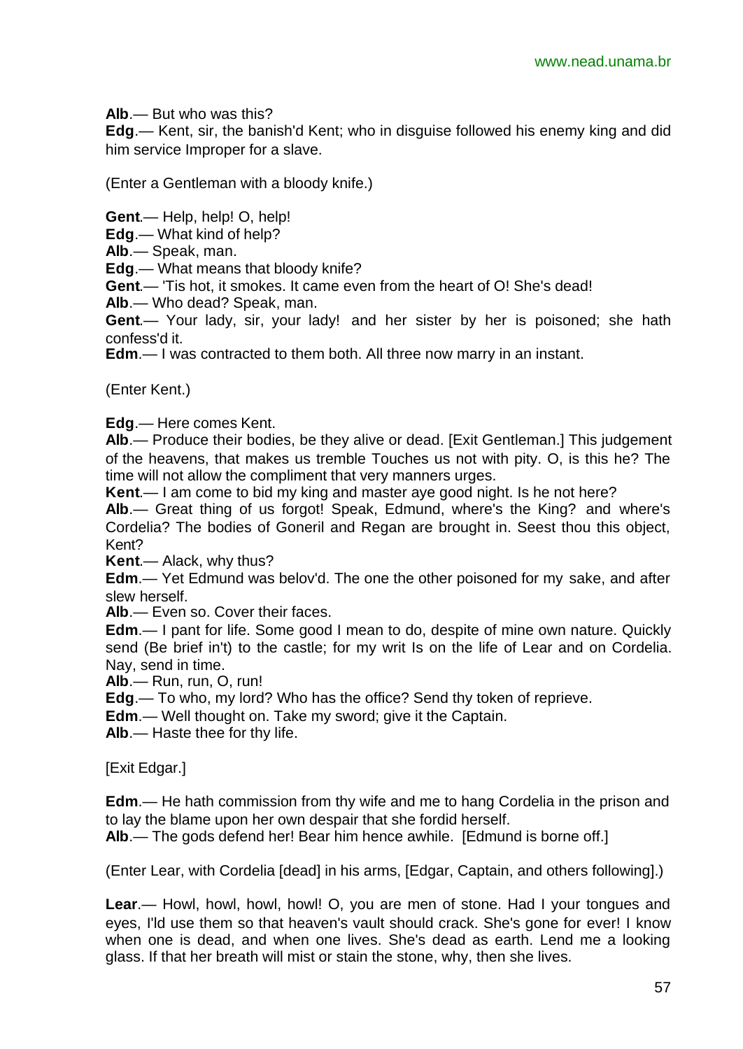**Alb**.— But who was this?

**Edg**.— Kent, sir, the banish'd Kent; who in disguise followed his enemy king and did him service Improper for a slave.

(Enter a Gentleman with a bloody knife.)

**Gent**.— Help, help! O, help!

**Edg**.— What kind of help?

**Alb**.— Speak, man.

**Edg**.— What means that bloody knife?

**Gent**.— 'Tis hot, it smokes. It came even from the heart of O! She's dead!

**Alb**.— Who dead? Speak, man.

**Gent**.— Your lady, sir, your lady! and her sister by her is poisoned; she hath confess'd it.

**Edm**.— I was contracted to them both. All three now marry in an instant.

(Enter Kent.)

**Edg**.— Here comes Kent.

**Alb**.— Produce their bodies, be they alive or dead. [Exit Gentleman.] This judgement of the heavens, that makes us tremble Touches us not with pity. O, is this he? The time will not allow the compliment that very manners urges.

**Kent**.— I am come to bid my king and master aye good night. Is he not here?

**Alb**.— Great thing of us forgot! Speak, Edmund, where's the King? and where's Cordelia? The bodies of Goneril and Regan are brought in. Seest thou this object, Kent?

**Kent**.— Alack, why thus?

**Edm**.— Yet Edmund was belov'd. The one the other poisoned for my sake, and after slew herself.

**Alb**.— Even so. Cover their faces.

**Edm**.— I pant for life. Some good I mean to do, despite of mine own nature. Quickly send (Be brief in't) to the castle; for my writ Is on the life of Lear and on Cordelia. Nay, send in time.

**Alb**.— Run, run, O, run!

**Edg**.— To who, my lord? Who has the office? Send thy token of reprieve.

**Edm**.— Well thought on. Take my sword; give it the Captain.

**Alb**.— Haste thee for thy life.

[Exit Edgar.]

**Edm**.— He hath commission from thy wife and me to hang Cordelia in the prison and to lay the blame upon her own despair that she fordid herself.

**Alb**.— The gods defend her! Bear him hence awhile. [Edmund is borne off.]

(Enter Lear, with Cordelia [dead] in his arms, [Edgar, Captain, and others following].)

**Lear**.— Howl, howl, howl, howl! O, you are men of stone. Had I your tongues and eyes, I'ld use them so that heaven's vault should crack. She's gone for ever! I know when one is dead, and when one lives. She's dead as earth. Lend me a looking glass. If that her breath will mist or stain the stone, why, then she lives.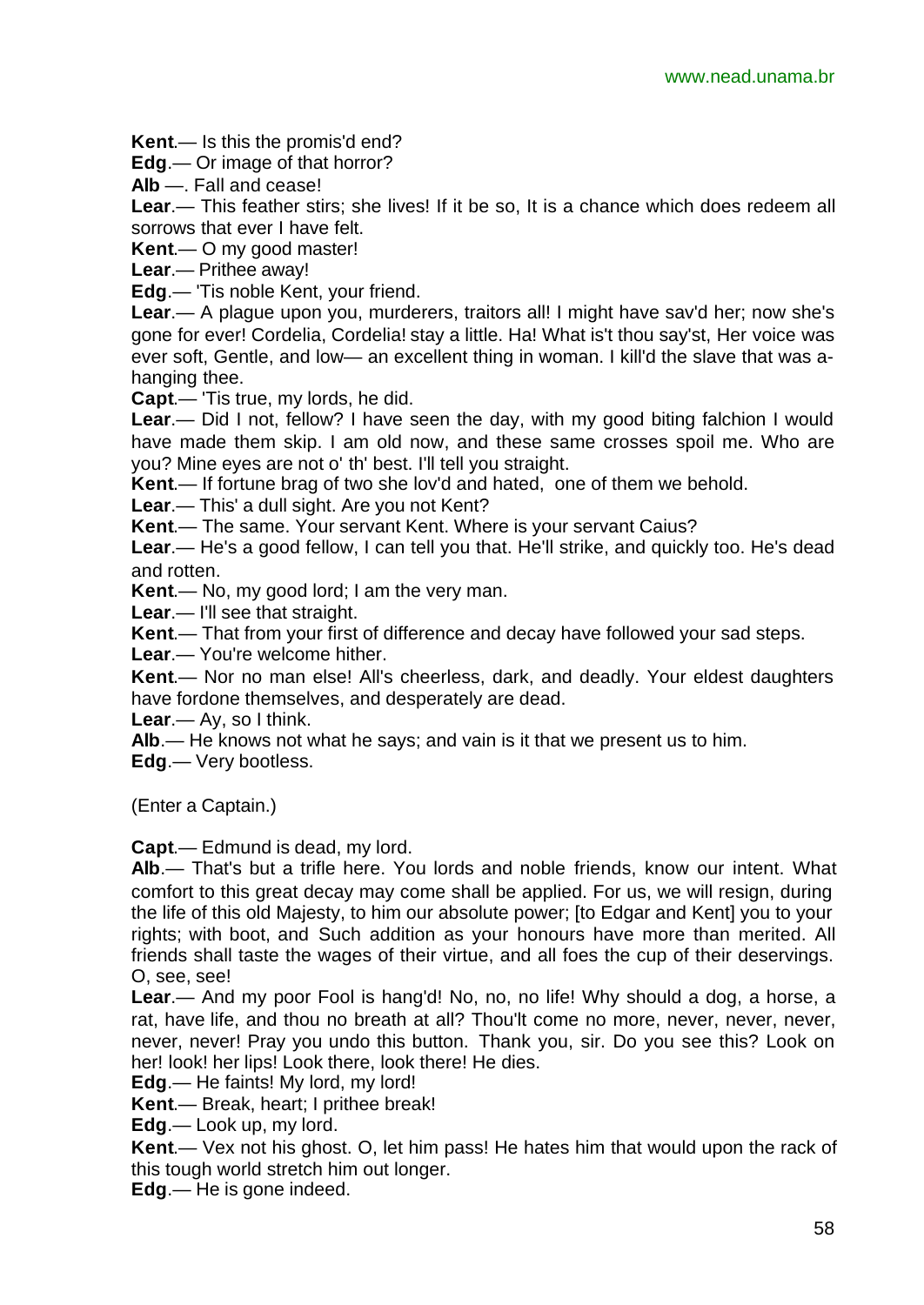**Kent**.— Is this the promis'd end?

**Edg**.— Or image of that horror?

**Alb** —. Fall and cease!

**Lear**.— This feather stirs; she lives! If it be so, It is a chance which does redeem all sorrows that ever I have felt.

**Kent**.— O my good master!

**Lear**.— Prithee away!

**Edg**.— 'Tis noble Kent, your friend.

**Lear**.— A plague upon you, murderers, traitors all! I might have sav'd her; now she's gone for ever! Cordelia, Cordelia! stay a little. Ha! What is't thou say'st, Her voice was ever soft, Gentle, and low— an excellent thing in woman. I kill'd the slave that was a-hanging thee.

**Capt**.— 'Tis true, my lords, he did.

**Lear**.— Did I not, fellow? I have seen the day, with my good biting falchion I would have made them skip. I am old now, and these same crosses spoil me. Who are you? Mine eyes are not o' th' best. I'll tell you straight.

**Kent**.— If fortune brag of two she lov'd and hated, one of them we behold.

**Lear**.— This' a dull sight. Are you not Kent?

**Kent**.— The same. Your servant Kent. Where is your servant Caius?

**Lear**.— He's a good fellow, I can tell you that. He'll strike, and quickly too. He's dead and rotten.

**Kent**.— No, my good lord; I am the very man.

**Lear**.— I'll see that straight.

**Kent**.— That from your first of difference and decay have followed your sad steps.

**Lear**.— You're welcome hither.

**Kent**.— Nor no man else! All's cheerless, dark, and deadly. Your eldest daughters have fordone themselves, and desperately are dead.

**Lear**.— Ay, so I think.

**Alb**.— He knows not what he says; and vain is it that we present us to him.

**Edg**.— Very bootless.

(Enter a Captain.)

**Capt**.— Edmund is dead, my lord.

**Alb**.— That's but a trifle here. You lords and noble friends, know our intent. What comfort to this great decay may come shall be applied. For us, we will resign, during the life of this old Majesty, to him our absolute power; [to Edgar and Kent] you to your rights; with boot, and Such addition as your honours have more than merited. All friends shall taste the wages of their virtue, and all foes the cup of their deservings. O, see, see!

**Lear**.— And my poor Fool is hang'd! No, no, no life! Why should a dog, a horse, a rat, have life, and thou no breath at all? Thou'lt come no more, never, never, never, never, never! Pray you undo this button. Thank you, sir. Do you see this? Look on her! look! her lips! Look there, look there! He dies.

**Edg**.— He faints! My lord, my lord!

**Kent**.— Break, heart; I prithee break!

**Edg**.— Look up, my lord.

**Kent**.— Vex not his ghost. O, let him pass! He hates him that would upon the rack of this tough world stretch him out longer.

**Edg**.— He is gone indeed.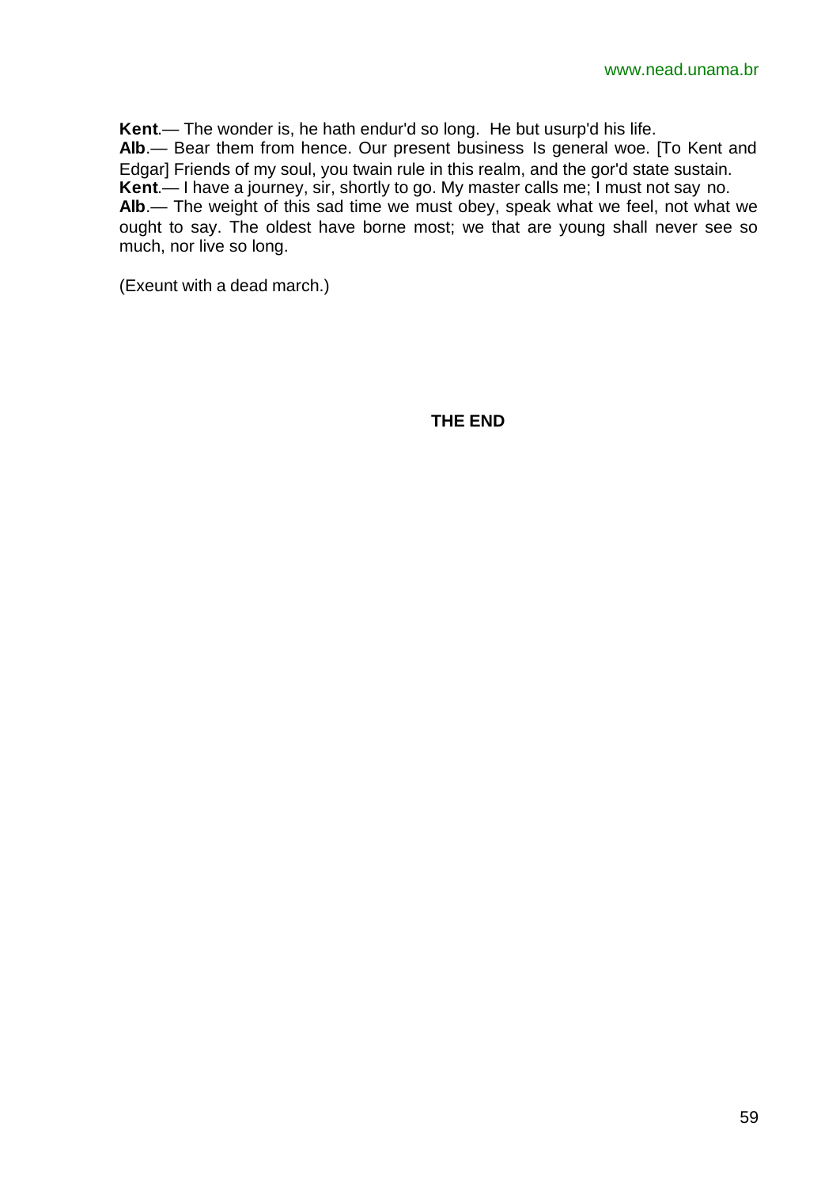**Kent**.— The wonder is, he hath endur'd so long. He but usurp'd his life.
**Alb**.— Bear them from hence. Our present business Is general woe. [To Kent and Edgar] Friends of my soul, you twain rule in this realm, and the gor'd state sustain.
**Kent**.— I have a journey, sir, shortly to go. My master calls me; I must not say no.
**Alb**.— The weight of this sad time we must obey, speak what we feel, not what we ought to say. The oldest have borne most; we that are young shall never see so much, nor live so long.

(Exeunt with a dead march.)

**THE END**